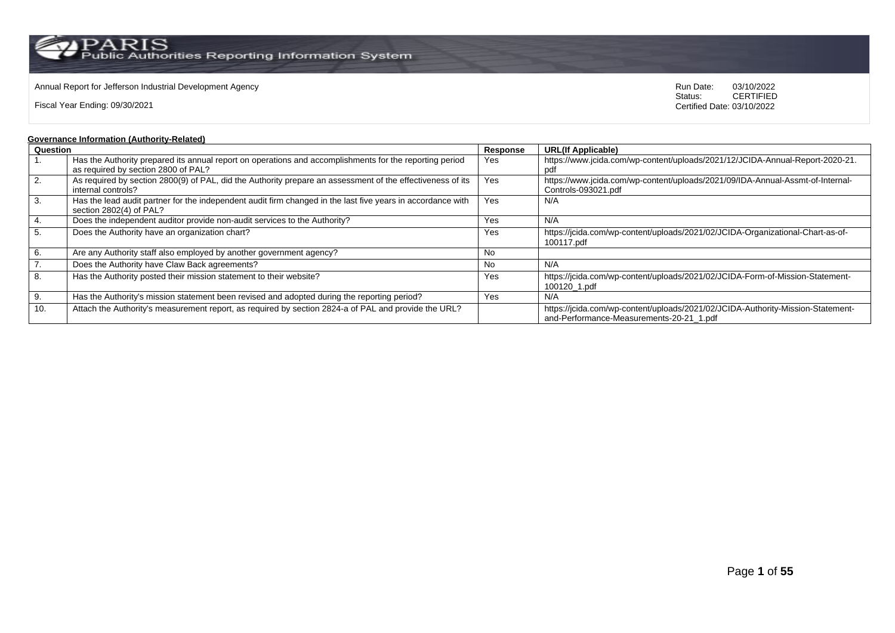Annual Report for Jefferson Industrial Development Agency

Fiscal Year Ending: 09/30/2021

Run Date: 03/10/2022
Status: CERTIFIED
Certified Date: 03/10/2022

**Governance Information (Authority-Related)**

| Question | | Response | URL(If Applicable) |
|---|---|---|---|
| 1. | Has the Authority prepared its annual report on operations and accomplishments for the reporting period as required by section 2800 of PAL? | Yes | https://www.jcida.com/wp-content/uploads/2021/12/JCIDA-Annual-Report-2020-21.pdf |
| 2. | As required by section 2800(9) of PAL, did the Authority prepare an assessment of the effectiveness of its internal controls? | Yes | https://www.jcida.com/wp-content/uploads/2021/09/IDA-Annual-Assmt-of-Internal-Controls-093021.pdf |
| 3. | Has the lead audit partner for the independent audit firm changed in the last five years in accordance with section 2802(4) of PAL? | Yes | N/A |
| 4. | Does the independent auditor provide non-audit services to the Authority? | Yes | N/A |
| 5. | Does the Authority have an organization chart? | Yes | https://jcida.com/wp-content/uploads/2021/02/JCIDA-Organizational-Chart-as-of-100117.pdf |
| 6. | Are any Authority staff also employed by another government agency? | No | |
| 7. | Does the Authority have Claw Back agreements? | No | N/A |
| 8. | Has the Authority posted their mission statement to their website? | Yes | https://jcida.com/wp-content/uploads/2021/02/JCIDA-Form-of-Mission-Statement-100120_1.pdf |
| 9. | Has the Authority's mission statement been revised and adopted during the reporting period? | Yes | N/A |
| 10. | Attach the Authority's measurement report, as required by section 2824-a of PAL and provide the URL? | | https://jcida.com/wp-content/uploads/2021/02/JCIDA-Authority-Mission-Statement-and-Performance-Measurements-20-21_1.pdf |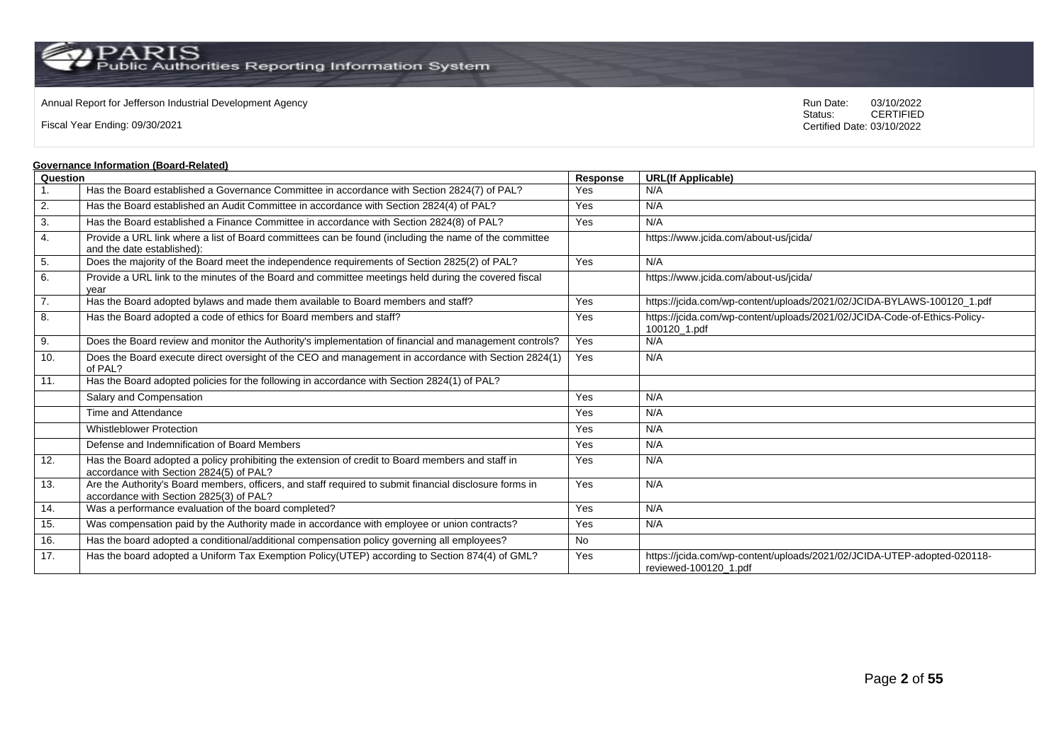Annual Report for Jefferson Industrial Development Agency

Fiscal Year Ending: 09/30/2021

Run Date: 03/10/2022
Status: CERTIFIED
Certified Date: 03/10/2022

**Governance Information (Board-Related)**

| Question | | Response | URL(If Applicable) |
|---|---|---|---|
| 1. | Has the Board established a Governance Committee in accordance with Section 2824(7) of PAL? | Yes | N/A |
| 2. | Has the Board established an Audit Committee in accordance with Section 2824(4) of PAL? | Yes | N/A |
| 3. | Has the Board established a Finance Committee in accordance with Section 2824(8) of PAL? | Yes | N/A |
| 4. | Provide a URL link where a list of Board committees can be found (including the name of the committee and the date established): | | https://www.jcida.com/about-us/jcida/ |
| 5. | Does the majority of the Board meet the independence requirements of Section 2825(2) of PAL? | Yes | N/A |
| 6. | Provide a URL link to the minutes of the Board and committee meetings held during the covered fiscal year | | https://www.jcida.com/about-us/jcida/ |
| 7. | Has the Board adopted bylaws and made them available to Board members and staff? | Yes | https://jcida.com/wp-content/uploads/2021/02/JCIDA-BYLAWS-100120_1.pdf |
| 8. | Has the Board adopted a code of ethics for Board members and staff? | Yes | https://jcida.com/wp-content/uploads/2021/02/JCIDA-Code-of-Ethics-Policy-100120_1.pdf |
| 9. | Does the Board review and monitor the Authority's implementation of financial and management controls? | Yes | N/A |
| 10. | Does the Board execute direct oversight of the CEO and management in accordance with Section 2824(1) of PAL? | Yes | N/A |
| 11. | Has the Board adopted policies for the following in accordance with Section 2824(1) of PAL? | | |
| | Salary and Compensation | Yes | N/A |
| | Time and Attendance | Yes | N/A |
| | Whistleblower Protection | Yes | N/A |
| | Defense and Indemnification of Board Members | Yes | N/A |
| 12. | Has the Board adopted a policy prohibiting the extension of credit to Board members and staff in accordance with Section 2824(5) of PAL? | Yes | N/A |
| 13. | Are the Authority's Board members, officers, and staff required to submit financial disclosure forms in accordance with Section 2825(3) of PAL? | Yes | N/A |
| 14. | Was a performance evaluation of the board completed? | Yes | N/A |
| 15. | Was compensation paid by the Authority made in accordance with employee or union contracts? | Yes | N/A |
| 16. | Has the board adopted a conditional/additional compensation policy governing all employees? | No | |
| 17. | Has the board adopted a Uniform Tax Exemption Policy(UTEP) according to Section 874(4) of GML? | Yes | https://jcida.com/wp-content/uploads/2021/02/JCIDA-UTEP-adopted-020118-reviewed-100120_1.pdf |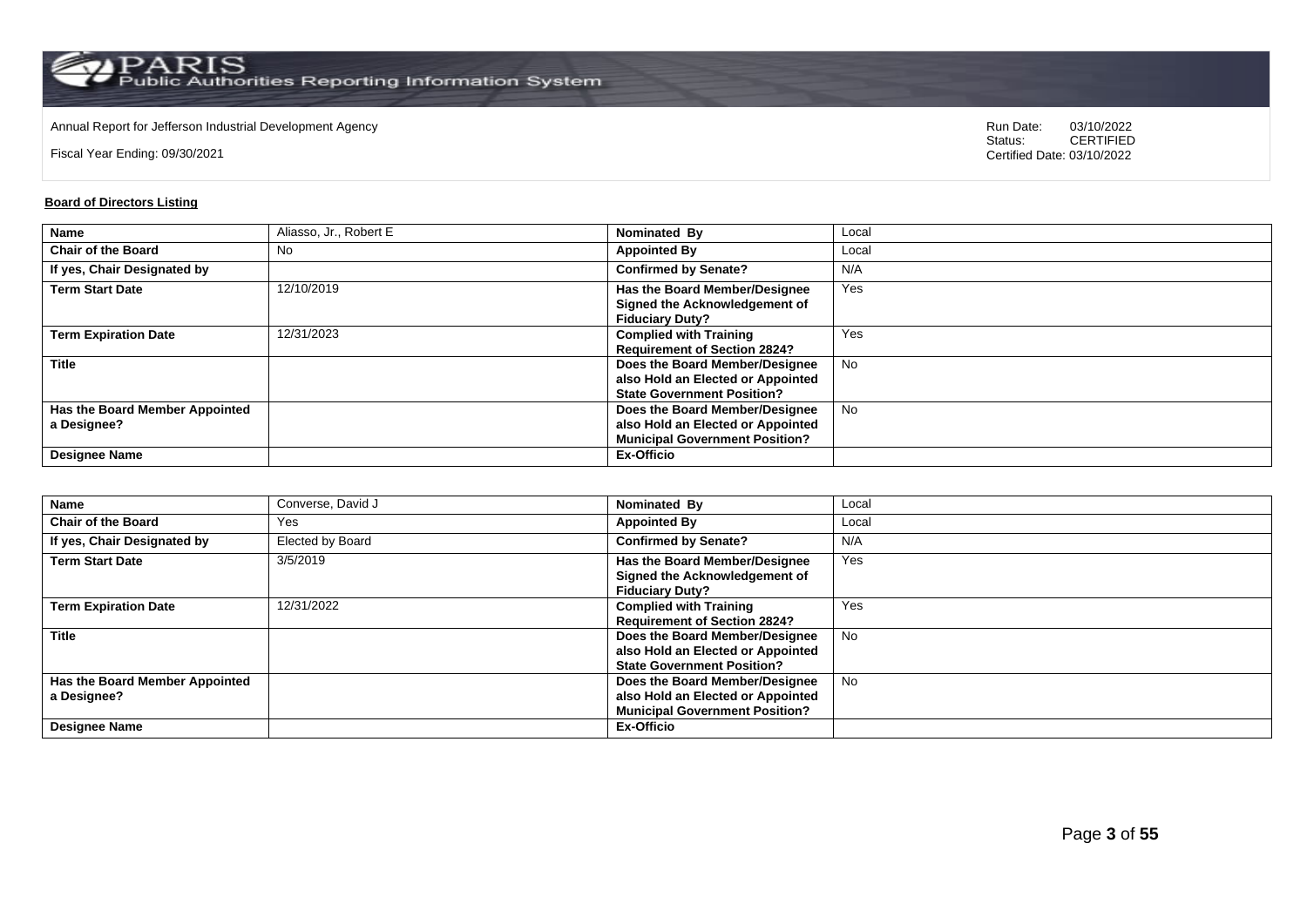Annual Report for Jefferson Industrial Development Agency

Fiscal Year Ending: 09/30/2021

Run Date: 03/10/2022
Status: CERTIFIED
Certified Date: 03/10/2022

**Board of Directors Listing**

| Name | Aliasso, Jr., Robert E | Nominated By | Local |
|---|---|---|---|
| Chair of the Board | No | Appointed By | Local |
| If yes, Chair Designated by | | Confirmed by Senate? | N/A |
| Term Start Date | 12/10/2019 | Has the Board Member/Designee Signed the Acknowledgement of Fiduciary Duty? | Yes |
| Term Expiration Date | 12/31/2023 | Complied with Training Requirement of Section 2824? | Yes |
| Title | | Does the Board Member/Designee also Hold an Elected or Appointed State Government Position? | No |
| Has the Board Member Appointed a Designee? | | Does the Board Member/Designee also Hold an Elected or Appointed Municipal Government Position? | No |
| Designee Name | | Ex-Officio | |

| Name | Converse, David J | Nominated By | Local |
|---|---|---|---|
| Chair of the Board | Yes | Appointed By | Local |
| If yes, Chair Designated by | Elected by Board | Confirmed by Senate? | N/A |
| Term Start Date | 3/5/2019 | Has the Board Member/Designee Signed the Acknowledgement of Fiduciary Duty? | Yes |
| Term Expiration Date | 12/31/2022 | Complied with Training Requirement of Section 2824? | Yes |
| Title | | Does the Board Member/Designee also Hold an Elected or Appointed State Government Position? | No |
| Has the Board Member Appointed a Designee? | | Does the Board Member/Designee also Hold an Elected or Appointed Municipal Government Position? | No |
| Designee Name | | Ex-Officio | |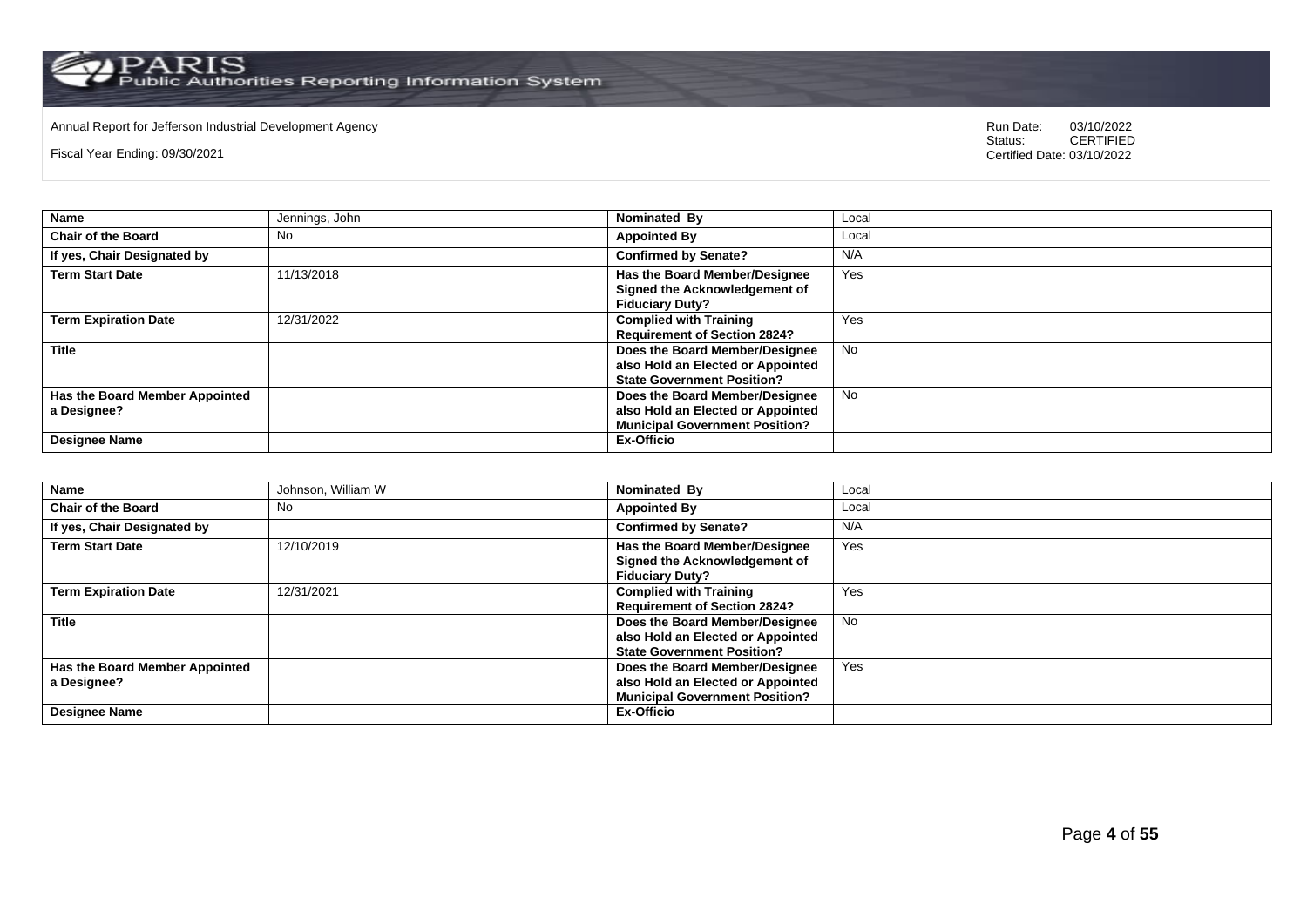Annual Report for Jefferson Industrial Development Agency

Fiscal Year Ending: 09/30/2021

Run Date: 03/10/2022
Status: CERTIFIED
Certified Date: 03/10/2022

| **Name** | Jennings, John | **Nominated By** | Local |
|---|---|---|---|
| **Chair of the Board** | No | **Appointed By** | Local |
| **If yes, Chair Designated by** | | **Confirmed by Senate?** | N/A |
| **Term Start Date** | 11/13/2018 | **Has the Board Member/Designee Signed the Acknowledgement of Fiduciary Duty?** | Yes |
| **Term Expiration Date** | 12/31/2022 | **Complied with Training Requirement of Section 2824?** | Yes |
| **Title** | | **Does the Board Member/Designee also Hold an Elected or Appointed State Government Position?** | No |
| **Has the Board Member Appointed a Designee?** | | **Does the Board Member/Designee also Hold an Elected or Appointed Municipal Government Position?** | No |
| **Designee Name** | | **Ex-Officio** | |

| **Name** | Johnson, William W | **Nominated By** | Local |
|---|---|---|---|
| **Chair of the Board** | No | **Appointed By** | Local |
| **If yes, Chair Designated by** | | **Confirmed by Senate?** | N/A |
| **Term Start Date** | 12/10/2019 | **Has the Board Member/Designee Signed the Acknowledgement of Fiduciary Duty?** | Yes |
| **Term Expiration Date** | 12/31/2021 | **Complied with Training Requirement of Section 2824?** | Yes |
| **Title** | | **Does the Board Member/Designee also Hold an Elected or Appointed State Government Position?** | No |
| **Has the Board Member Appointed a Designee?** | | **Does the Board Member/Designee also Hold an Elected or Appointed Municipal Government Position?** | Yes |
| **Designee Name** | | **Ex-Officio** | |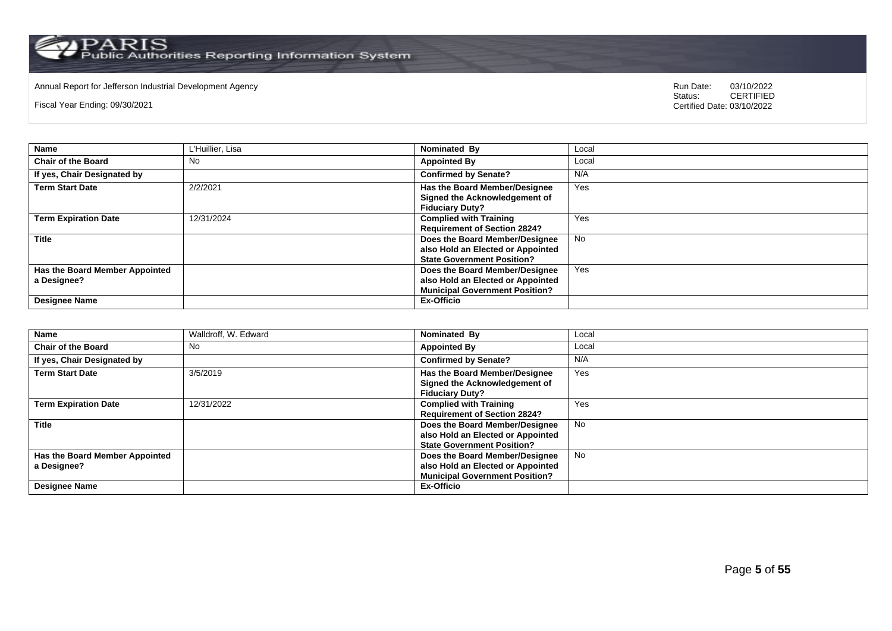Annual Report for Jefferson Industrial Development Agency

Fiscal Year Ending: 09/30/2021

Run Date: 03/10/2022
Status: CERTIFIED
Certified Date: 03/10/2022

| **Name** | L'Huillier, Lisa | **Nominated By** | Local |
|---|---|---|---|
| **Chair of the Board** | No | **Appointed By** | Local |
| **If yes, Chair Designated by** | | **Confirmed by Senate?** | N/A |
| **Term Start Date** | 2/2/2021 | **Has the Board Member/Designee Signed the Acknowledgement of Fiduciary Duty?** | Yes |
| **Term Expiration Date** | 12/31/2024 | **Complied with Training Requirement of Section 2824?** | Yes |
| **Title** | | **Does the Board Member/Designee also Hold an Elected or Appointed State Government Position?** | No |
| **Has the Board Member Appointed a Designee?** | | **Does the Board Member/Designee also Hold an Elected or Appointed Municipal Government Position?** | Yes |
| **Designee Name** | | **Ex-Officio** | |

| **Name** | Walldroff, W. Edward | **Nominated By** | Local |
|---|---|---|---|
| **Chair of the Board** | No | **Appointed By** | Local |
| **If yes, Chair Designated by** | | **Confirmed by Senate?** | N/A |
| **Term Start Date** | 3/5/2019 | **Has the Board Member/Designee Signed the Acknowledgement of Fiduciary Duty?** | Yes |
| **Term Expiration Date** | 12/31/2022 | **Complied with Training Requirement of Section 2824?** | Yes |
| **Title** | | **Does the Board Member/Designee also Hold an Elected or Appointed State Government Position?** | No |
| **Has the Board Member Appointed a Designee?** | | **Does the Board Member/Designee also Hold an Elected or Appointed Municipal Government Position?** | No |
| **Designee Name** | | **Ex-Officio** | |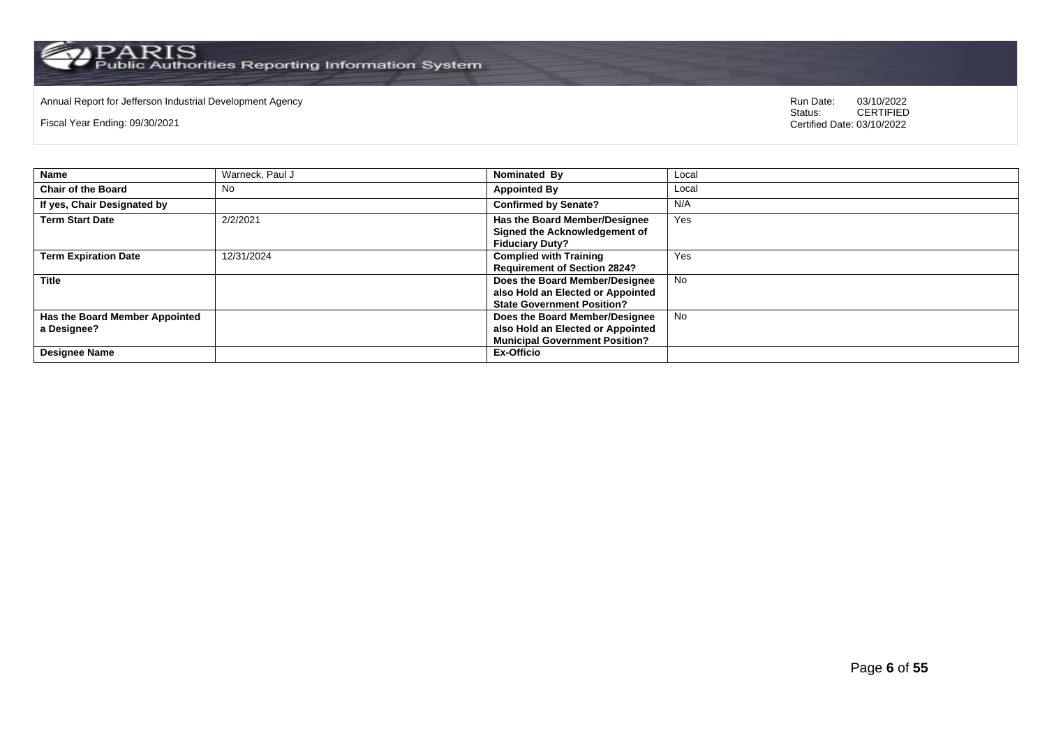Annual Report for Jefferson Industrial Development Agency

Fiscal Year Ending: 09/30/2021

Run Date: 03/10/2022
Status: CERTIFIED
Certified Date: 03/10/2022

| **Name** | Warneck, Paul J | **Nominated By** | Local |
|---|---|---|---|
| **Chair of the Board** | No | **Appointed By** | Local |
| **If yes, Chair Designated by** | | **Confirmed by Senate?** | N/A |
| **Term Start Date** | 2/2/2021 | **Has the Board Member/Designee Signed the Acknowledgement of Fiduciary Duty?** | Yes |
| **Term Expiration Date** | 12/31/2024 | **Complied with Training Requirement of Section 2824?** | Yes |
| **Title** | | **Does the Board Member/Designee also Hold an Elected or Appointed State Government Position?** | No |
| **Has the Board Member Appointed a Designee?** | | **Does the Board Member/Designee also Hold an Elected or Appointed Municipal Government Position?** | No |
| **Designee Name** | | **Ex-Officio** | |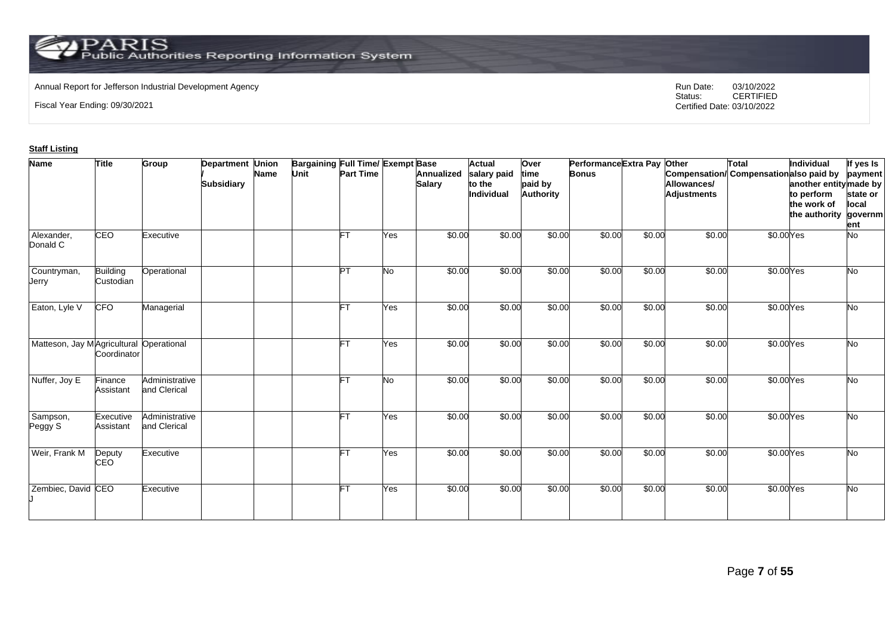PARIS Public Authorities Reporting Information System

Annual Report for Jefferson Industrial Development Agency

Fiscal Year Ending: 09/30/2021

Run Date: 03/10/2022
Status: CERTIFIED
Certified Date: 03/10/2022

**Staff Listing**

| Name | Title | Group | Department / Subsidiary | Union Name | Bargaining Unit | Full Time/ Part Time | Exempt | Base Annualized Salary | Actual salary paid to the Individual | Over time paid by Authority | Performance Bonus | Extra Pay | Other Compensation/ Allowances/ Adjustments | Total Compensation | Individual also paid by another entity to perform the work of the authority | If yes Is payment made by state or local government |
|---|---|---|---|---|---|---|---|---|---|---|---|---|---|---|---|---|
| Alexander, Donald C | CEO | Executive | | | | FT | Yes | $0.00 | $0.00 | $0.00 | $0.00 | $0.00 | $0.00 | $0.00 | Yes | No |
| Countryman, Jerry | Building Custodian | Operational | | | | PT | No | $0.00 | $0.00 | $0.00 | $0.00 | $0.00 | $0.00 | $0.00 | Yes | No |
| Eaton, Lyle V | CFO | Managerial | | | | FT | Yes | $0.00 | $0.00 | $0.00 | $0.00 | $0.00 | $0.00 | $0.00 | Yes | No |
| Matteson, Jay M | Agricultural Coordinator | Operational | | | | FT | Yes | $0.00 | $0.00 | $0.00 | $0.00 | $0.00 | $0.00 | $0.00 | Yes | No |
| Nuffer, Joy E | Finance Assistant | Administrative and Clerical | | | | FT | No | $0.00 | $0.00 | $0.00 | $0.00 | $0.00 | $0.00 | $0.00 | Yes | No |
| Sampson, Peggy S | Executive Assistant | Administrative and Clerical | | | | FT | Yes | $0.00 | $0.00 | $0.00 | $0.00 | $0.00 | $0.00 | $0.00 | Yes | No |
| Weir, Frank M | Deputy CEO | Executive | | | | FT | Yes | $0.00 | $0.00 | $0.00 | $0.00 | $0.00 | $0.00 | $0.00 | Yes | No |
| Zembiec, David J | CEO | Executive | | | | FT | Yes | $0.00 | $0.00 | $0.00 | $0.00 | $0.00 | $0.00 | $0.00 | Yes | No |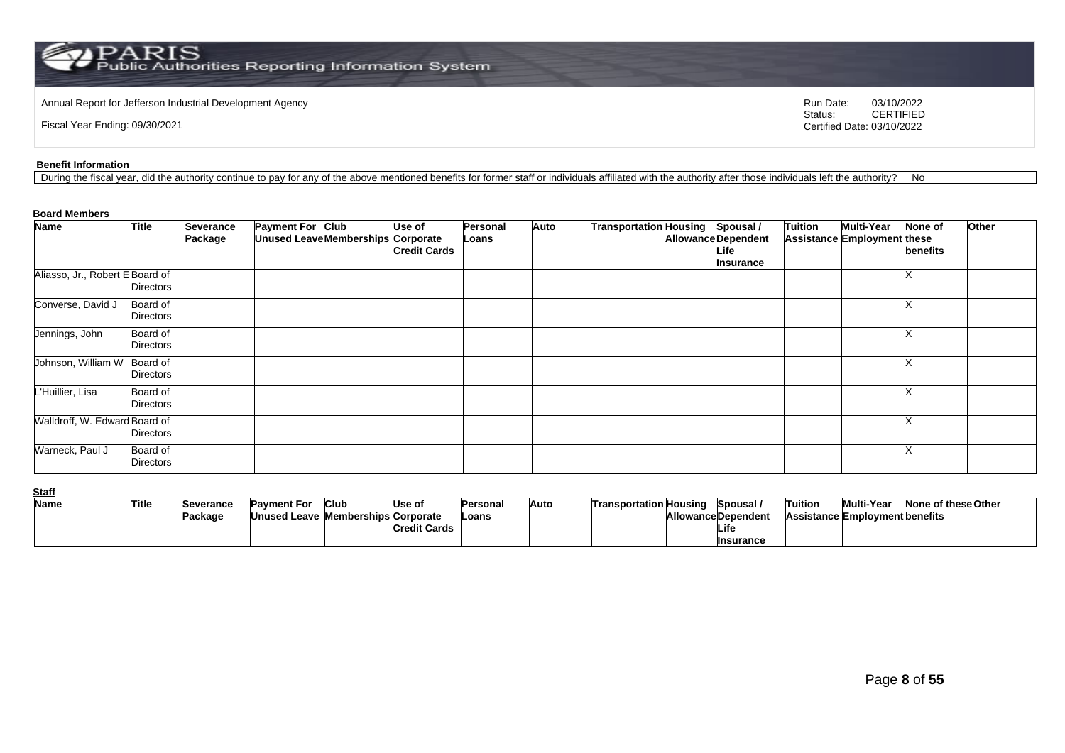Annual Report for Jefferson Industrial Development Agency

Fiscal Year Ending: 09/30/2021

Run Date: 03/10/2022
Status: CERTIFIED
Certified Date: 03/10/2022

**Benefit Information**

| During the fiscal year, did the authority continue to pay for any of the above mentioned benefits for former staff or individuals affiliated with the authority after those individuals left the authority? | No |
|---|---|

**Board Members**

| Name | Title | Severance Package | Payment For Unused Leave | Club Memberships | Use of Corporate Credit Cards | Personal Loans | Auto | Transportation | Housing Allowance | Spousal / Dependent Life Insurance | Tuition Assistance | Multi-Year Employment | None of these benefits | Other |
|---|---|---|---|---|---|---|---|---|---|---|---|---|---|---|
| Aliasso, Jr., Robert E | Board of Directors | | | | | | | | | | | | X | |
| Converse, David J | Board of Directors | | | | | | | | | | | | X | |
| Jennings, John | Board of Directors | | | | | | | | | | | | X | |
| Johnson, William W | Board of Directors | | | | | | | | | | | | X | |
| L'Huillier, Lisa | Board of Directors | | | | | | | | | | | | X | |
| Walldroff, W. Edward | Board of Directors | | | | | | | | | | | | X | |
| Warneck, Paul J | Board of Directors | | | | | | | | | | | | X | |

**Staff**

| Name | Title | Severance Package | Payment For Unused Leave | Club Memberships | Use of Corporate Credit Cards | Personal Loans | Auto | Transportation | Housing Allowance | Spousal / Dependent Life Insurance | Tuition Assistance | Multi-Year Employment | None of these benefits | Other |
|---|---|---|---|---|---|---|---|---|---|---|---|---|---|---|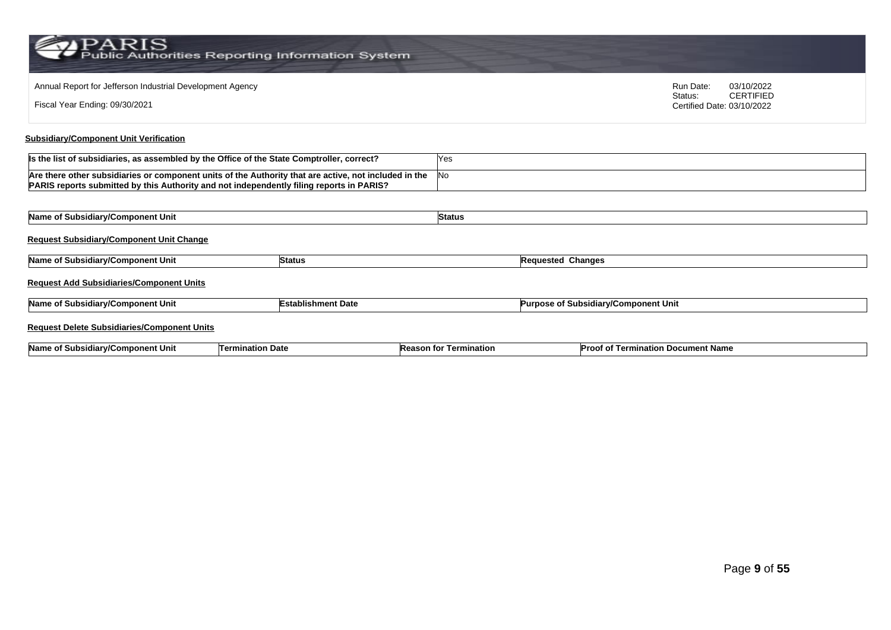Annual Report for Jefferson Industrial Development Agency

Fiscal Year Ending: 09/30/2021

Run Date: 03/10/2022
Status: CERTIFIED
Certified Date: 03/10/2022

**Subsidiary/Component Unit Verification**

| | |
|---|---|
| **Is the list of subsidiaries, as assembled by the Office of the State Comptroller, correct?** | Yes |
| **Are there other subsidiaries or component units of the Authority that are active, not included in the PARIS reports submitted by this Authority and not independently filing reports in PARIS?** | No |

| Name of Subsidiary/Component Unit | Status |
|---|---|

**Request Subsidiary/Component Unit Change**

| Name of Subsidiary/Component Unit | Status | Requested Changes |
|---|---|---|

**Request Add Subsidiaries/Component Units**

| Name of Subsidiary/Component Unit | Establishment Date | Purpose of Subsidiary/Component Unit |
|---|---|---|

**Request Delete Subsidiaries/Component Units**

| Name of Subsidiary/Component Unit | Termination Date | Reason for Termination | Proof of Termination Document Name |
|---|---|---|---|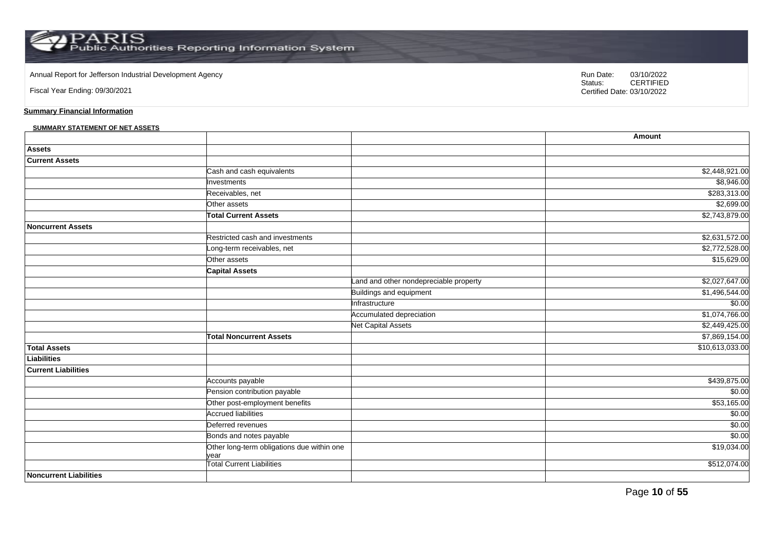Annual Report for Jefferson Industrial Development Agency

Fiscal Year Ending: 09/30/2021

Run Date: 03/10/2022
Status: CERTIFIED
Certified Date: 03/10/2022

**Summary Financial Information**

**SUMMARY STATEMENT OF NET ASSETS**

| | | | Amount |
|---|---|---|---|
| **Assets** | | | |
| **Current Assets** | | | |
| | Cash and cash equivalents | | $2,448,921.00 |
| | Investments | | $8,946.00 |
| | Receivables, net | | $283,313.00 |
| | Other assets | | $2,699.00 |
| | **Total Current Assets** | | $2,743,879.00 |
| **Noncurrent Assets** | | | |
| | Restricted cash and investments | | $2,631,572.00 |
| | Long-term receivables, net | | $2,772,528.00 |
| | Other assets | | $15,629.00 |
| | **Capital Assets** | | |
| | | Land and other nondepreciable property | $2,027,647.00 |
| | | Buildings and equipment | $1,496,544.00 |
| | | Infrastructure | $0.00 |
| | | Accumulated depreciation | $1,074,766.00 |
| | | Net Capital Assets | $2,449,425.00 |
| | **Total Noncurrent Assets** | | $7,869,154.00 |
| **Total Assets** | | | $10,613,033.00 |
| **Liabilities** | | | |
| **Current Liabilities** | | | |
| | Accounts payable | | $439,875.00 |
| | Pension contribution payable | | $0.00 |
| | Other post-employment benefits | | $53,165.00 |
| | Accrued liabilities | | $0.00 |
| | Deferred revenues | | $0.00 |
| | Bonds and notes payable | | $0.00 |
| | Other long-term obligations due within one year | | $19,034.00 |
| | Total Current Liabilities | | $512,074.00 |
| **Noncurrent Liabilities** | | | |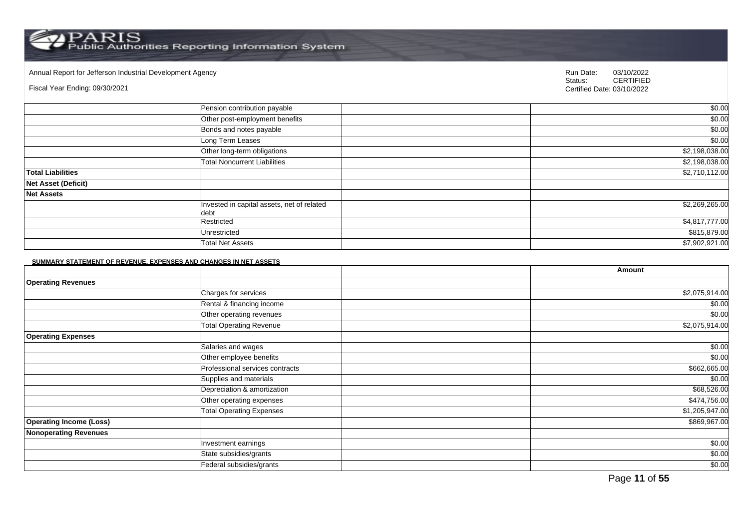| | | | |
|---|---|---|---|
| | Pension contribution payable | | $0.00 |
| | Other post-employment benefits | | $0.00 |
| | Bonds and notes payable | | $0.00 |
| | Long Term Leases | | $0.00 |
| | Other long-term obligations | | $2,198,038.00 |
| | Total Noncurrent Liabilities | | $2,198,038.00 |
| **Total Liabilities** | | | $2,710,112.00 |
| **Net Asset (Deficit)** | | | |
| **Net Assets** | | | |
| | Invested in capital assets, net of related debt | | $2,269,265.00 |
| | Restricted | | $4,817,777.00 |
| | Unrestricted | | $815,879.00 |
| | Total Net Assets | | $7,902,921.00 |

**SUMMARY STATEMENT OF REVENUE, EXPENSES AND CHANGES IN NET ASSETS**

| | | | Amount |
|---|---|---|---|
| **Operating Revenues** | | | |
| | Charges for services | | $2,075,914.00 |
| | Rental & financing income | | $0.00 |
| | Other operating revenues | | $0.00 |
| | Total Operating Revenue | | $2,075,914.00 |
| **Operating Expenses** | | | |
| | Salaries and wages | | $0.00 |
| | Other employee benefits | | $0.00 |
| | Professional services contracts | | $662,665.00 |
| | Supplies and materials | | $0.00 |
| | Depreciation & amortization | | $68,526.00 |
| | Other operating expenses | | $474,756.00 |
| | Total Operating Expenses | | $1,205,947.00 |
| **Operating Income (Loss)** | | | $869,967.00 |
| **Nonoperating Revenues** | | | |
| | Investment earnings | | $0.00 |
| | State subsidies/grants | | $0.00 |
| | Federal subsidies/grants | | $0.00 |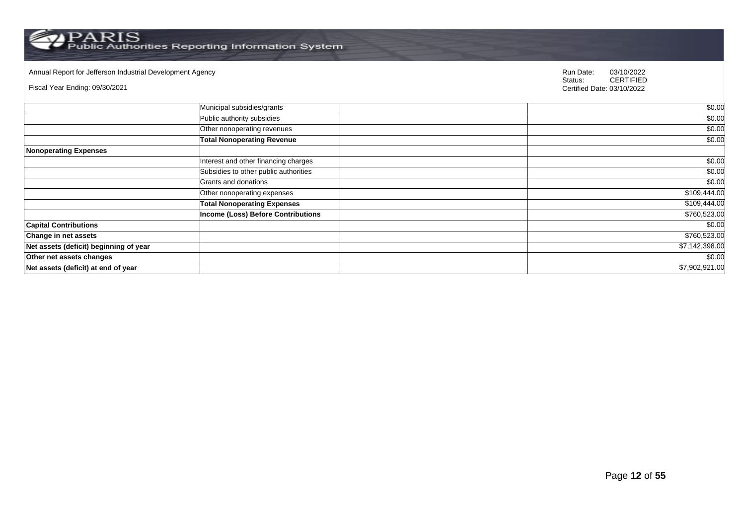Annual Report for Jefferson Industrial Development Agency

Fiscal Year Ending: 09/30/2021

Run Date: 03/10/2022
Status: CERTIFIED
Certified Date: 03/10/2022

| | | | |
|---|---|---|---|
| | Municipal subsidies/grants | | $0.00 |
| | Public authority subsidies | | $0.00 |
| | Other nonoperating revenues | | $0.00 |
| | **Total Nonoperating Revenue** | | $0.00 |
| **Nonoperating Expenses** | | | |
| | Interest and other financing charges | | $0.00 |
| | Subsidies to other public authorities | | $0.00 |
| | Grants and donations | | $0.00 |
| | Other nonoperating expenses | | $109,444.00 |
| | **Total Nonoperating Expenses** | | $109,444.00 |
| | **Income (Loss) Before Contributions** | | $760,523.00 |
| **Capital Contributions** | | | $0.00 |
| **Change in net assets** | | | $760,523.00 |
| **Net assets (deficit) beginning of year** | | | $7,142,398.00 |
| **Other net assets changes** | | | $0.00 |
| **Net assets (deficit) at end of year** | | | $7,902,921.00 |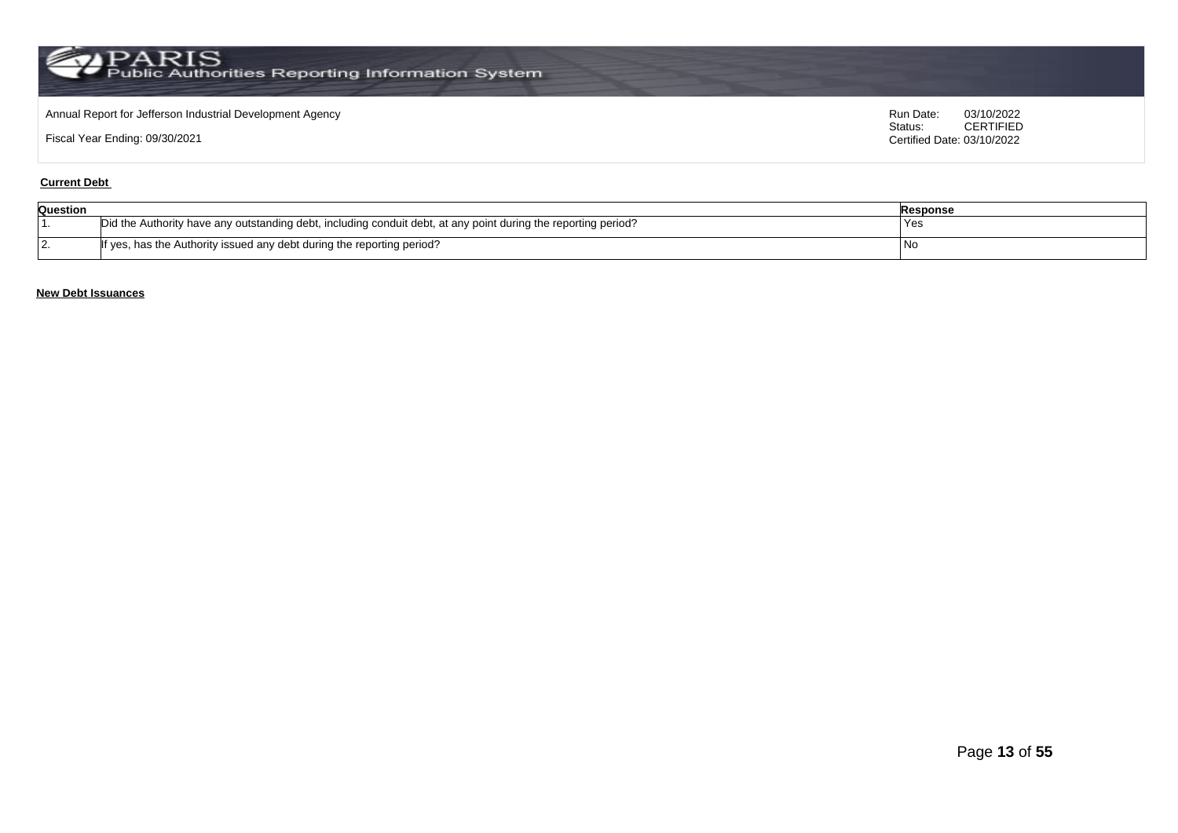Annual Report for Jefferson Industrial Development Agency

Fiscal Year Ending: 09/30/2021

Run Date: 03/10/2022
Status: CERTIFIED
Certified Date: 03/10/2022

**Current Debt**

| Question | | Response |
|---|---|---|
| 1. | Did the Authority have any outstanding debt, including conduit debt, at any point during the reporting period? | Yes |
| 2. | If yes, has the Authority issued any debt during the reporting period? | No |

**New Debt Issuances**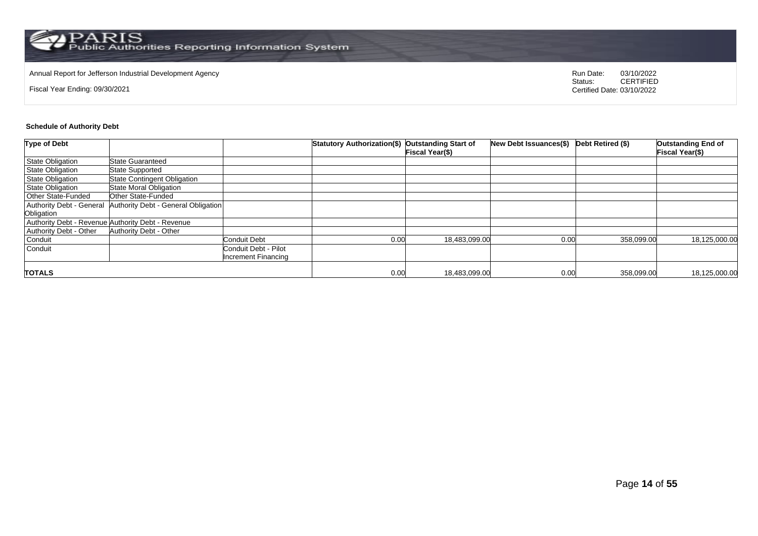Annual Report for Jefferson Industrial Development Agency

Fiscal Year Ending: 09/30/2021

Run Date: 03/10/2022
Status: CERTIFIED
Certified Date: 03/10/2022

**Schedule of Authority Debt**

| Type of Debt | | | Statutory Authorization($) | Outstanding Start of Fiscal Year($) | New Debt Issuances($) | Debt Retired ($) | Outstanding End of Fiscal Year($) |
|---|---|---|---|---|---|---|---|
| State Obligation | State Guaranteed | | | | | | |
| State Obligation | State Supported | | | | | | |
| State Obligation | State Contingent Obligation | | | | | | |
| State Obligation | State Moral Obligation | | | | | | |
| Other State-Funded | Other State-Funded | | | | | | |
| Authority Debt - General Obligation | Authority Debt - General Obligation | | | | | | |
| Authority Debt - Revenue | Authority Debt - Revenue | | | | | | |
| Authority Debt - Other | Authority Debt - Other | | | | | | |
| Conduit | | Conduit Debt | 0.00 | 18,483,099.00 | 0.00 | 358,099.00 | 18,125,000.00 |
| Conduit | | Conduit Debt - Pilot Increment Financing | | | | | |
| **TOTALS** | | | 0.00 | 18,483,099.00 | 0.00 | 358,099.00 | 18,125,000.00 |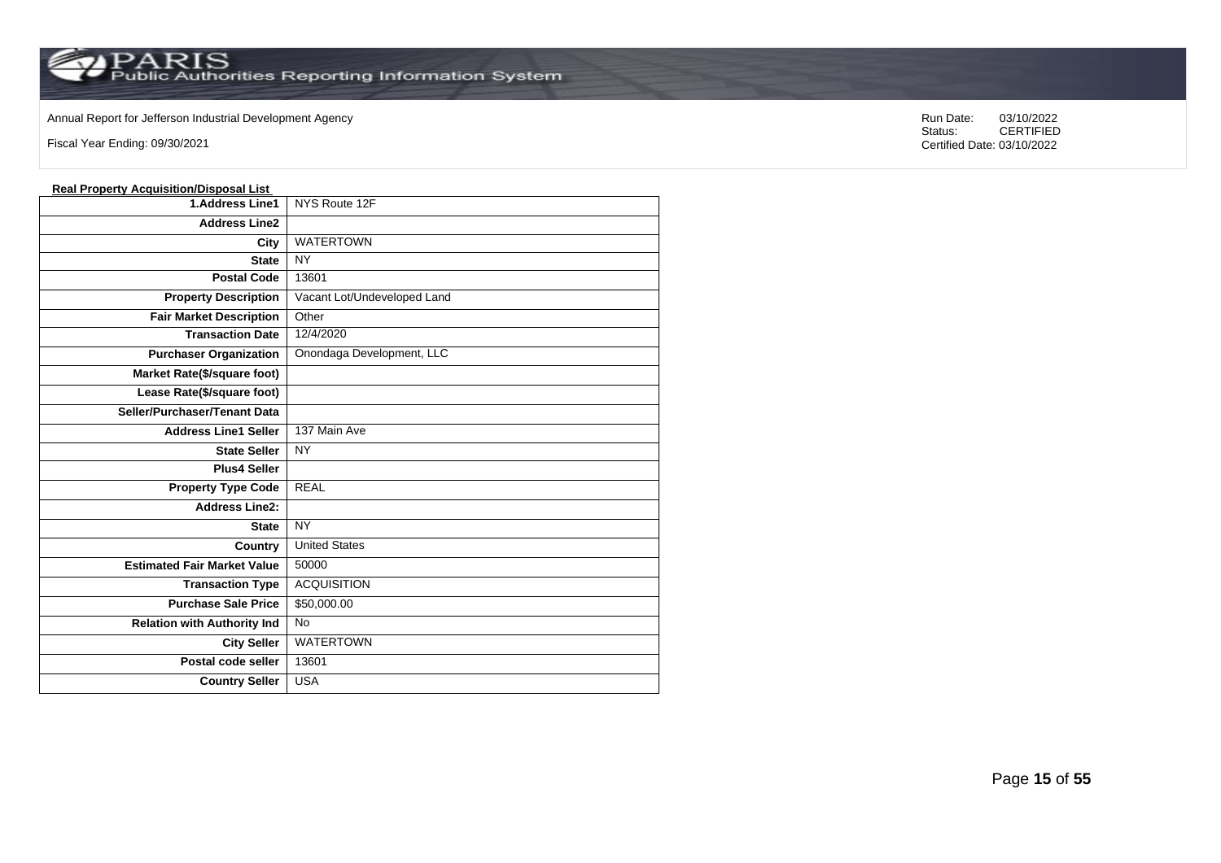Annual Report for Jefferson Industrial Development Agency

Fiscal Year Ending: 09/30/2021

Run Date: 03/10/2022
Status: CERTIFIED
Certified Date: 03/10/2022

**Real Property Acquisition/Disposal List**

| | |
|---|---|
| **1.Address Line1** | NYS Route 12F |
| **Address Line2** | |
| **City** | WATERTOWN |
| **State** | NY |
| **Postal Code** | 13601 |
| **Property Description** | Vacant Lot/Undeveloped Land |
| **Fair Market Description** | Other |
| **Transaction Date** | 12/4/2020 |
| **Purchaser Organization** | Onondaga Development, LLC |
| **Market Rate($/square foot)** | |
| **Lease Rate($/square foot)** | |
| **Seller/Purchaser/Tenant Data** | |
| **Address Line1 Seller** | 137 Main Ave |
| **State Seller** | NY |
| **Plus4 Seller** | |
| **Property Type Code** | REAL |
| **Address Line2:** | |
| **State** | NY |
| **Country** | United States |
| **Estimated Fair Market Value** | 50000 |
| **Transaction Type** | ACQUISITION |
| **Purchase Sale Price** | $50,000.00 |
| **Relation with Authority Ind** | No |
| **City Seller** | WATERTOWN |
| **Postal code seller** | 13601 |
| **Country Seller** | USA |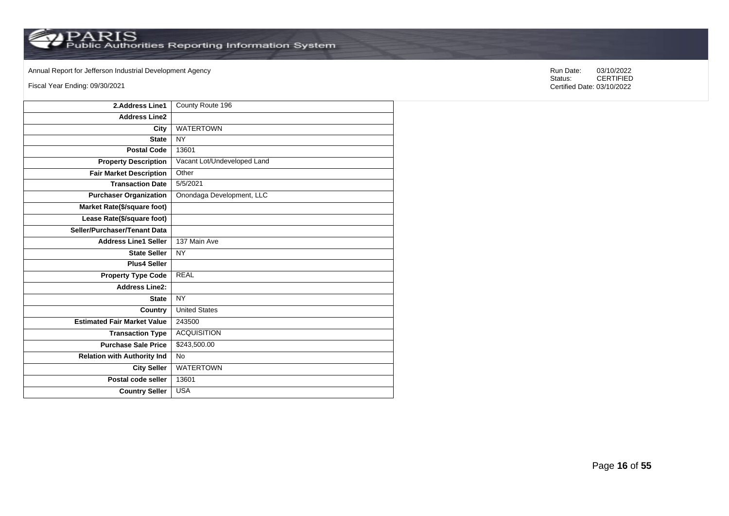Annual Report for Jefferson Industrial Development Agency

Fiscal Year Ending: 09/30/2021

Run Date: 03/10/2022
Status: CERTIFIED
Certified Date: 03/10/2022

| | |
|---|---|
| **2.Address Line1** | County Route 196 |
| **Address Line2** | |
| **City** | WATERTOWN |
| **State** | NY |
| **Postal Code** | 13601 |
| **Property Description** | Vacant Lot/Undeveloped Land |
| **Fair Market Description** | Other |
| **Transaction Date** | 5/5/2021 |
| **Purchaser Organization** | Onondaga Development, LLC |
| **Market Rate($/square foot)** | |
| **Lease Rate($/square foot)** | |
| **Seller/Purchaser/Tenant Data** | |
| **Address Line1 Seller** | 137 Main Ave |
| **State Seller** | NY |
| **Plus4 Seller** | |
| **Property Type Code** | REAL |
| **Address Line2:** | |
| **State** | NY |
| **Country** | United States |
| **Estimated Fair Market Value** | 243500 |
| **Transaction Type** | ACQUISITION |
| **Purchase Sale Price** | $243,500.00 |
| **Relation with Authority Ind** | No |
| **City Seller** | WATERTOWN |
| **Postal code seller** | 13601 |
| **Country Seller** | USA |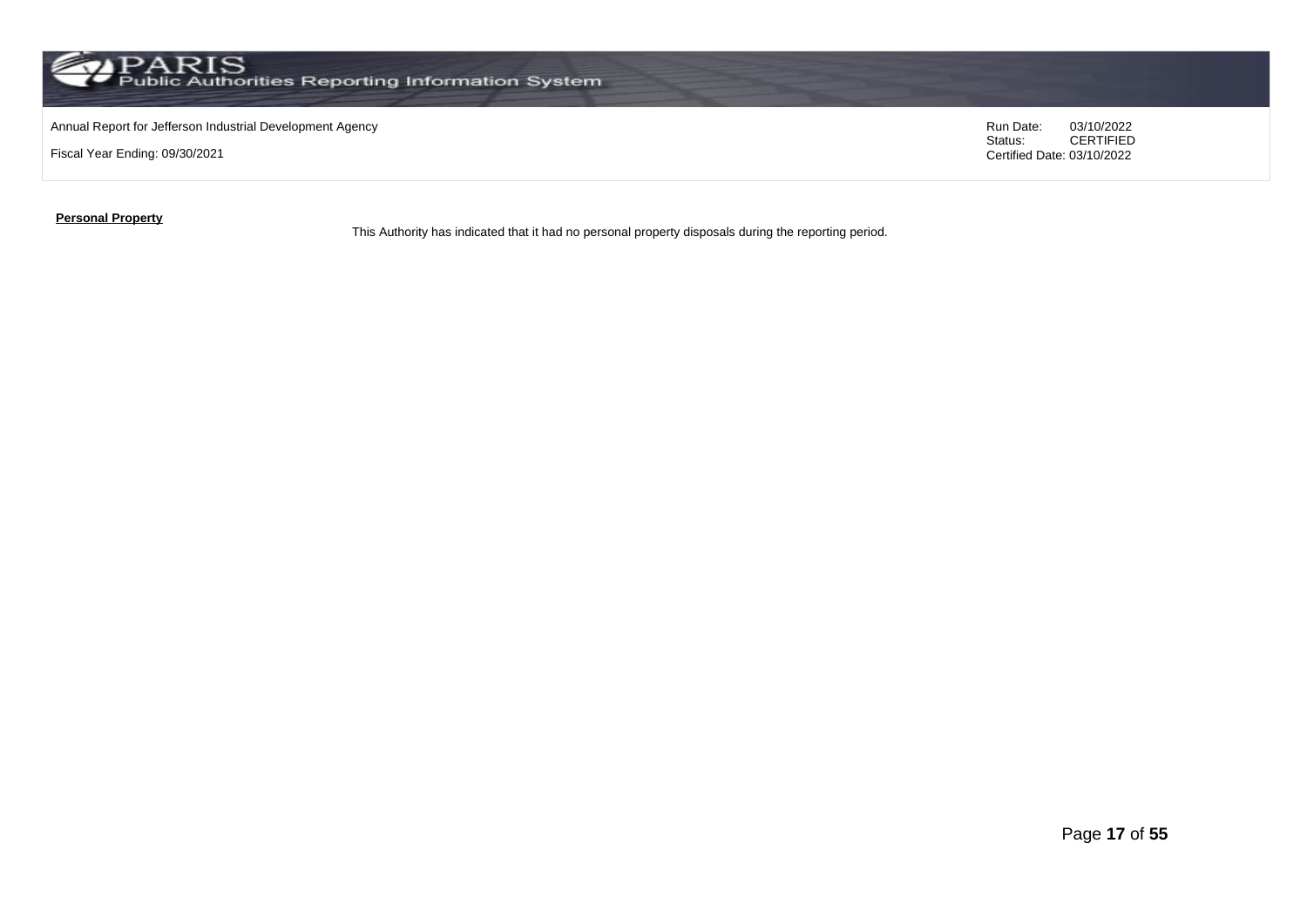**Personal Property**

This Authority has indicated that it had no personal property disposals during the reporting period.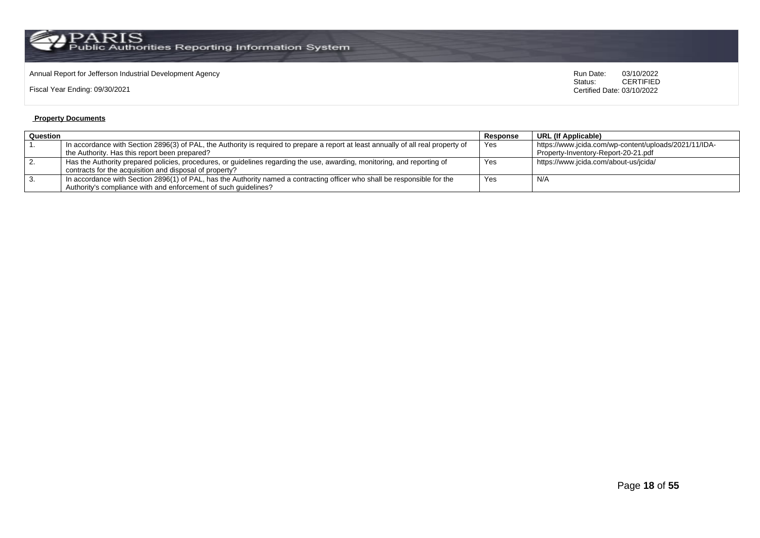**Property Documents**

| Question | | Response | URL (If Applicable) |
|---|---|---|---|
| 1. | In accordance with Section 2896(3) of PAL, the Authority is required to prepare a report at least annually of all real property of the Authority. Has this report been prepared? | Yes | https://www.jcida.com/wp-content/uploads/2021/11/IDA-Property-Inventory-Report-20-21.pdf |
| 2. | Has the Authority prepared policies, procedures, or guidelines regarding the use, awarding, monitoring, and reporting of contracts for the acquisition and disposal of property? | Yes | https://www.jcida.com/about-us/jcida/ |
| 3. | In accordance with Section 2896(1) of PAL, has the Authority named a contracting officer who shall be responsible for the Authority's compliance with and enforcement of such guidelines? | Yes | N/A |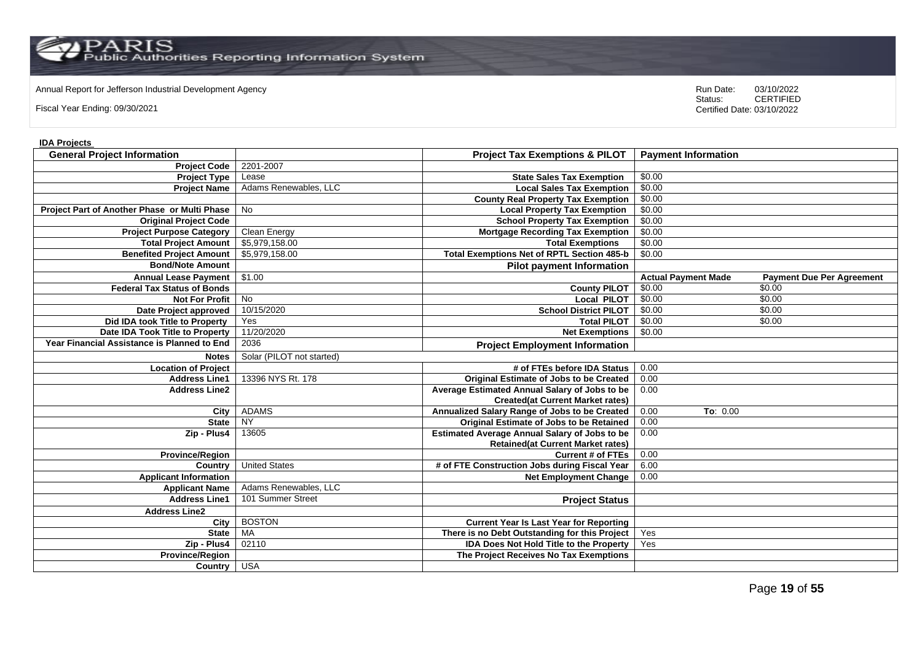Annual Report for Jefferson Industrial Development Agency

Fiscal Year Ending: 09/30/2021

Run Date: 03/10/2022
Status: CERTIFIED
Certified Date: 03/10/2022

**IDA Projects**

| General Project Information | | Project Tax Exemptions & PILOT | Payment Information | |
|---|---|---|---|---|
| Project Code | 2201-2007 | | | |
| Project Type | Lease | State Sales Tax Exemption | $0.00 | |
| Project Name | Adams Renewables, LLC | Local Sales Tax Exemption | $0.00 | |
| | | County Real Property Tax Exemption | $0.00 | |
| Project Part of Another Phase or Multi Phase | No | Local Property Tax Exemption | $0.00 | |
| Original Project Code | | School Property Tax Exemption | $0.00 | |
| Project Purpose Category | Clean Energy | Mortgage Recording Tax Exemption | $0.00 | |
| Total Project Amount | $5,979,158.00 | Total Exemptions | $0.00 | |
| Benefited Project Amount | $5,979,158.00 | Total Exemptions Net of RPTL Section 485-b | $0.00 | |
| Bond/Note Amount | | Pilot payment Information | | |
| Annual Lease Payment | $1.00 | | Actual Payment Made | Payment Due Per Agreement |
| Federal Tax Status of Bonds | | County PILOT | $0.00 | $0.00 |
| Not For Profit | No | Local PILOT | $0.00 | $0.00 |
| Date Project approved | 10/15/2020 | School District PILOT | $0.00 | $0.00 |
| Did IDA took Title to Property | Yes | Total PILOT | $0.00 | $0.00 |
| Date IDA Took Title to Property | 11/20/2020 | Net Exemptions | $0.00 | |
| Year Financial Assistance is Planned to End | 2036 | Project Employment Information | | |
| Notes | Solar (PILOT not started) | | | |
| Location of Project | | # of FTEs before IDA Status | 0.00 | |
| Address Line1 | 13396 NYS Rt. 178 | Original Estimate of Jobs to be Created | 0.00 | |
| Address Line2 | | Average Estimated Annual Salary of Jobs to be Created(at Current Market rates) | 0.00 | |
| City | ADAMS | Annualized Salary Range of Jobs to be Created | 0.00 | To: 0.00 |
| State | NY | Original Estimate of Jobs to be Retained | 0.00 | |
| Zip - Plus4 | 13605 | Estimated Average Annual Salary of Jobs to be Retained(at Current Market rates) | 0.00 | |
| Province/Region | | Current # of FTEs | 0.00 | |
| Country | United States | # of FTE Construction Jobs during Fiscal Year | 6.00 | |
| Applicant Information | | Net Employment Change | 0.00 | |
| Applicant Name | Adams Renewables, LLC | | | |
| Address Line1 | 101 Summer Street | Project Status | | |
| Address Line2 | | | | |
| City | BOSTON | Current Year Is Last Year for Reporting | | |
| State | MA | There is no Debt Outstanding for this Project | Yes | |
| Zip - Plus4 | 02110 | IDA Does Not Hold Title to the Property | Yes | |
| Province/Region | | The Project Receives No Tax Exemptions | | |
| Country | USA | | | |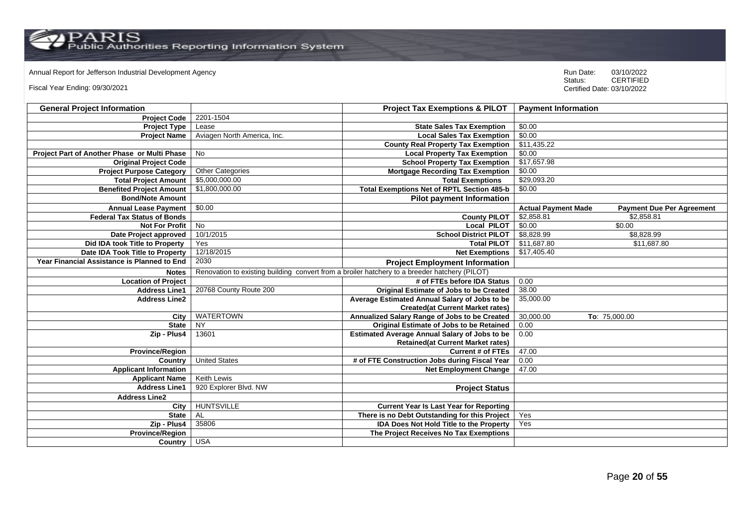Annual Report for Jefferson Industrial Development Agency

Fiscal Year Ending: 09/30/2021

Run Date: 03/10/2022
Status: CERTIFIED
Certified Date: 03/10/2022

| General Project Information | | Project Tax Exemptions & PILOT | Payment Information | |
|---|---|---|---|---|
| Project Code | 2201-1504 | | | |
| Project Type | Lease | State Sales Tax Exemption | $0.00 | |
| Project Name | Aviagen North America, Inc. | Local Sales Tax Exemption | $0.00 | |
| | | County Real Property Tax Exemption | $11,435.22 | |
| Project Part of Another Phase or Multi Phase | No | Local Property Tax Exemption | $0.00 | |
| Original Project Code | | School Property Tax Exemption | $17,657.98 | |
| Project Purpose Category | Other Categories | Mortgage Recording Tax Exemption | $0.00 | |
| Total Project Amount | $5,000,000.00 | Total Exemptions | $29,093.20 | |
| Benefited Project Amount | $1,800,000.00 | Total Exemptions Net of RPTL Section 485-b | $0.00 | |
| Bond/Note Amount | | Pilot payment Information | | |
| Annual Lease Payment | $0.00 | | Actual Payment Made | Payment Due Per Agreement |
| Federal Tax Status of Bonds | | County PILOT | $2,858.81 | $2,858.81 |
| Not For Profit | No | Local PILOT | $0.00 | $0.00 |
| Date Project approved | 10/1/2015 | School District PILOT | $8,828.99 | $8,828.99 |
| Did IDA took Title to Property | Yes | Total PILOT | $11,687.80 | $11,687.80 |
| Date IDA Took Title to Property | 12/18/2015 | Net Exemptions | $17,405.40 | |
| Year Financial Assistance is Planned to End | 2030 | Project Employment Information | | |
| Notes | Renovation to existing building convert from a broiler hatchery to a breeder hatchery (PILOT) | | | |
| Location of Project | | # of FTEs before IDA Status | 0.00 | |
| Address Line1 | 20768 County Route 200 | Original Estimate of Jobs to be Created | 38.00 | |
| Address Line2 | | Average Estimated Annual Salary of Jobs to be Created(at Current Market rates) | 35,000.00 | |
| City | WATERTOWN | Annualized Salary Range of Jobs to be Created | 30,000.00 | To: 75,000.00 |
| State | NY | Original Estimate of Jobs to be Retained | 0.00 | |
| Zip - Plus4 | 13601 | Estimated Average Annual Salary of Jobs to be Retained(at Current Market rates) | 0.00 | |
| Province/Region | | Current # of FTEs | 47.00 | |
| Country | United States | # of FTE Construction Jobs during Fiscal Year | 0.00 | |
| Applicant Information | | Net Employment Change | 47.00 | |
| Applicant Name | Keith Lewis | | | |
| Address Line1 | 920 Explorer Blvd. NW | Project Status | | |
| Address Line2 | | | | |
| City | HUNTSVILLE | Current Year Is Last Year for Reporting | | |
| State | AL | There is no Debt Outstanding for this Project | Yes | |
| Zip - Plus4 | 35806 | IDA Does Not Hold Title to the Property | Yes | |
| Province/Region | | The Project Receives No Tax Exemptions | | |
| Country | USA | | | |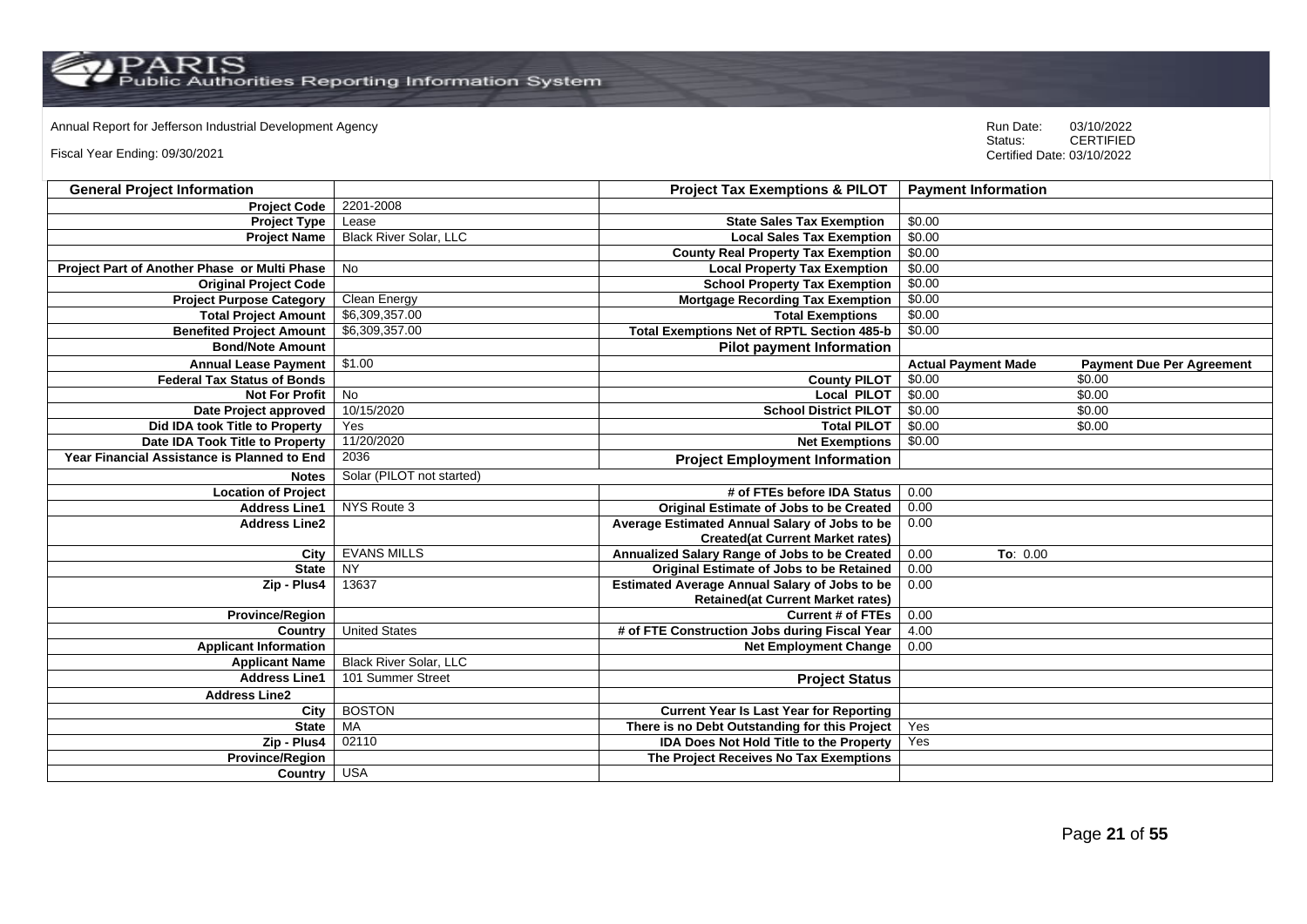PARIS Public Authorities Reporting Information System

Annual Report for Jefferson Industrial Development Agency

Fiscal Year Ending: 09/30/2021

Run Date: 03/10/2022
Status: CERTIFIED
Certified Date: 03/10/2022

| General Project Information | | Project Tax Exemptions & PILOT | Payment Information | |
|---|---|---|---|---|
| Project Code | 2201-2008 | | | |
| Project Type | Lease | State Sales Tax Exemption | $0.00 | |
| Project Name | Black River Solar, LLC | Local Sales Tax Exemption | $0.00 | |
| | | County Real Property Tax Exemption | $0.00 | |
| Project Part of Another Phase or Multi Phase | No | Local Property Tax Exemption | $0.00 | |
| Original Project Code | | School Property Tax Exemption | $0.00 | |
| Project Purpose Category | Clean Energy | Mortgage Recording Tax Exemption | $0.00 | |
| Total Project Amount | $6,309,357.00 | Total Exemptions | $0.00 | |
| Benefited Project Amount | $6,309,357.00 | Total Exemptions Net of RPTL Section 485-b | $0.00 | |
| Bond/Note Amount | | Pilot payment Information | | |
| Annual Lease Payment | $1.00 | | Actual Payment Made | Payment Due Per Agreement |
| Federal Tax Status of Bonds | | County PILOT | $0.00 | $0.00 |
| Not For Profit | No | Local PILOT | $0.00 | $0.00 |
| Date Project approved | 10/15/2020 | School District PILOT | $0.00 | $0.00 |
| Did IDA took Title to Property | Yes | Total PILOT | $0.00 | $0.00 |
| Date IDA Took Title to Property | 11/20/2020 | Net Exemptions | $0.00 | |
| Year Financial Assistance is Planned to End | 2036 | Project Employment Information | | |
| Notes | Solar (PILOT not started) | | | |
| Location of Project | | # of FTEs before IDA Status | 0.00 | |
| Address Line1 | NYS Route 3 | Original Estimate of Jobs to be Created | 0.00 | |
| Address Line2 | | Average Estimated Annual Salary of Jobs to be Created(at Current Market rates) | 0.00 | |
| City | EVANS MILLS | Annualized Salary Range of Jobs to be Created | 0.00 | To: 0.00 |
| State | NY | Original Estimate of Jobs to be Retained | 0.00 | |
| Zip - Plus4 | 13637 | Estimated Average Annual Salary of Jobs to be Retained(at Current Market rates) | 0.00 | |
| Province/Region | | Current # of FTEs | 0.00 | |
| Country | United States | # of FTE Construction Jobs during Fiscal Year | 4.00 | |
| Applicant Information | | Net Employment Change | 0.00 | |
| Applicant Name | Black River Solar, LLC | | | |
| Address Line1 | 101 Summer Street | Project Status | | |
| Address Line2 | | | | |
| City | BOSTON | Current Year Is Last Year for Reporting | | |
| State | MA | There is no Debt Outstanding for this Project | Yes | |
| Zip - Plus4 | 02110 | IDA Does Not Hold Title to the Property | Yes | |
| Province/Region | | The Project Receives No Tax Exemptions | | |
| Country | USA | | | |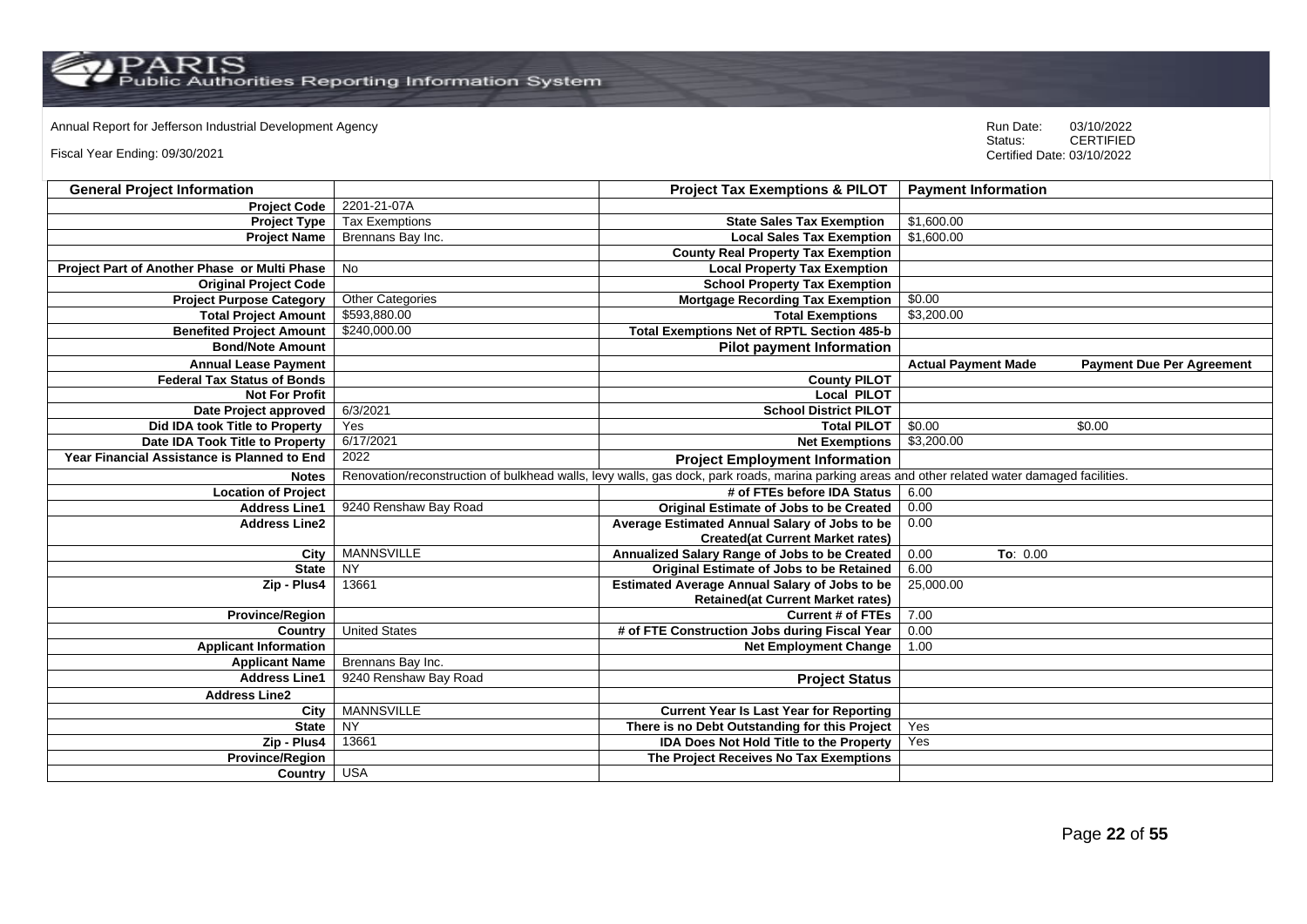Annual Report for Jefferson Industrial Development Agency

Fiscal Year Ending: 09/30/2021

Run Date: 03/10/2022
Status: CERTIFIED
Certified Date: 03/10/2022

| General Project Information | | Project Tax Exemptions & PILOT | Payment Information | |
|---|---|---|---|---|
| Project Code | 2201-21-07A | | | |
| Project Type | Tax Exemptions | State Sales Tax Exemption | $1,600.00 | |
| Project Name | Brennans Bay Inc. | Local Sales Tax Exemption | $1,600.00 | |
| | | County Real Property Tax Exemption | | |
| Project Part of Another Phase or Multi Phase | No | Local Property Tax Exemption | | |
| Original Project Code | | School Property Tax Exemption | | |
| Project Purpose Category | Other Categories | Mortgage Recording Tax Exemption | $0.00 | |
| Total Project Amount | $593,880.00 | Total Exemptions | $3,200.00 | |
| Benefited Project Amount | $240,000.00 | Total Exemptions Net of RPTL Section 485-b | | |
| Bond/Note Amount | | Pilot payment Information | | |
| Annual Lease Payment | | | Actual Payment Made | Payment Due Per Agreement |
| Federal Tax Status of Bonds | | County PILOT | | |
| Not For Profit | | Local PILOT | | |
| Date Project approved | 6/3/2021 | School District PILOT | | |
| Did IDA took Title to Property | Yes | Total PILOT | $0.00 | $0.00 |
| Date IDA Took Title to Property | 6/17/2021 | Net Exemptions | $3,200.00 | |
| Year Financial Assistance is Planned to End | 2022 | Project Employment Information | | |
| Notes | Renovation/reconstruction of bulkhead walls, levy walls, gas dock, park roads, marina parking areas and other related water damaged facilities. | | | |
| Location of Project | | # of FTEs before IDA Status | 6.00 | |
| Address Line1 | 9240 Renshaw Bay Road | Original Estimate of Jobs to be Created | 0.00 | |
| Address Line2 | | Average Estimated Annual Salary of Jobs to be Created(at Current Market rates) | 0.00 | |
| City | MANNSVILLE | Annualized Salary Range of Jobs to be Created | 0.00 | To: 0.00 |
| State | NY | Original Estimate of Jobs to be Retained | 6.00 | |
| Zip - Plus4 | 13661 | Estimated Average Annual Salary of Jobs to be Retained(at Current Market rates) | 25,000.00 | |
| Province/Region | | Current # of FTEs | 7.00 | |
| Country | United States | # of FTE Construction Jobs during Fiscal Year | 0.00 | |
| Applicant Information | | Net Employment Change | 1.00 | |
| Applicant Name | Brennans Bay Inc. | | | |
| Address Line1 | 9240 Renshaw Bay Road | Project Status | | |
| Address Line2 | | | | |
| City | MANNSVILLE | Current Year Is Last Year for Reporting | | |
| State | NY | There is no Debt Outstanding for this Project | Yes | |
| Zip - Plus4 | 13661 | IDA Does Not Hold Title to the Property | Yes | |
| Province/Region | | The Project Receives No Tax Exemptions | | |
| Country | USA | | | |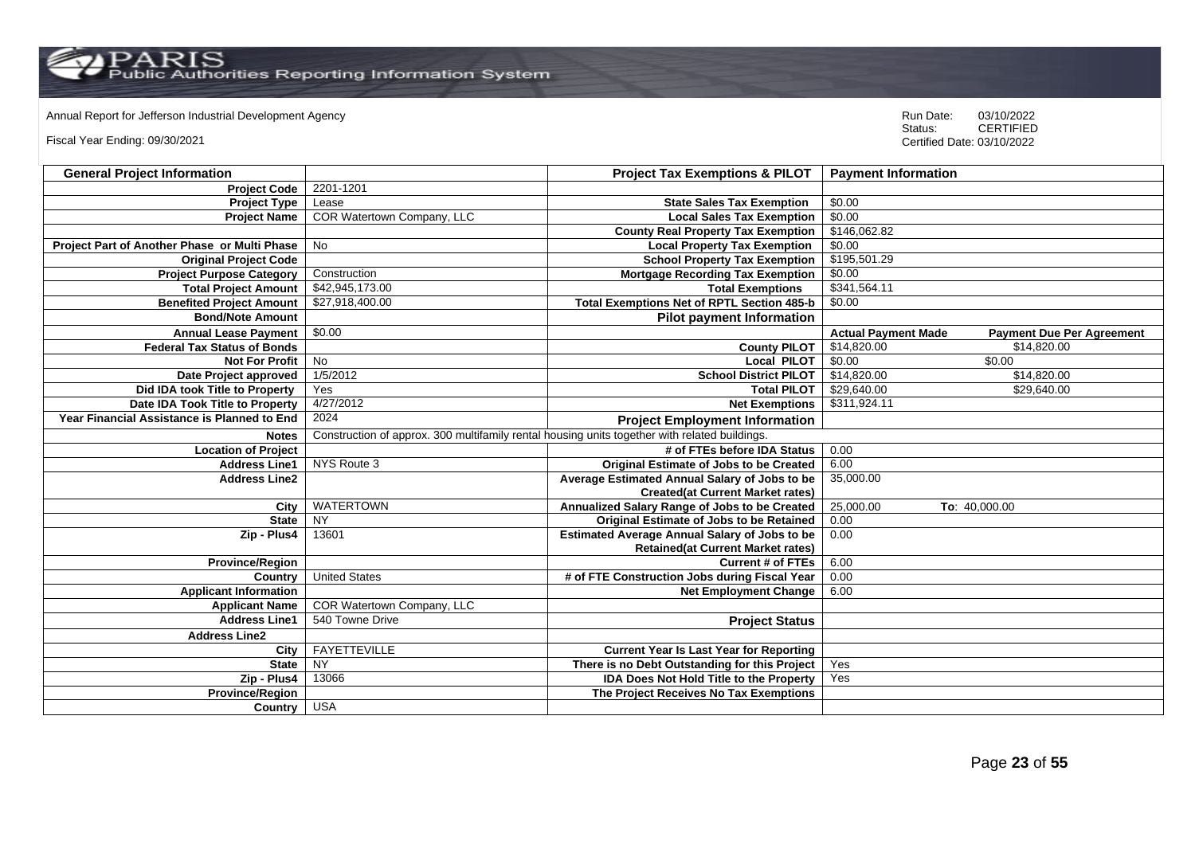Annual Report for Jefferson Industrial Development Agency

Fiscal Year Ending: 09/30/2021

Run Date: 03/10/2022
Status: CERTIFIED
Certified Date: 03/10/2022

| General Project Information | | Project Tax Exemptions & PILOT | Payment Information | |
|---|---|---|---|---|
| Project Code | 2201-1201 | | | |
| Project Type | Lease | State Sales Tax Exemption | $0.00 | |
| Project Name | COR Watertown Company, LLC | Local Sales Tax Exemption | $0.00 | |
| | | County Real Property Tax Exemption | $146,062.82 | |
| Project Part of Another Phase or Multi Phase | No | Local Property Tax Exemption | $0.00 | |
| Original Project Code | | School Property Tax Exemption | $195,501.29 | |
| Project Purpose Category | Construction | Mortgage Recording Tax Exemption | $0.00 | |
| Total Project Amount | $42,945,173.00 | Total Exemptions | $341,564.11 | |
| Benefited Project Amount | $27,918,400.00 | Total Exemptions Net of RPTL Section 485-b | $0.00 | |
| Bond/Note Amount | | Pilot payment Information | | |
| Annual Lease Payment | $0.00 | | Actual Payment Made | Payment Due Per Agreement |
| Federal Tax Status of Bonds | | County PILOT | $14,820.00 | $14,820.00 |
| Not For Profit | No | Local PILOT | $0.00 | $0.00 |
| Date Project approved | 1/5/2012 | School District PILOT | $14,820.00 | $14,820.00 |
| Did IDA took Title to Property | Yes | Total PILOT | $29,640.00 | $29,640.00 |
| Date IDA Took Title to Property | 4/27/2012 | Net Exemptions | $311,924.11 | |
| Year Financial Assistance is Planned to End | 2024 | Project Employment Information | | |
| Notes | Construction of approx. 300 multifamily rental housing units together with related buildings. | | | |
| Location of Project | | # of FTEs before IDA Status | 0.00 | |
| Address Line1 | NYS Route 3 | Original Estimate of Jobs to be Created | 6.00 | |
| Address Line2 | | Average Estimated Annual Salary of Jobs to be Created(at Current Market rates) | 35,000.00 | |
| City | WATERTOWN | Annualized Salary Range of Jobs to be Created | 25,000.00 | To: 40,000.00 |
| State | NY | Original Estimate of Jobs to be Retained | 0.00 | |
| Zip - Plus4 | 13601 | Estimated Average Annual Salary of Jobs to be Retained(at Current Market rates) | 0.00 | |
| Province/Region | | Current # of FTEs | 6.00 | |
| Country | United States | # of FTE Construction Jobs during Fiscal Year | 0.00 | |
| Applicant Information | | Net Employment Change | 6.00 | |
| Applicant Name | COR Watertown Company, LLC | | | |
| Address Line1 | 540 Towne Drive | Project Status | | |
| Address Line2 | | | | |
| City | FAYETTEVILLE | Current Year Is Last Year for Reporting | | |
| State | NY | There is no Debt Outstanding for this Project | Yes | |
| Zip - Plus4 | 13066 | IDA Does Not Hold Title to the Property | Yes | |
| Province/Region | | The Project Receives No Tax Exemptions | | |
| Country | USA | | | |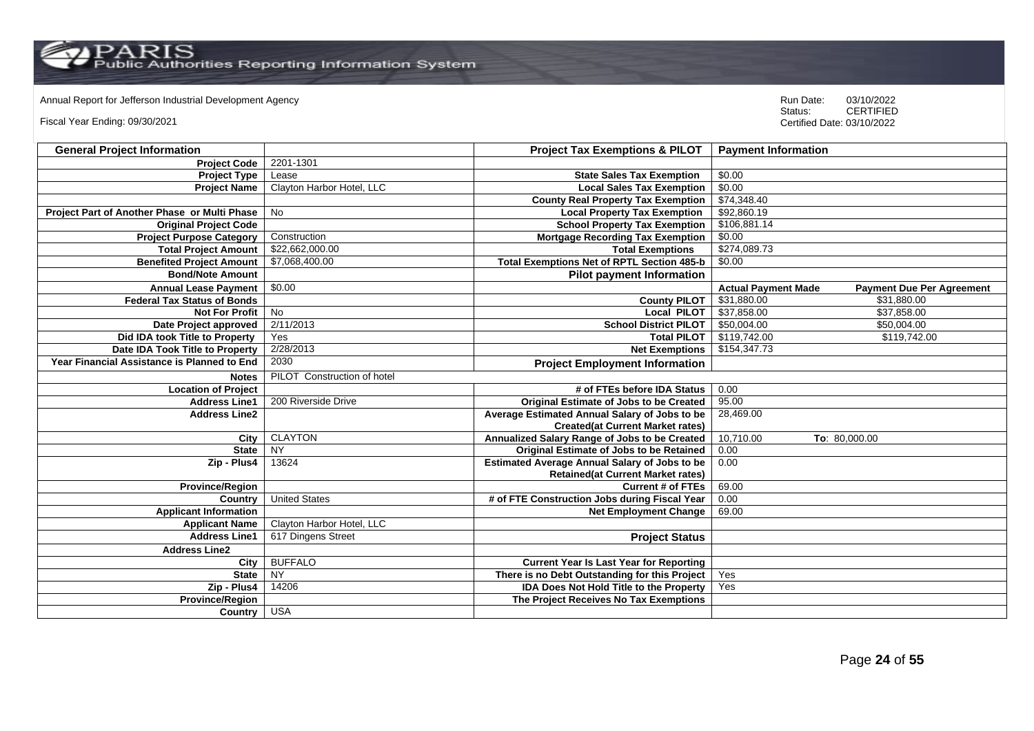Annual Report for Jefferson Industrial Development Agency

Fiscal Year Ending: 09/30/2021

Run Date: 03/10/2022
Status: CERTIFIED
Certified Date: 03/10/2022

| General Project Information | | Project Tax Exemptions & PILOT | Payment Information | |
|---|---|---|---|---|
| Project Code | 2201-1301 | | | |
| Project Type | Lease | State Sales Tax Exemption | $0.00 | |
| Project Name | Clayton Harbor Hotel, LLC | Local Sales Tax Exemption | $0.00 | |
| | | County Real Property Tax Exemption | $74,348.40 | |
| Project Part of Another Phase or Multi Phase | No | Local Property Tax Exemption | $92,860.19 | |
| Original Project Code | | School Property Tax Exemption | $106,881.14 | |
| Project Purpose Category | Construction | Mortgage Recording Tax Exemption | $0.00 | |
| Total Project Amount | $22,662,000.00 | Total Exemptions | $274,089.73 | |
| Benefited Project Amount | $7,068,400.00 | Total Exemptions Net of RPTL Section 485-b | $0.00 | |
| Bond/Note Amount | | Pilot payment Information | | |
| Annual Lease Payment | $0.00 | | Actual Payment Made | Payment Due Per Agreement |
| Federal Tax Status of Bonds | | County PILOT | $31,880.00 | $31,880.00 |
| Not For Profit | No | Local PILOT | $37,858.00 | $37,858.00 |
| Date Project approved | 2/11/2013 | School District PILOT | $50,004.00 | $50,004.00 |
| Did IDA took Title to Property | Yes | Total PILOT | $119,742.00 | $119,742.00 |
| Date IDA Took Title to Property | 2/28/2013 | Net Exemptions | $154,347.73 | |
| Year Financial Assistance is Planned to End | 2030 | Project Employment Information | | |
| Notes | PILOT Construction of hotel | | | |
| Location of Project | | # of FTEs before IDA Status | 0.00 | |
| Address Line1 | 200 Riverside Drive | Original Estimate of Jobs to be Created | 95.00 | |
| Address Line2 | | Average Estimated Annual Salary of Jobs to be Created(at Current Market rates) | 28,469.00 | |
| City | CLAYTON | Annualized Salary Range of Jobs to be Created | 10,710.00 | To: 80,000.00 |
| State | NY | Original Estimate of Jobs to be Retained | 0.00 | |
| Zip - Plus4 | 13624 | Estimated Average Annual Salary of Jobs to be Retained(at Current Market rates) | 0.00 | |
| Province/Region | | Current # of FTEs | 69.00 | |
| Country | United States | # of FTE Construction Jobs during Fiscal Year | 0.00 | |
| Applicant Information | | Net Employment Change | 69.00 | |
| Applicant Name | Clayton Harbor Hotel, LLC | | | |
| Address Line1 | 617 Dingens Street | Project Status | | |
| Address Line2 | | | | |
| City | BUFFALO | Current Year Is Last Year for Reporting | | |
| State | NY | There is no Debt Outstanding for this Project | Yes | |
| Zip - Plus4 | 14206 | IDA Does Not Hold Title to the Property | Yes | |
| Province/Region | | The Project Receives No Tax Exemptions | | |
| Country | USA | | | |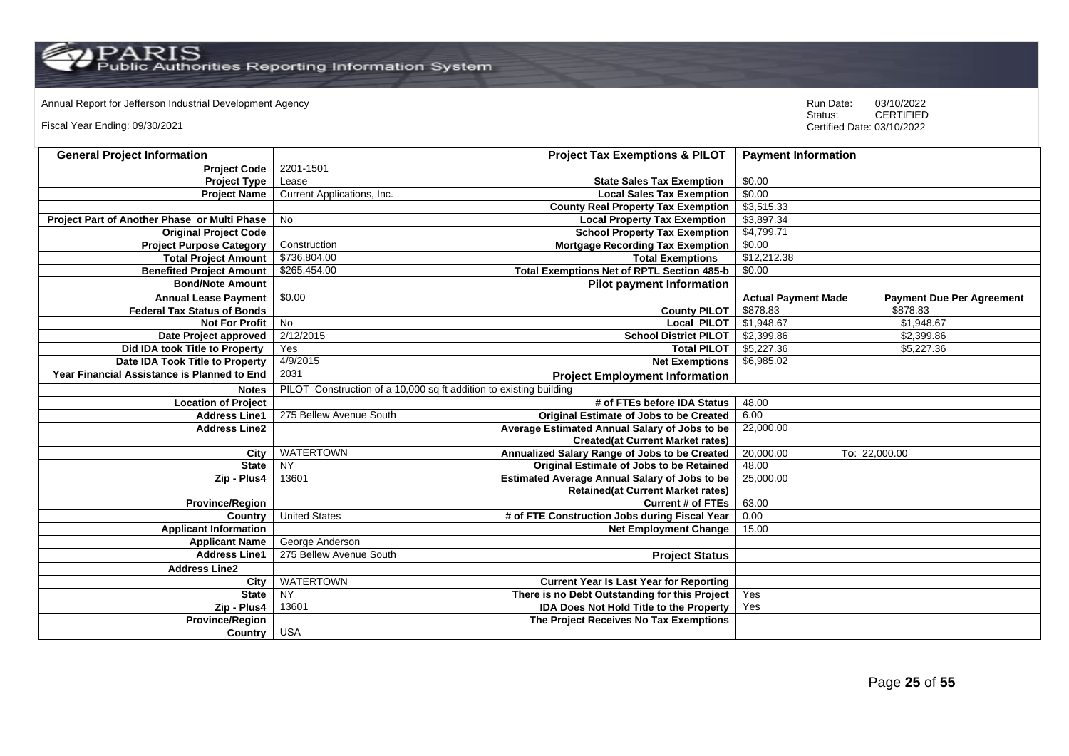Annual Report for Jefferson Industrial Development Agency

Fiscal Year Ending: 09/30/2021

Run Date: 03/10/2022
Status: CERTIFIED
Certified Date: 03/10/2022

| General Project Information | | Project Tax Exemptions & PILOT | Payment Information | |
|---|---|---|---|---|
| Project Code | 2201-1501 | | | |
| Project Type | Lease | State Sales Tax Exemption | $0.00 | |
| Project Name | Current Applications, Inc. | Local Sales Tax Exemption | $0.00 | |
| | | County Real Property Tax Exemption | $3,515.33 | |
| Project Part of Another Phase or Multi Phase | No | Local Property Tax Exemption | $3,897.34 | |
| Original Project Code | | School Property Tax Exemption | $4,799.71 | |
| Project Purpose Category | Construction | Mortgage Recording Tax Exemption | $0.00 | |
| Total Project Amount | $736,804.00 | Total Exemptions | $12,212.38 | |
| Benefited Project Amount | $265,454.00 | Total Exemptions Net of RPTL Section 485-b | $0.00 | |
| Bond/Note Amount | | Pilot payment Information | | |
| Annual Lease Payment | $0.00 | | Actual Payment Made | Payment Due Per Agreement |
| Federal Tax Status of Bonds | | County PILOT | $878.83 | $878.83 |
| Not For Profit | No | Local PILOT | $1,948.67 | $1,948.67 |
| Date Project approved | 2/12/2015 | School District PILOT | $2,399.86 | $2,399.86 |
| Did IDA took Title to Property | Yes | Total PILOT | $5,227.36 | $5,227.36 |
| Date IDA Took Title to Property | 4/9/2015 | Net Exemptions | $6,985.02 | |
| Year Financial Assistance is Planned to End | 2031 | Project Employment Information | | |
| Notes | PILOT Construction of a 10,000 sq ft addition to existing building | | | |
| Location of Project | | # of FTEs before IDA Status | 48.00 | |
| Address Line1 | 275 Bellew Avenue South | Original Estimate of Jobs to be Created | 6.00 | |
| Address Line2 | | Average Estimated Annual Salary of Jobs to be Created(at Current Market rates) | 22,000.00 | |
| City | WATERTOWN | Annualized Salary Range of Jobs to be Created | 20,000.00 | To: 22,000.00 |
| State | NY | Original Estimate of Jobs to be Retained | 48.00 | |
| Zip - Plus4 | 13601 | Estimated Average Annual Salary of Jobs to be Retained(at Current Market rates) | 25,000.00 | |
| Province/Region | | Current # of FTEs | 63.00 | |
| Country | United States | # of FTE Construction Jobs during Fiscal Year | 0.00 | |
| Applicant Information | | Net Employment Change | 15.00 | |
| Applicant Name | George Anderson | | | |
| Address Line1 | 275 Bellew Avenue South | Project Status | | |
| Address Line2 | | | | |
| City | WATERTOWN | Current Year Is Last Year for Reporting | | |
| State | NY | There is no Debt Outstanding for this Project | Yes | |
| Zip - Plus4 | 13601 | IDA Does Not Hold Title to the Property | Yes | |
| Province/Region | | The Project Receives No Tax Exemptions | | |
| Country | USA | | | |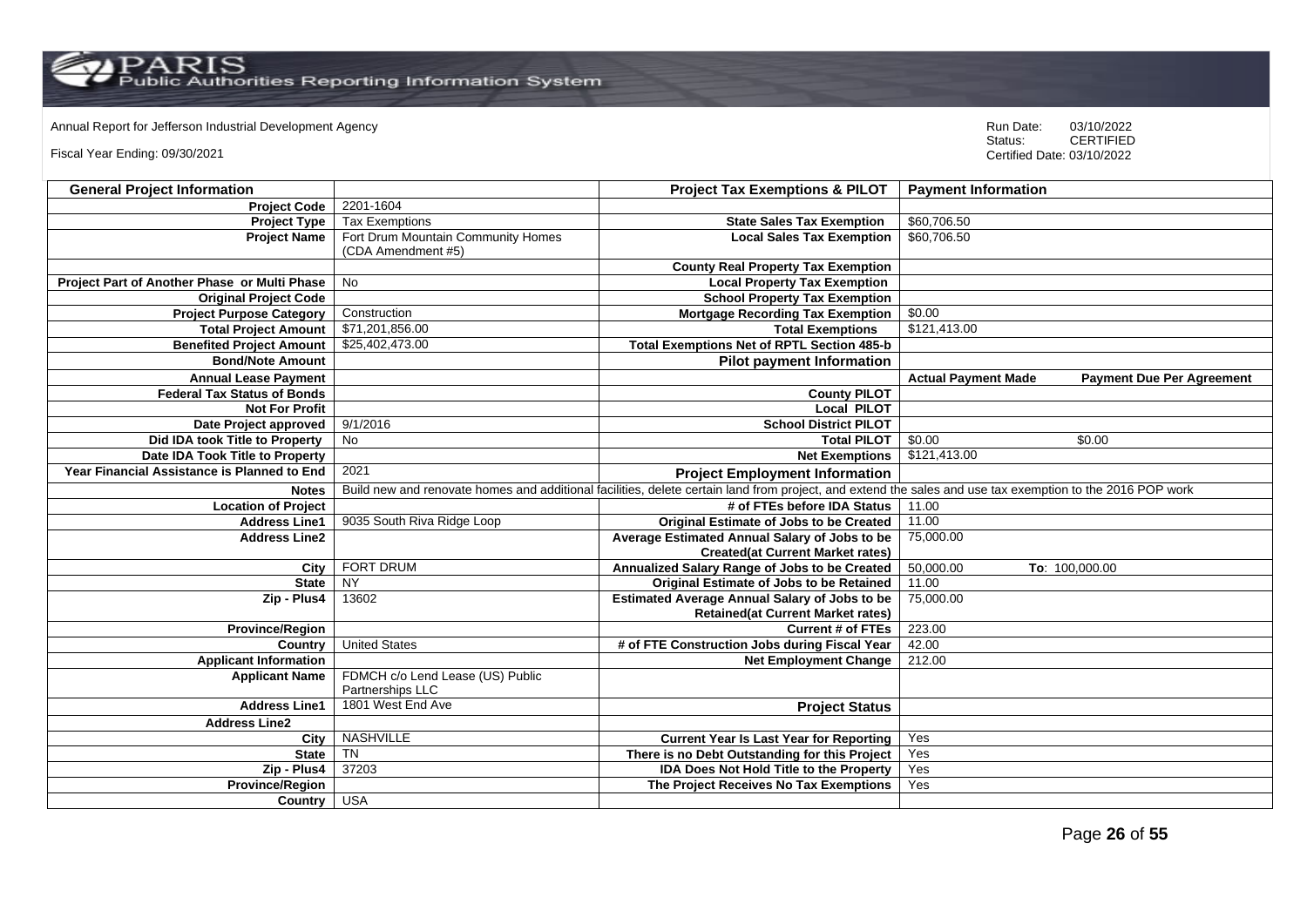Annual Report for Jefferson Industrial Development Agency

Fiscal Year Ending: 09/30/2021

Run Date: 03/10/2022
Status: CERTIFIED
Certified Date: 03/10/2022

| General Project Information | | Project Tax Exemptions & PILOT | Payment Information | |
|---|---|---|---|---|
| Project Code | 2201-1604 | | | |
| Project Type | Tax Exemptions | State Sales Tax Exemption | $60,706.50 | |
| Project Name | Fort Drum Mountain Community Homes (CDA Amendment #5) | Local Sales Tax Exemption | $60,706.50 | |
| | | County Real Property Tax Exemption | | |
| Project Part of Another Phase or Multi Phase | No | Local Property Tax Exemption | | |
| Original Project Code | | School Property Tax Exemption | | |
| Project Purpose Category | Construction | Mortgage Recording Tax Exemption | $0.00 | |
| Total Project Amount | $71,201,856.00 | Total Exemptions | $121,413.00 | |
| Benefited Project Amount | $25,402,473.00 | Total Exemptions Net of RPTL Section 485-b | | |
| Bond/Note Amount | | Pilot payment Information | | |
| Annual Lease Payment | | | Actual Payment Made | Payment Due Per Agreement |
| Federal Tax Status of Bonds | | County PILOT | | |
| Not For Profit | | Local PILOT | | |
| Date Project approved | 9/1/2016 | School District PILOT | | |
| Did IDA took Title to Property | No | Total PILOT | $0.00 | $0.00 |
| Date IDA Took Title to Property | | Net Exemptions | $121,413.00 | |
| Year Financial Assistance is Planned to End | 2021 | Project Employment Information | | |
| Notes | Build new and renovate homes and additional facilities, delete certain land from project, and extend the sales and use tax exemption to the 2016 POP work | | | |
| Location of Project | | # of FTEs before IDA Status | 11.00 | |
| Address Line1 | 9035 South Riva Ridge Loop | Original Estimate of Jobs to be Created | 11.00 | |
| Address Line2 | | Average Estimated Annual Salary of Jobs to be Created(at Current Market rates) | 75,000.00 | |
| City | FORT DRUM | Annualized Salary Range of Jobs to be Created | 50,000.00 | To: 100,000.00 |
| State | NY | Original Estimate of Jobs to be Retained | 11.00 | |
| Zip - Plus4 | 13602 | Estimated Average Annual Salary of Jobs to be Retained(at Current Market rates) | 75,000.00 | |
| Province/Region | | Current # of FTEs | 223.00 | |
| Country | United States | # of FTE Construction Jobs during Fiscal Year | 42.00 | |
| Applicant Information | | Net Employment Change | 212.00 | |
| Applicant Name | FDMCH c/o Lend Lease (US) Public Partnerships LLC | | | |
| Address Line1 | 1801 West End Ave | Project Status | | |
| Address Line2 | | | | |
| City | NASHVILLE | Current Year Is Last Year for Reporting | Yes | |
| State | TN | There is no Debt Outstanding for this Project | Yes | |
| Zip - Plus4 | 37203 | IDA Does Not Hold Title to the Property | Yes | |
| Province/Region | | The Project Receives No Tax Exemptions | Yes | |
| Country | USA | | | |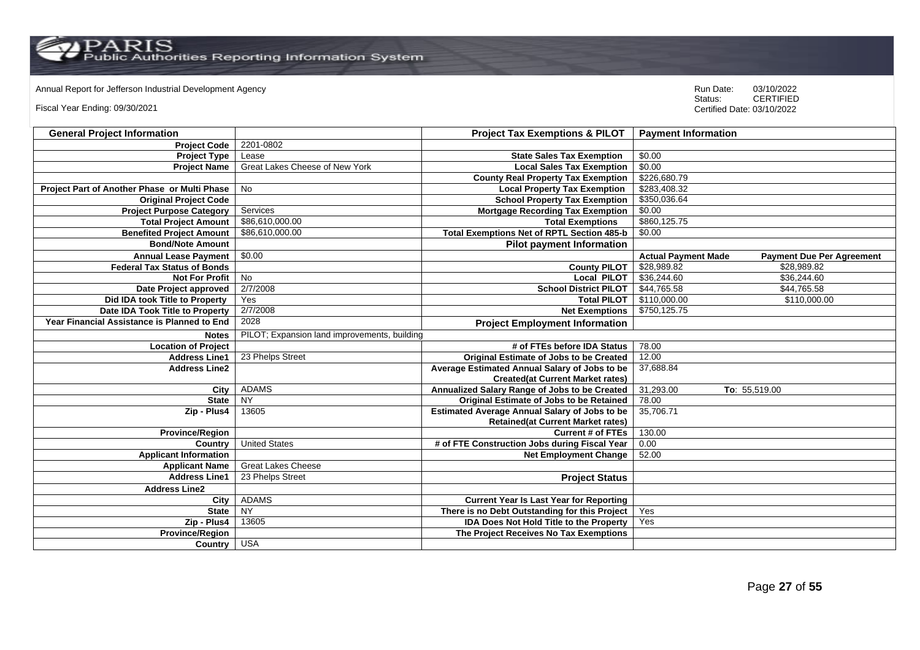Annual Report for Jefferson Industrial Development Agency

Fiscal Year Ending: 09/30/2021

Run Date: 03/10/2022
Status: CERTIFIED
Certified Date: 03/10/2022

| General Project Information | | Project Tax Exemptions & PILOT | Payment Information | |
|---|---|---|---|---|
| Project Code | 2201-0802 | | | |
| Project Type | Lease | State Sales Tax Exemption | $0.00 | |
| Project Name | Great Lakes Cheese of New York | Local Sales Tax Exemption | $0.00 | |
| | | County Real Property Tax Exemption | $226,680.79 | |
| Project Part of Another Phase or Multi Phase | No | Local Property Tax Exemption | $283,408.32 | |
| Original Project Code | | School Property Tax Exemption | $350,036.64 | |
| Project Purpose Category | Services | Mortgage Recording Tax Exemption | $0.00 | |
| Total Project Amount | $86,610,000.00 | Total Exemptions | $860,125.75 | |
| Benefited Project Amount | $86,610,000.00 | Total Exemptions Net of RPTL Section 485-b | $0.00 | |
| Bond/Note Amount | | Pilot payment Information | | |
| Annual Lease Payment | $0.00 | | Actual Payment Made | Payment Due Per Agreement |
| Federal Tax Status of Bonds | | County PILOT | $28,989.82 | $28,989.82 |
| Not For Profit | No | Local PILOT | $36,244.60 | $36,244.60 |
| Date Project approved | 2/7/2008 | School District PILOT | $44,765.58 | $44,765.58 |
| Did IDA took Title to Property | Yes | Total PILOT | $110,000.00 | $110,000.00 |
| Date IDA Took Title to Property | 2/7/2008 | Net Exemptions | $750,125.75 | |
| Year Financial Assistance is Planned to End | 2028 | Project Employment Information | | |
| Notes | PILOT; Expansion land improvements, building | | | |
| Location of Project | | # of FTEs before IDA Status | 78.00 | |
| Address Line1 | 23 Phelps Street | Original Estimate of Jobs to be Created | 12.00 | |
| Address Line2 | | Average Estimated Annual Salary of Jobs to be Created(at Current Market rates) | 37,688.84 | |
| City | ADAMS | Annualized Salary Range of Jobs to be Created | 31,293.00 | To: 55,519.00 |
| State | NY | Original Estimate of Jobs to be Retained | 78.00 | |
| Zip - Plus4 | 13605 | Estimated Average Annual Salary of Jobs to be Retained(at Current Market rates) | 35,706.71 | |
| Province/Region | | Current # of FTEs | 130.00 | |
| Country | United States | # of FTE Construction Jobs during Fiscal Year | 0.00 | |
| Applicant Information | | Net Employment Change | 52.00 | |
| Applicant Name | Great Lakes Cheese | | | |
| Address Line1 | 23 Phelps Street | Project Status | | |
| Address Line2 | | | | |
| City | ADAMS | Current Year Is Last Year for Reporting | | |
| State | NY | There is no Debt Outstanding for this Project | Yes | |
| Zip - Plus4 | 13605 | IDA Does Not Hold Title to the Property | Yes | |
| Province/Region | | The Project Receives No Tax Exemptions | | |
| Country | USA | | | |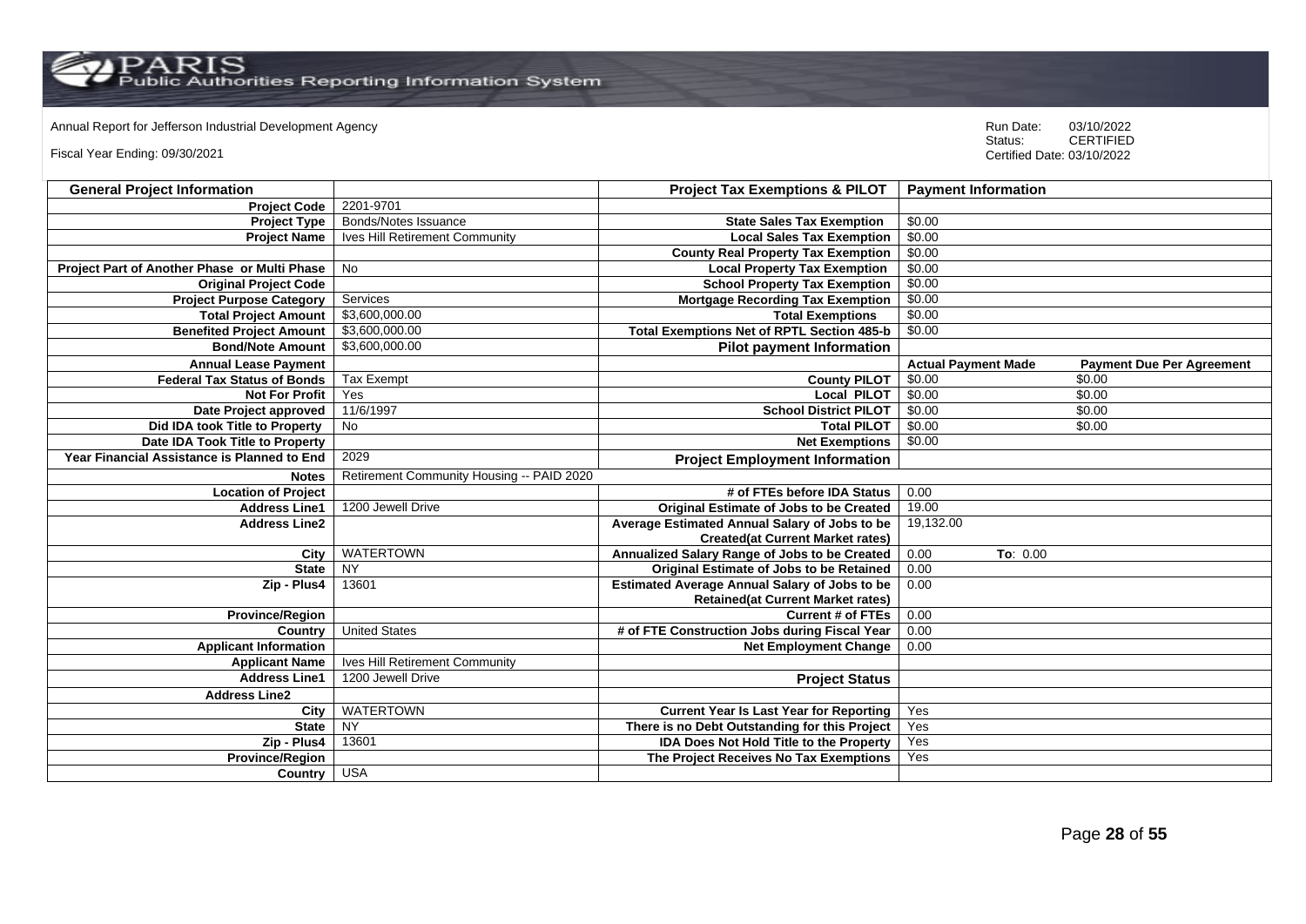Annual Report for Jefferson Industrial Development Agency

Fiscal Year Ending: 09/30/2021

Run Date: 03/10/2022
Status: CERTIFIED
Certified Date: 03/10/2022

| General Project Information | | Project Tax Exemptions & PILOT | Payment Information | |
|---|---|---|---|---|
| Project Code | 2201-9701 | | | |
| Project Type | Bonds/Notes Issuance | State Sales Tax Exemption | $0.00 | |
| Project Name | Ives Hill Retirement Community | Local Sales Tax Exemption | $0.00 | |
| | | County Real Property Tax Exemption | $0.00 | |
| Project Part of Another Phase or Multi Phase | No | Local Property Tax Exemption | $0.00 | |
| Original Project Code | | School Property Tax Exemption | $0.00 | |
| Project Purpose Category | Services | Mortgage Recording Tax Exemption | $0.00 | |
| Total Project Amount | $3,600,000.00 | Total Exemptions | $0.00 | |
| Benefited Project Amount | $3,600,000.00 | Total Exemptions Net of RPTL Section 485-b | $0.00 | |
| Bond/Note Amount | $3,600,000.00 | Pilot payment Information | | |
| Annual Lease Payment | | | Actual Payment Made | Payment Due Per Agreement |
| Federal Tax Status of Bonds | Tax Exempt | County PILOT | $0.00 | $0.00 |
| Not For Profit | Yes | Local PILOT | $0.00 | $0.00 |
| Date Project approved | 11/6/1997 | School District PILOT | $0.00 | $0.00 |
| Did IDA took Title to Property | No | Total PILOT | $0.00 | $0.00 |
| Date IDA Took Title to Property | | Net Exemptions | $0.00 | |
| Year Financial Assistance is Planned to End | 2029 | Project Employment Information | | |
| Notes | Retirement Community Housing -- PAID 2020 | | | |
| Location of Project | | # of FTEs before IDA Status | 0.00 | |
| Address Line1 | 1200 Jewell Drive | Original Estimate of Jobs to be Created | 19.00 | |
| Address Line2 | | Average Estimated Annual Salary of Jobs to be Created(at Current Market rates) | 19,132.00 | |
| City | WATERTOWN | Annualized Salary Range of Jobs to be Created | 0.00 | To: 0.00 |
| State | NY | Original Estimate of Jobs to be Retained | 0.00 | |
| Zip - Plus4 | 13601 | Estimated Average Annual Salary of Jobs to be Retained(at Current Market rates) | 0.00 | |
| Province/Region | | Current # of FTEs | 0.00 | |
| Country | United States | # of FTE Construction Jobs during Fiscal Year | 0.00 | |
| Applicant Information | | Net Employment Change | 0.00 | |
| Applicant Name | Ives Hill Retirement Community | | | |
| Address Line1 | 1200 Jewell Drive | Project Status | | |
| Address Line2 | | | | |
| City | WATERTOWN | Current Year Is Last Year for Reporting | Yes | |
| State | NY | There is no Debt Outstanding for this Project | Yes | |
| Zip - Plus4 | 13601 | IDA Does Not Hold Title to the Property | Yes | |
| Province/Region | | The Project Receives No Tax Exemptions | Yes | |
| Country | USA | | | |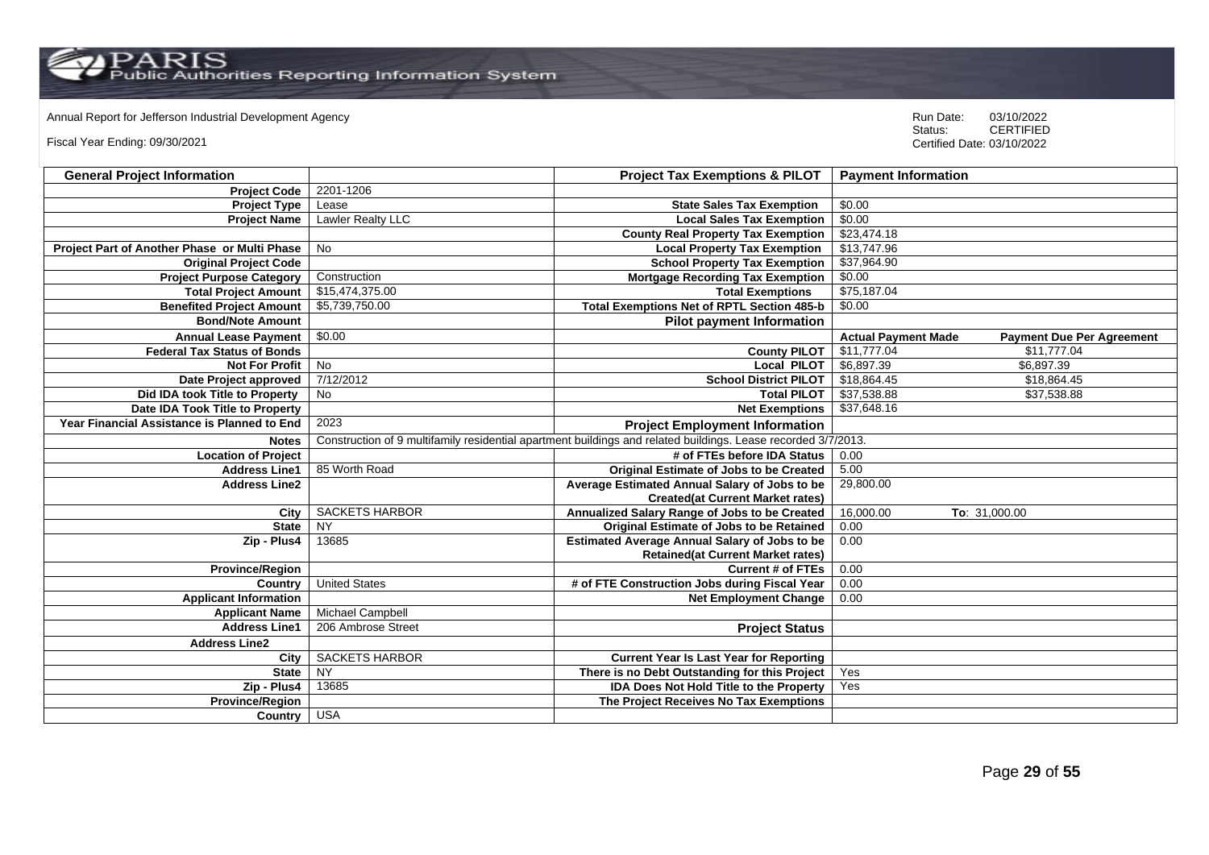Annual Report for Jefferson Industrial Development Agency

Fiscal Year Ending: 09/30/2021

Run Date: 03/10/2022
Status: CERTIFIED
Certified Date: 03/10/2022

| General Project Information | | Project Tax Exemptions & PILOT | Payment Information | |
|---|---|---|---|---|
| Project Code | 2201-1206 | | | |
| Project Type | Lease | State Sales Tax Exemption | $0.00 | |
| Project Name | Lawler Realty LLC | Local Sales Tax Exemption | $0.00 | |
| | | County Real Property Tax Exemption | $23,474.18 | |
| Project Part of Another Phase or Multi Phase | No | Local Property Tax Exemption | $13,747.96 | |
| Original Project Code | | School Property Tax Exemption | $37,964.90 | |
| Project Purpose Category | Construction | Mortgage Recording Tax Exemption | $0.00 | |
| Total Project Amount | $15,474,375.00 | Total Exemptions | $75,187.04 | |
| Benefited Project Amount | $5,739,750.00 | Total Exemptions Net of RPTL Section 485-b | $0.00 | |
| Bond/Note Amount | | Pilot payment Information | | |
| Annual Lease Payment | $0.00 | | Actual Payment Made | Payment Due Per Agreement |
| Federal Tax Status of Bonds | | County PILOT | $11,777.04 | $11,777.04 |
| Not For Profit | No | Local PILOT | $6,897.39 | $6,897.39 |
| Date Project approved | 7/12/2012 | School District PILOT | $18,864.45 | $18,864.45 |
| Did IDA took Title to Property | No | Total PILOT | $37,538.88 | $37,538.88 |
| Date IDA Took Title to Property | | Net Exemptions | $37,648.16 | |
| Year Financial Assistance is Planned to End | 2023 | Project Employment Information | | |
| Notes | Construction of 9 multifamily residential apartment buildings and related buildings. Lease recorded 3/7/2013. | | | |
| Location of Project | | # of FTEs before IDA Status | 0.00 | |
| Address Line1 | 85 Worth Road | Original Estimate of Jobs to be Created | 5.00 | |
| Address Line2 | | Average Estimated Annual Salary of Jobs to be Created(at Current Market rates) | 29,800.00 | |
| City | SACKETS HARBOR | Annualized Salary Range of Jobs to be Created | 16,000.00 | To: 31,000.00 |
| State | NY | Original Estimate of Jobs to be Retained | 0.00 | |
| Zip - Plus4 | 13685 | Estimated Average Annual Salary of Jobs to be Retained(at Current Market rates) | 0.00 | |
| Province/Region | | Current # of FTEs | 0.00 | |
| Country | United States | # of FTE Construction Jobs during Fiscal Year | 0.00 | |
| Applicant Information | | Net Employment Change | 0.00 | |
| Applicant Name | Michael Campbell | | | |
| Address Line1 | 206 Ambrose Street | Project Status | | |
| Address Line2 | | | | |
| City | SACKETS HARBOR | Current Year Is Last Year for Reporting | | |
| State | NY | There is no Debt Outstanding for this Project | Yes | |
| Zip - Plus4 | 13685 | IDA Does Not Hold Title to the Property | Yes | |
| Province/Region | | The Project Receives No Tax Exemptions | | |
| Country | USA | | | |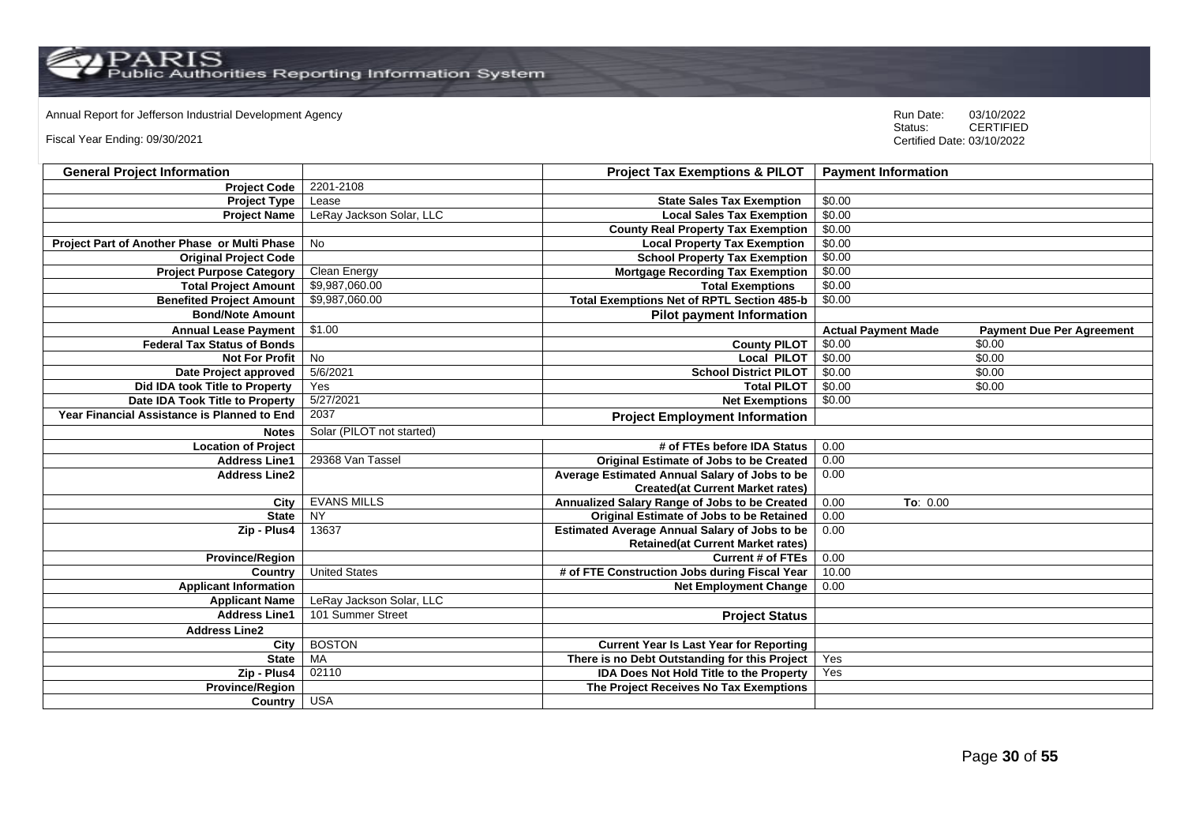Annual Report for Jefferson Industrial Development Agency

Fiscal Year Ending: 09/30/2021

Run Date: 03/10/2022
Status: CERTIFIED
Certified Date: 03/10/2022

| General Project Information | | Project Tax Exemptions & PILOT | Payment Information | |
|---|---|---|---|---|
| Project Code | 2201-2108 | | | |
| Project Type | Lease | State Sales Tax Exemption | $0.00 | |
| Project Name | LeRay Jackson Solar, LLC | Local Sales Tax Exemption | $0.00 | |
| | | County Real Property Tax Exemption | $0.00 | |
| Project Part of Another Phase or Multi Phase | No | Local Property Tax Exemption | $0.00 | |
| Original Project Code | | School Property Tax Exemption | $0.00 | |
| Project Purpose Category | Clean Energy | Mortgage Recording Tax Exemption | $0.00 | |
| Total Project Amount | $9,987,060.00 | Total Exemptions | $0.00 | |
| Benefited Project Amount | $9,987,060.00 | Total Exemptions Net of RPTL Section 485-b | $0.00 | |
| Bond/Note Amount | | Pilot payment Information | | |
| Annual Lease Payment | $1.00 | | Actual Payment Made | Payment Due Per Agreement |
| Federal Tax Status of Bonds | | County PILOT | $0.00 | $0.00 |
| Not For Profit | No | Local PILOT | $0.00 | $0.00 |
| Date Project approved | 5/6/2021 | School District PILOT | $0.00 | $0.00 |
| Did IDA took Title to Property | Yes | Total PILOT | $0.00 | $0.00 |
| Date IDA Took Title to Property | 5/27/2021 | Net Exemptions | $0.00 | |
| Year Financial Assistance is Planned to End | 2037 | Project Employment Information | | |
| Notes | Solar (PILOT not started) | | | |
| Location of Project | | # of FTEs before IDA Status | 0.00 | |
| Address Line1 | 29368 Van Tassel | Original Estimate of Jobs to be Created | 0.00 | |
| Address Line2 | | Average Estimated Annual Salary of Jobs to be Created(at Current Market rates) | 0.00 | |
| City | EVANS MILLS | Annualized Salary Range of Jobs to be Created | 0.00 | To: 0.00 |
| State | NY | Original Estimate of Jobs to be Retained | 0.00 | |
| Zip - Plus4 | 13637 | Estimated Average Annual Salary of Jobs to be Retained(at Current Market rates) | 0.00 | |
| Province/Region | | Current # of FTEs | 0.00 | |
| Country | United States | # of FTE Construction Jobs during Fiscal Year | 10.00 | |
| Applicant Information | | Net Employment Change | 0.00 | |
| Applicant Name | LeRay Jackson Solar, LLC | | | |
| Address Line1 | 101 Summer Street | Project Status | | |
| Address Line2 | | | | |
| City | BOSTON | Current Year Is Last Year for Reporting | | |
| State | MA | There is no Debt Outstanding for this Project | Yes | |
| Zip - Plus4 | 02110 | IDA Does Not Hold Title to the Property | Yes | |
| Province/Region | | The Project Receives No Tax Exemptions | | |
| Country | USA | | | |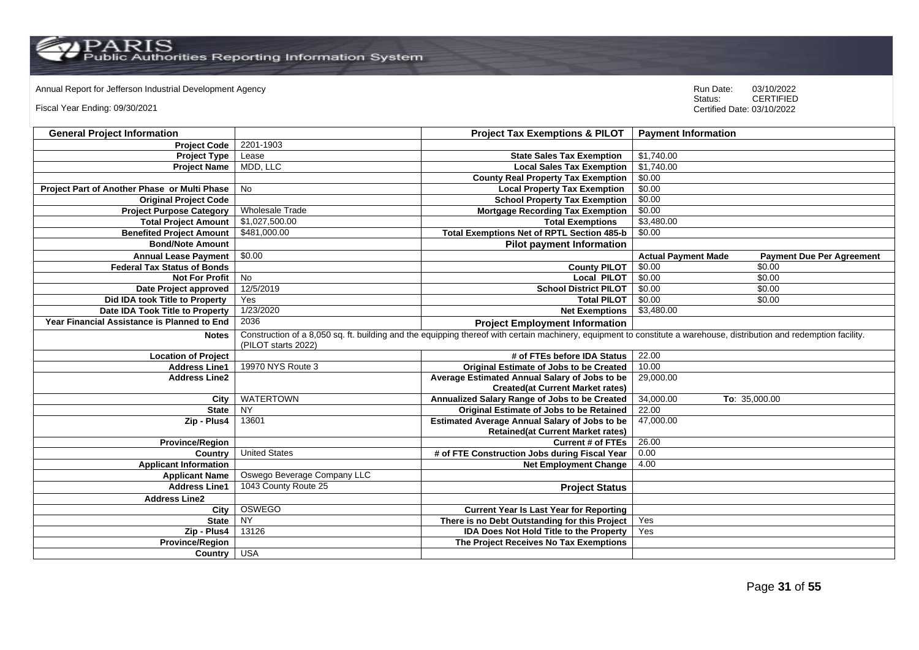Annual Report for Jefferson Industrial Development Agency

Fiscal Year Ending: 09/30/2021

Run Date: 03/10/2022
Status: CERTIFIED
Certified Date: 03/10/2022

| General Project Information | | Project Tax Exemptions & PILOT | Payment Information | |
|---|---|---|---|---|
| Project Code | 2201-1903 | | | |
| Project Type | Lease | State Sales Tax Exemption | $1,740.00 | |
| Project Name | MDD, LLC | Local Sales Tax Exemption | $1,740.00 | |
| | | County Real Property Tax Exemption | $0.00 | |
| Project Part of Another Phase or Multi Phase | No | Local Property Tax Exemption | $0.00 | |
| Original Project Code | | School Property Tax Exemption | $0.00 | |
| Project Purpose Category | Wholesale Trade | Mortgage Recording Tax Exemption | $0.00 | |
| Total Project Amount | $1,027,500.00 | Total Exemptions | $3,480.00 | |
| Benefited Project Amount | $481,000.00 | Total Exemptions Net of RPTL Section 485-b | $0.00 | |
| Bond/Note Amount | | Pilot payment Information | | |
| Annual Lease Payment | $0.00 | | Actual Payment Made | Payment Due Per Agreement |
| Federal Tax Status of Bonds | | County PILOT | $0.00 | $0.00 |
| Not For Profit | No | Local PILOT | $0.00 | $0.00 |
| Date Project approved | 12/5/2019 | School District PILOT | $0.00 | $0.00 |
| Did IDA took Title to Property | Yes | Total PILOT | $0.00 | $0.00 |
| Date IDA Took Title to Property | 1/23/2020 | Net Exemptions | $3,480.00 | |
| Year Financial Assistance is Planned to End | 2036 | Project Employment Information | | |
| Notes | Construction of a 8,050 sq. ft. building and the equipping thereof with certain machinery, equipment to constitute a warehouse, distribution and redemption facility. (PILOT starts 2022) | | | |
| Location of Project | | # of FTEs before IDA Status | 22.00 | |
| Address Line1 | 19970 NYS Route 3 | Original Estimate of Jobs to be Created | 10.00 | |
| Address Line2 | | Average Estimated Annual Salary of Jobs to be Created(at Current Market rates) | 29,000.00 | |
| City | WATERTOWN | Annualized Salary Range of Jobs to be Created | 34,000.00 | To: 35,000.00 |
| State | NY | Original Estimate of Jobs to be Retained | 22.00 | |
| Zip - Plus4 | 13601 | Estimated Average Annual Salary of Jobs to be Retained(at Current Market rates) | 47,000.00 | |
| Province/Region | | Current # of FTEs | 26.00 | |
| Country | United States | # of FTE Construction Jobs during Fiscal Year | 0.00 | |
| Applicant Information | | Net Employment Change | 4.00 | |
| Applicant Name | Oswego Beverage Company LLC | | | |
| Address Line1 | 1043 County Route 25 | Project Status | | |
| Address Line2 | | | | |
| City | OSWEGO | Current Year Is Last Year for Reporting | | |
| State | NY | There is no Debt Outstanding for this Project | Yes | |
| Zip - Plus4 | 13126 | IDA Does Not Hold Title to the Property | Yes | |
| Province/Region | | The Project Receives No Tax Exemptions | | |
| Country | USA | | | |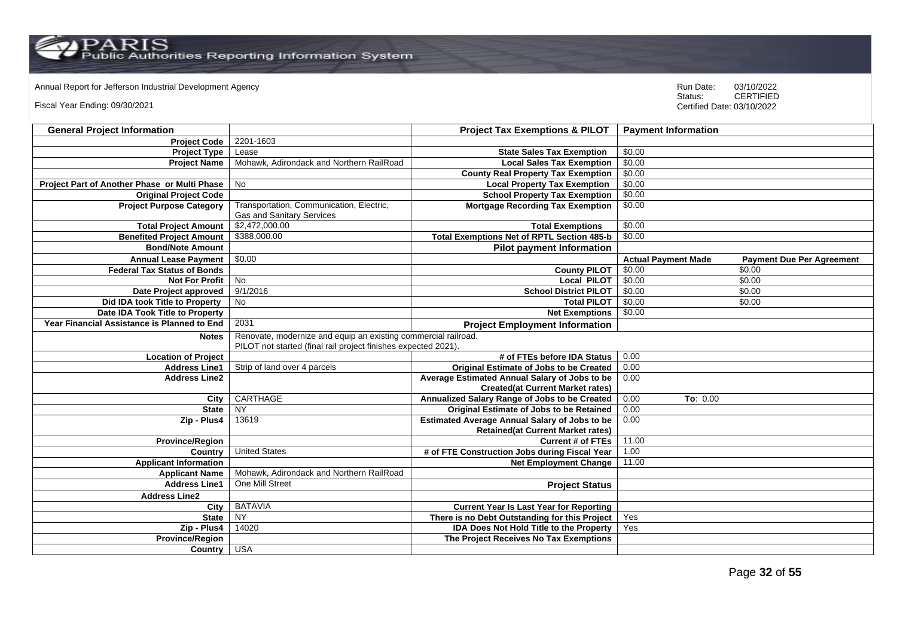Annual Report for Jefferson Industrial Development Agency

Fiscal Year Ending: 09/30/2021

Run Date: 03/10/2022
Status: CERTIFIED
Certified Date: 03/10/2022

| General Project Information | | Project Tax Exemptions & PILOT | Payment Information | |
|---|---|---|---|---|
| Project Code | 2201-1603 | | | |
| Project Type | Lease | State Sales Tax Exemption | $0.00 | |
| Project Name | Mohawk, Adirondack and Northern RailRoad | Local Sales Tax Exemption | $0.00 | |
| | | County Real Property Tax Exemption | $0.00 | |
| Project Part of Another Phase or Multi Phase | No | Local Property Tax Exemption | $0.00 | |
| Original Project Code | | School Property Tax Exemption | $0.00 | |
| Project Purpose Category | Transportation, Communication, Electric, Gas and Sanitary Services | Mortgage Recording Tax Exemption | $0.00 | |
| Total Project Amount | $2,472,000.00 | Total Exemptions | $0.00 | |
| Benefited Project Amount | $388,000.00 | Total Exemptions Net of RPTL Section 485-b | $0.00 | |
| Bond/Note Amount | | **Pilot payment Information** | | |
| Annual Lease Payment | $0.00 | | **Actual Payment Made** | **Payment Due Per Agreement** |
| Federal Tax Status of Bonds | | County PILOT | $0.00 | $0.00 |
| Not For Profit | No | Local PILOT | $0.00 | $0.00 |
| Date Project approved | 9/1/2016 | School District PILOT | $0.00 | $0.00 |
| Did IDA took Title to Property | No | Total PILOT | $0.00 | $0.00 |
| Date IDA Took Title to Property | | Net Exemptions | $0.00 | |
| Year Financial Assistance is Planned to End | 2031 | **Project Employment Information** | | |
| Notes | Renovate, modernize and equip an existing commercial railroad. PILOT not started (final rail project finishes expected 2021). | | | |
| Location of Project | | # of FTEs before IDA Status | 0.00 | |
| Address Line1 | Strip of land over 4 parcels | Original Estimate of Jobs to be Created | 0.00 | |
| Address Line2 | | Average Estimated Annual Salary of Jobs to be Created(at Current Market rates) | 0.00 | |
| City | CARTHAGE | Annualized Salary Range of Jobs to be Created | 0.00 | To: 0.00 |
| State | NY | Original Estimate of Jobs to be Retained | 0.00 | |
| Zip - Plus4 | 13619 | Estimated Average Annual Salary of Jobs to be Retained(at Current Market rates) | 0.00 | |
| Province/Region | | Current # of FTEs | 11.00 | |
| Country | United States | # of FTE Construction Jobs during Fiscal Year | 1.00 | |
| Applicant Information | | Net Employment Change | 11.00 | |
| Applicant Name | Mohawk, Adirondack and Northern RailRoad | | | |
| Address Line1 | One Mill Street | **Project Status** | | |
| Address Line2 | | | | |
| City | BATAVIA | Current Year Is Last Year for Reporting | | |
| State | NY | There is no Debt Outstanding for this Project | Yes | |
| Zip - Plus4 | 14020 | IDA Does Not Hold Title to the Property | Yes | |
| Province/Region | | The Project Receives No Tax Exemptions | | |
| Country | USA | | | |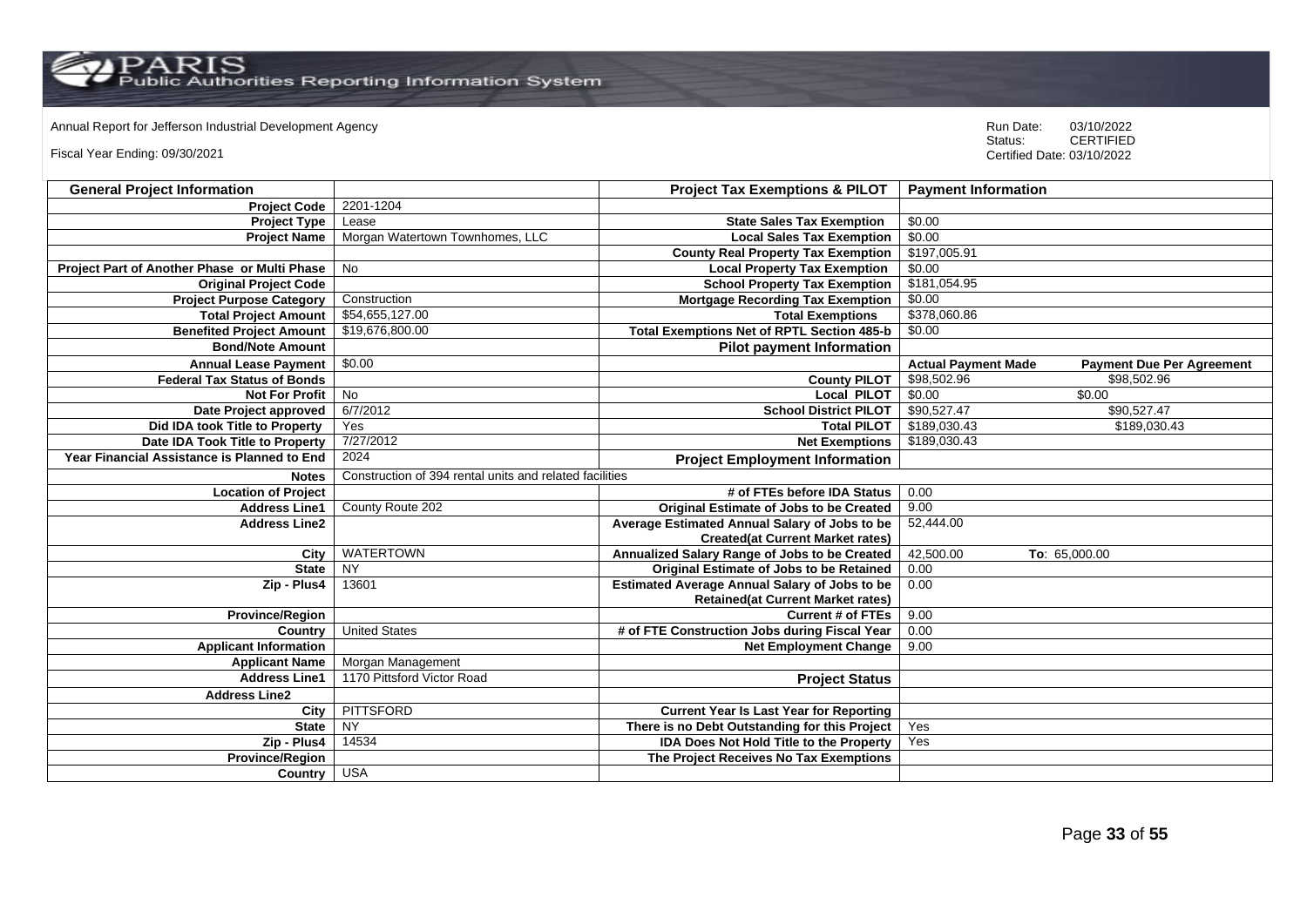Annual Report for Jefferson Industrial Development Agency

Fiscal Year Ending: 09/30/2021

Run Date: 03/10/2022
Status: CERTIFIED
Certified Date: 03/10/2022

| General Project Information | | Project Tax Exemptions & PILOT | Payment Information | |
|---|---|---|---|---|
| Project Code | 2201-1204 | | | |
| Project Type | Lease | State Sales Tax Exemption | $0.00 | |
| Project Name | Morgan Watertown Townhomes, LLC | Local Sales Tax Exemption | $0.00 | |
| | | County Real Property Tax Exemption | $197,005.91 | |
| Project Part of Another Phase or Multi Phase | No | Local Property Tax Exemption | $0.00 | |
| Original Project Code | | School Property Tax Exemption | $181,054.95 | |
| Project Purpose Category | Construction | Mortgage Recording Tax Exemption | $0.00 | |
| Total Project Amount | $54,655,127.00 | Total Exemptions | $378,060.86 | |
| Benefited Project Amount | $19,676,800.00 | Total Exemptions Net of RPTL Section 485-b | $0.00 | |
| Bond/Note Amount | | Pilot payment Information | | |
| Annual Lease Payment | $0.00 | | Actual Payment Made | Payment Due Per Agreement |
| Federal Tax Status of Bonds | | County PILOT | $98,502.96 | $98,502.96 |
| Not For Profit | No | Local PILOT | $0.00 | $0.00 |
| Date Project approved | 6/7/2012 | School District PILOT | $90,527.47 | $90,527.47 |
| Did IDA took Title to Property | Yes | Total PILOT | $189,030.43 | $189,030.43 |
| Date IDA Took Title to Property | 7/27/2012 | Net Exemptions | $189,030.43 | |
| Year Financial Assistance is Planned to End | 2024 | Project Employment Information | | |
| Notes | Construction of 394 rental units and related facilities | | | |
| Location of Project | | # of FTEs before IDA Status | 0.00 | |
| Address Line1 | County Route 202 | Original Estimate of Jobs to be Created | 9.00 | |
| Address Line2 | | Average Estimated Annual Salary of Jobs to be Created(at Current Market rates) | 52,444.00 | |
| City | WATERTOWN | Annualized Salary Range of Jobs to be Created | 42,500.00 | To: 65,000.00 |
| State | NY | Original Estimate of Jobs to be Retained | 0.00 | |
| Zip - Plus4 | 13601 | Estimated Average Annual Salary of Jobs to be Retained(at Current Market rates) | 0.00 | |
| Province/Region | | Current # of FTEs | 9.00 | |
| Country | United States | # of FTE Construction Jobs during Fiscal Year | 0.00 | |
| Applicant Information | | Net Employment Change | 9.00 | |
| Applicant Name | Morgan Management | | | |
| Address Line1 | 1170 Pittsford Victor Road | Project Status | | |
| Address Line2 | | | | |
| City | PITTSFORD | Current Year Is Last Year for Reporting | | |
| State | NY | There is no Debt Outstanding for this Project | Yes | |
| Zip - Plus4 | 14534 | IDA Does Not Hold Title to the Property | Yes | |
| Province/Region | | The Project Receives No Tax Exemptions | | |
| Country | USA | | | |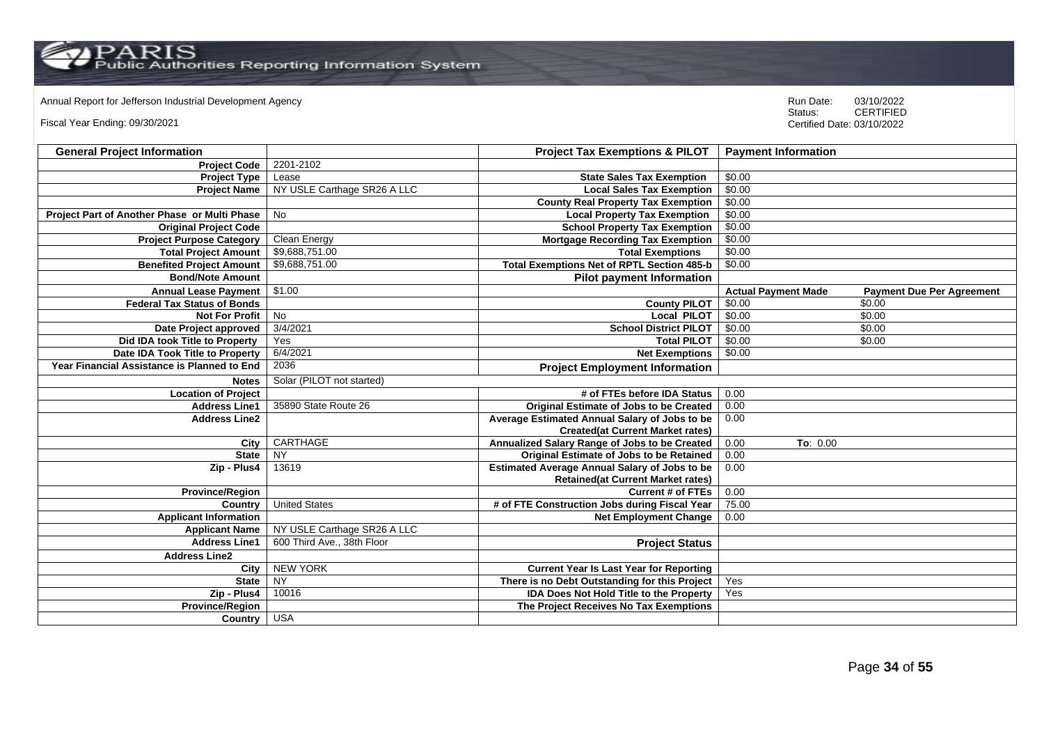Annual Report for Jefferson Industrial Development Agency

Fiscal Year Ending: 09/30/2021

Run Date: 03/10/2022
Status: CERTIFIED
Certified Date: 03/10/2022

| General Project Information | | Project Tax Exemptions & PILOT | Payment Information | |
|---|---|---|---|---|
| Project Code | 2201-2102 | | | |
| Project Type | Lease | State Sales Tax Exemption | $0.00 | |
| Project Name | NY USLE Carthage SR26 A LLC | Local Sales Tax Exemption | $0.00 | |
| | | County Real Property Tax Exemption | $0.00 | |
| Project Part of Another Phase or Multi Phase | No | Local Property Tax Exemption | $0.00 | |
| Original Project Code | | School Property Tax Exemption | $0.00 | |
| Project Purpose Category | Clean Energy | Mortgage Recording Tax Exemption | $0.00 | |
| Total Project Amount | $9,688,751.00 | Total Exemptions | $0.00 | |
| Benefited Project Amount | $9,688,751.00 | Total Exemptions Net of RPTL Section 485-b | $0.00 | |
| Bond/Note Amount | | **Pilot payment Information** | | |
| Annual Lease Payment | $1.00 | | **Actual Payment Made** | **Payment Due Per Agreement** |
| Federal Tax Status of Bonds | | County PILOT | $0.00 | $0.00 |
| Not For Profit | No | Local PILOT | $0.00 | $0.00 |
| Date Project approved | 3/4/2021 | School District PILOT | $0.00 | $0.00 |
| Did IDA took Title to Property | Yes | Total PILOT | $0.00 | $0.00 |
| Date IDA Took Title to Property | 6/4/2021 | Net Exemptions | $0.00 | |
| Year Financial Assistance is Planned to End | 2036 | **Project Employment Information** | | |
| Notes | Solar (PILOT not started) | | | |
| Location of Project | | # of FTEs before IDA Status | 0.00 | |
| Address Line1 | 35890 State Route 26 | Original Estimate of Jobs to be Created | 0.00 | |
| Address Line2 | | Average Estimated Annual Salary of Jobs to be Created(at Current Market rates) | 0.00 | |
| City | CARTHAGE | Annualized Salary Range of Jobs to be Created | 0.00 | To: 0.00 |
| State | NY | Original Estimate of Jobs to be Retained | 0.00 | |
| Zip - Plus4 | 13619 | Estimated Average Annual Salary of Jobs to be Retained(at Current Market rates) | 0.00 | |
| Province/Region | | Current # of FTEs | 0.00 | |
| Country | United States | # of FTE Construction Jobs during Fiscal Year | 75.00 | |
| Applicant Information | | Net Employment Change | 0.00 | |
| Applicant Name | NY USLE Carthage SR26 A LLC | | | |
| Address Line1 | 600 Third Ave., 38th Floor | **Project Status** | | |
| Address Line2 | | | | |
| City | NEW YORK | Current Year Is Last Year for Reporting | | |
| State | NY | There is no Debt Outstanding for this Project | Yes | |
| Zip - Plus4 | 10016 | IDA Does Not Hold Title to the Property | Yes | |
| Province/Region | | The Project Receives No Tax Exemptions | | |
| Country | USA | | | |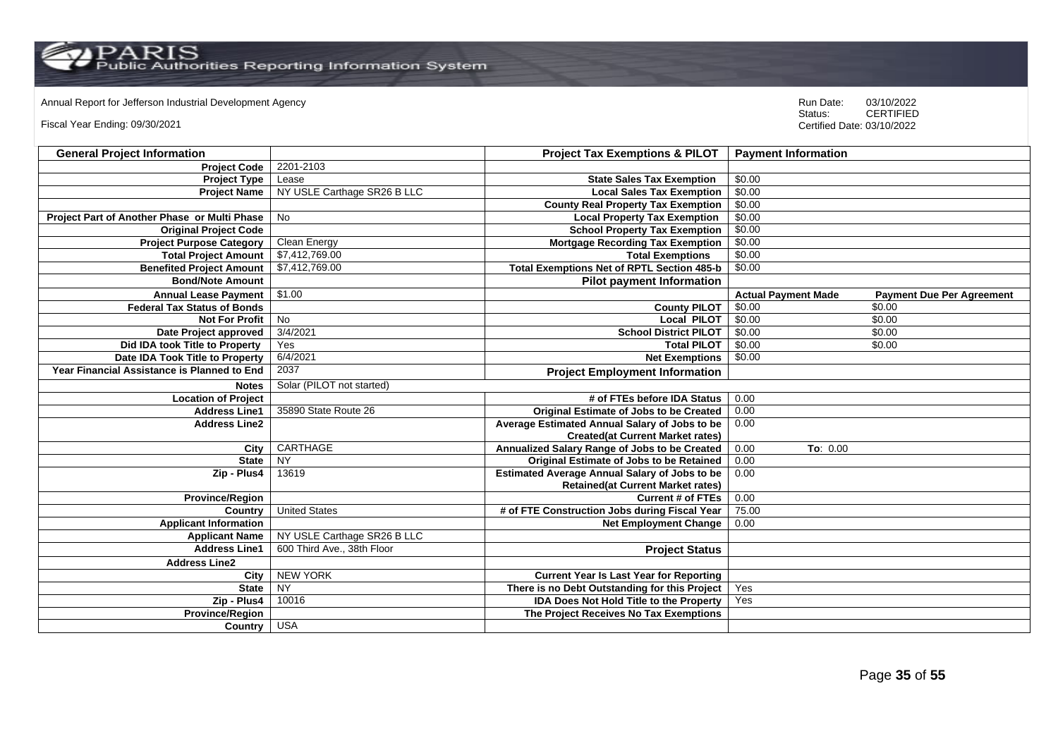Annual Report for Jefferson Industrial Development Agency

Fiscal Year Ending: 09/30/2021

Run Date: 03/10/2022
Status: CERTIFIED
Certified Date: 03/10/2022

| General Project Information | | Project Tax Exemptions & PILOT | Payment Information | |
|---|---|---|---|---|
| Project Code | 2201-2103 | | | |
| Project Type | Lease | State Sales Tax Exemption | $0.00 | |
| Project Name | NY USLE Carthage SR26 B LLC | Local Sales Tax Exemption | $0.00 | |
| | | County Real Property Tax Exemption | $0.00 | |
| Project Part of Another Phase or Multi Phase | No | Local Property Tax Exemption | $0.00 | |
| Original Project Code | | School Property Tax Exemption | $0.00 | |
| Project Purpose Category | Clean Energy | Mortgage Recording Tax Exemption | $0.00 | |
| Total Project Amount | $7,412,769.00 | Total Exemptions | $0.00 | |
| Benefited Project Amount | $7,412,769.00 | Total Exemptions Net of RPTL Section 485-b | $0.00 | |
| Bond/Note Amount | | Pilot payment Information | | |
| Annual Lease Payment | $1.00 | | Actual Payment Made | Payment Due Per Agreement |
| Federal Tax Status of Bonds | | County PILOT | $0.00 | $0.00 |
| Not For Profit | No | Local PILOT | $0.00 | $0.00 |
| Date Project approved | 3/4/2021 | School District PILOT | $0.00 | $0.00 |
| Did IDA took Title to Property | Yes | Total PILOT | $0.00 | $0.00 |
| Date IDA Took Title to Property | 6/4/2021 | Net Exemptions | $0.00 | |
| Year Financial Assistance is Planned to End | 2037 | Project Employment Information | | |
| Notes | Solar (PILOT not started) | | | |
| Location of Project | | # of FTEs before IDA Status | 0.00 | |
| Address Line1 | 35890 State Route 26 | Original Estimate of Jobs to be Created | 0.00 | |
| Address Line2 | | Average Estimated Annual Salary of Jobs to be Created(at Current Market rates) | 0.00 | |
| City | CARTHAGE | Annualized Salary Range of Jobs to be Created | 0.00 | To: 0.00 |
| State | NY | Original Estimate of Jobs to be Retained | 0.00 | |
| Zip - Plus4 | 13619 | Estimated Average Annual Salary of Jobs to be Retained(at Current Market rates) | 0.00 | |
| Province/Region | | Current # of FTEs | 0.00 | |
| Country | United States | # of FTE Construction Jobs during Fiscal Year | 75.00 | |
| Applicant Information | | Net Employment Change | 0.00 | |
| Applicant Name | NY USLE Carthage SR26 B LLC | | | |
| Address Line1 | 600 Third Ave., 38th Floor | Project Status | | |
| Address Line2 | | | | |
| City | NEW YORK | Current Year Is Last Year for Reporting | | |
| State | NY | There is no Debt Outstanding for this Project | Yes | |
| Zip - Plus4 | 10016 | IDA Does Not Hold Title to the Property | Yes | |
| Province/Region | | The Project Receives No Tax Exemptions | | |
| Country | USA | | | |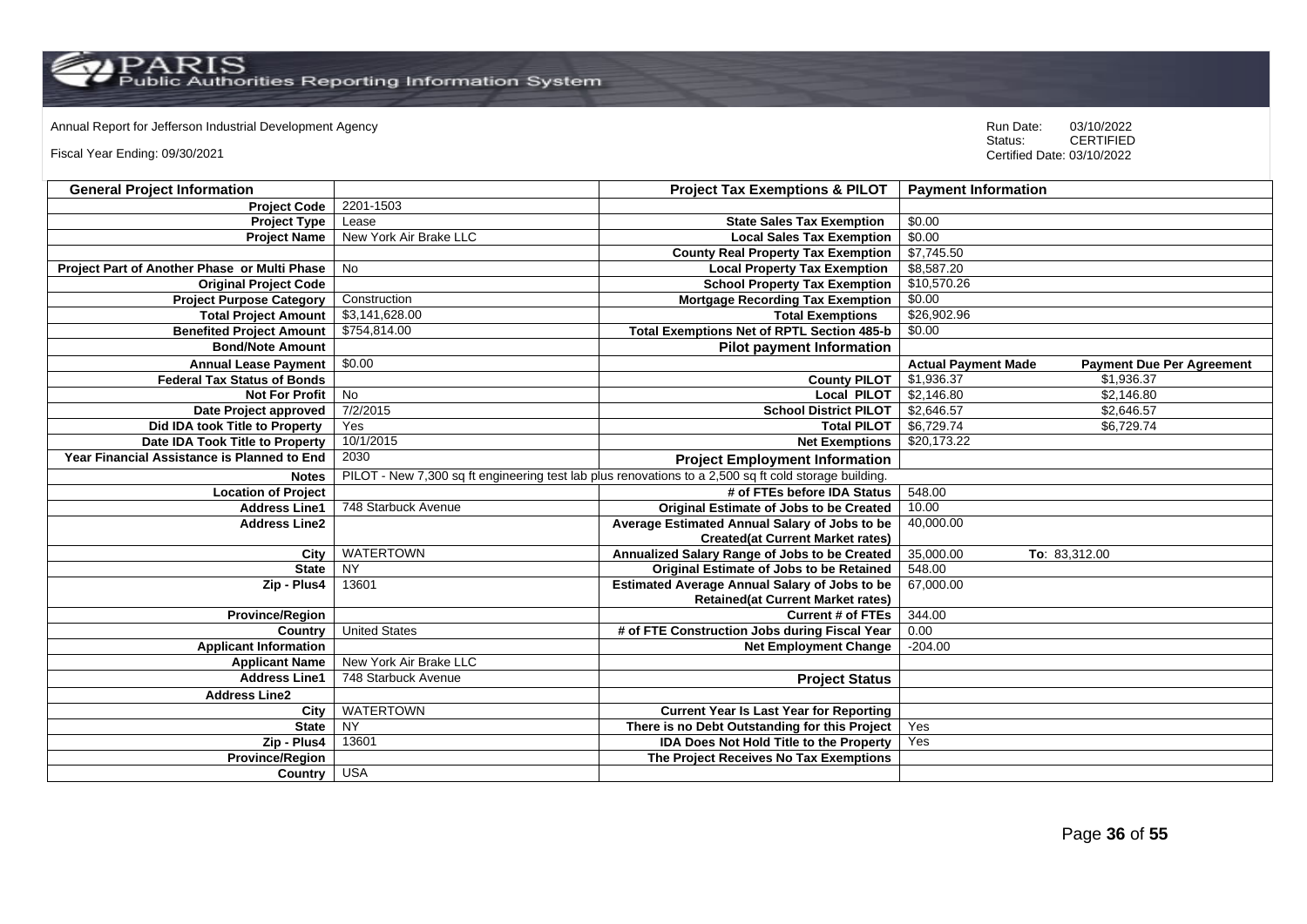Annual Report for Jefferson Industrial Development Agency

Fiscal Year Ending: 09/30/2021

Run Date: 03/10/2022
Status: CERTIFIED
Certified Date: 03/10/2022

| General Project Information | | Project Tax Exemptions & PILOT | Payment Information | |
|---|---|---|---|---|
| Project Code | 2201-1503 | | | |
| Project Type | Lease | State Sales Tax Exemption | $0.00 | |
| Project Name | New York Air Brake LLC | Local Sales Tax Exemption | $0.00 | |
| | | County Real Property Tax Exemption | $7,745.50 | |
| Project Part of Another Phase or Multi Phase | No | Local Property Tax Exemption | $8,587.20 | |
| Original Project Code | | School Property Tax Exemption | $10,570.26 | |
| Project Purpose Category | Construction | Mortgage Recording Tax Exemption | $0.00 | |
| Total Project Amount | $3,141,628.00 | Total Exemptions | $26,902.96 | |
| Benefited Project Amount | $754,814.00 | Total Exemptions Net of RPTL Section 485-b | $0.00 | |
| Bond/Note Amount | | Pilot payment Information | | |
| Annual Lease Payment | $0.00 | | Actual Payment Made | Payment Due Per Agreement |
| Federal Tax Status of Bonds | | County PILOT | $1,936.37 | $1,936.37 |
| Not For Profit | No | Local PILOT | $2,146.80 | $2,146.80 |
| Date Project approved | 7/2/2015 | School District PILOT | $2,646.57 | $2,646.57 |
| Did IDA took Title to Property | Yes | Total PILOT | $6,729.74 | $6,729.74 |
| Date IDA Took Title to Property | 10/1/2015 | Net Exemptions | $20,173.22 | |
| Year Financial Assistance is Planned to End | 2030 | Project Employment Information | | |
| Notes | PILOT - New 7,300 sq ft engineering test lab plus renovations to a 2,500 sq ft cold storage building. | | | |
| Location of Project | | # of FTEs before IDA Status | 548.00 | |
| Address Line1 | 748 Starbuck Avenue | Original Estimate of Jobs to be Created | 10.00 | |
| Address Line2 | | Average Estimated Annual Salary of Jobs to be Created(at Current Market rates) | 40,000.00 | |
| City | WATERTOWN | Annualized Salary Range of Jobs to be Created | 35,000.00 | To: 83,312.00 |
| State | NY | Original Estimate of Jobs to be Retained | 548.00 | |
| Zip - Plus4 | 13601 | Estimated Average Annual Salary of Jobs to be Retained(at Current Market rates) | 67,000.00 | |
| Province/Region | | Current # of FTEs | 344.00 | |
| Country | United States | # of FTE Construction Jobs during Fiscal Year | 0.00 | |
| Applicant Information | | Net Employment Change | -204.00 | |
| Applicant Name | New York Air Brake LLC | | | |
| Address Line1 | 748 Starbuck Avenue | Project Status | | |
| Address Line2 | | | | |
| City | WATERTOWN | Current Year Is Last Year for Reporting | | |
| State | NY | There is no Debt Outstanding for this Project | Yes | |
| Zip - Plus4 | 13601 | IDA Does Not Hold Title to the Property | Yes | |
| Province/Region | | The Project Receives No Tax Exemptions | | |
| Country | USA | | | |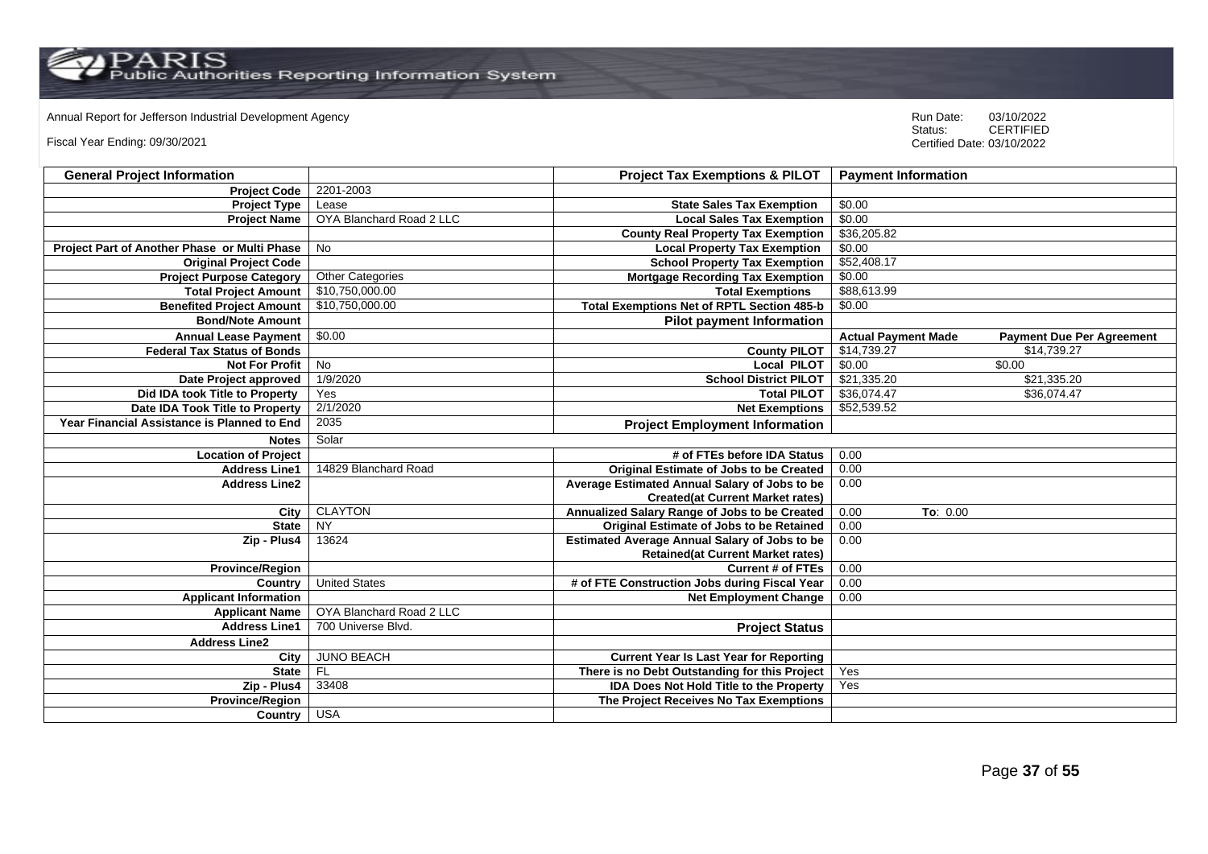Annual Report for Jefferson Industrial Development Agency

Fiscal Year Ending: 09/30/2021

Run Date: 03/10/2022
Status: CERTIFIED
Certified Date: 03/10/2022

| General Project Information | | Project Tax Exemptions & PILOT | Payment Information | |
|---|---|---|---|---|
| Project Code | 2201-2003 | | | |
| Project Type | Lease | State Sales Tax Exemption | $0.00 | |
| Project Name | OYA Blanchard Road 2 LLC | Local Sales Tax Exemption | $0.00 | |
| | | County Real Property Tax Exemption | $36,205.82 | |
| Project Part of Another Phase or Multi Phase | No | Local Property Tax Exemption | $0.00 | |
| Original Project Code | | School Property Tax Exemption | $52,408.17 | |
| Project Purpose Category | Other Categories | Mortgage Recording Tax Exemption | $0.00 | |
| Total Project Amount | $10,750,000.00 | Total Exemptions | $88,613.99 | |
| Benefited Project Amount | $10,750,000.00 | Total Exemptions Net of RPTL Section 485-b | $0.00 | |
| Bond/Note Amount | | Pilot payment Information | | |
| Annual Lease Payment | $0.00 | | Actual Payment Made | Payment Due Per Agreement |
| Federal Tax Status of Bonds | | County PILOT | $14,739.27 | $14,739.27 |
| Not For Profit | No | Local PILOT | $0.00 | $0.00 |
| Date Project approved | 1/9/2020 | School District PILOT | $21,335.20 | $21,335.20 |
| Did IDA took Title to Property | Yes | Total PILOT | $36,074.47 | $36,074.47 |
| Date IDA Took Title to Property | 2/1/2020 | Net Exemptions | $52,539.52 | |
| Year Financial Assistance is Planned to End | 2035 | Project Employment Information | | |
| Notes | Solar | | | |
| Location of Project | | # of FTEs before IDA Status | 0.00 | |
| Address Line1 | 14829 Blanchard Road | Original Estimate of Jobs to be Created | 0.00 | |
| Address Line2 | | Average Estimated Annual Salary of Jobs to be Created(at Current Market rates) | 0.00 | |
| City | CLAYTON | Annualized Salary Range of Jobs to be Created | 0.00 | To: 0.00 |
| State | NY | Original Estimate of Jobs to be Retained | 0.00 | |
| Zip - Plus4 | 13624 | Estimated Average Annual Salary of Jobs to be Retained(at Current Market rates) | 0.00 | |
| Province/Region | | Current # of FTEs | 0.00 | |
| Country | United States | # of FTE Construction Jobs during Fiscal Year | 0.00 | |
| Applicant Information | | Net Employment Change | 0.00 | |
| Applicant Name | OYA Blanchard Road 2 LLC | | | |
| Address Line1 | 700 Universe Blvd. | Project Status | | |
| Address Line2 | | | | |
| City | JUNO BEACH | Current Year Is Last Year for Reporting | | |
| State | FL | There is no Debt Outstanding for this Project | Yes | |
| Zip - Plus4 | 33408 | IDA Does Not Hold Title to the Property | Yes | |
| Province/Region | | The Project Receives No Tax Exemptions | | |
| Country | USA | | | |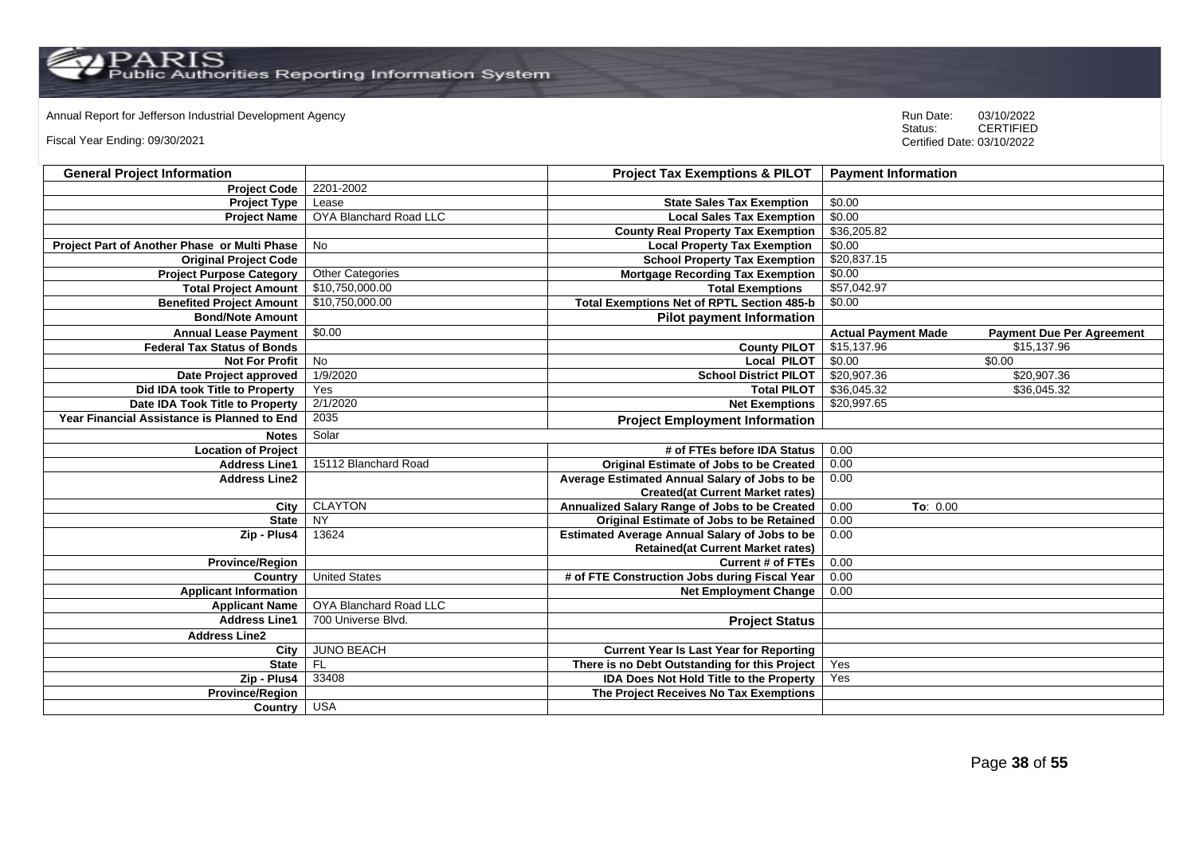Annual Report for Jefferson Industrial Development Agency

Fiscal Year Ending: 09/30/2021

Run Date: 03/10/2022
Status: CERTIFIED
Certified Date: 03/10/2022

| General Project Information | | Project Tax Exemptions & PILOT | Payment Information | |
|---|---|---|---|---|
| Project Code | 2201-2002 | | | |
| Project Type | Lease | State Sales Tax Exemption | $0.00 | |
| Project Name | OYA Blanchard Road LLC | Local Sales Tax Exemption | $0.00 | |
| | | County Real Property Tax Exemption | $36,205.82 | |
| Project Part of Another Phase or Multi Phase | No | Local Property Tax Exemption | $0.00 | |
| Original Project Code | | School Property Tax Exemption | $20,837.15 | |
| Project Purpose Category | Other Categories | Mortgage Recording Tax Exemption | $0.00 | |
| Total Project Amount | $10,750,000.00 | Total Exemptions | $57,042.97 | |
| Benefited Project Amount | $10,750,000.00 | Total Exemptions Net of RPTL Section 485-b | $0.00 | |
| Bond/Note Amount | | Pilot payment Information | | |
| Annual Lease Payment | $0.00 | | Actual Payment Made | Payment Due Per Agreement |
| Federal Tax Status of Bonds | | County PILOT | $15,137.96 | $15,137.96 |
| Not For Profit | No | Local PILOT | $0.00 | $0.00 |
| Date Project approved | 1/9/2020 | School District PILOT | $20,907.36 | $20,907.36 |
| Did IDA took Title to Property | Yes | Total PILOT | $36,045.32 | $36,045.32 |
| Date IDA Took Title to Property | 2/1/2020 | Net Exemptions | $20,997.65 | |
| Year Financial Assistance is Planned to End | 2035 | Project Employment Information | | |
| Notes | Solar | | | |
| Location of Project | | # of FTEs before IDA Status | 0.00 | |
| Address Line1 | 15112 Blanchard Road | Original Estimate of Jobs to be Created | 0.00 | |
| Address Line2 | | Average Estimated Annual Salary of Jobs to be Created(at Current Market rates) | 0.00 | |
| City | CLAYTON | Annualized Salary Range of Jobs to be Created | 0.00 | To: 0.00 |
| State | NY | Original Estimate of Jobs to be Retained | 0.00 | |
| Zip - Plus4 | 13624 | Estimated Average Annual Salary of Jobs to be Retained(at Current Market rates) | 0.00 | |
| Province/Region | | Current # of FTEs | 0.00 | |
| Country | United States | # of FTE Construction Jobs during Fiscal Year | 0.00 | |
| Applicant Information | | Net Employment Change | 0.00 | |
| Applicant Name | OYA Blanchard Road LLC | | | |
| Address Line1 | 700 Universe Blvd. | Project Status | | |
| Address Line2 | | | | |
| City | JUNO BEACH | Current Year Is Last Year for Reporting | | |
| State | FL | There is no Debt Outstanding for this Project | Yes | |
| Zip - Plus4 | 33408 | IDA Does Not Hold Title to the Property | Yes | |
| Province/Region | | The Project Receives No Tax Exemptions | | |
| Country | USA | | | |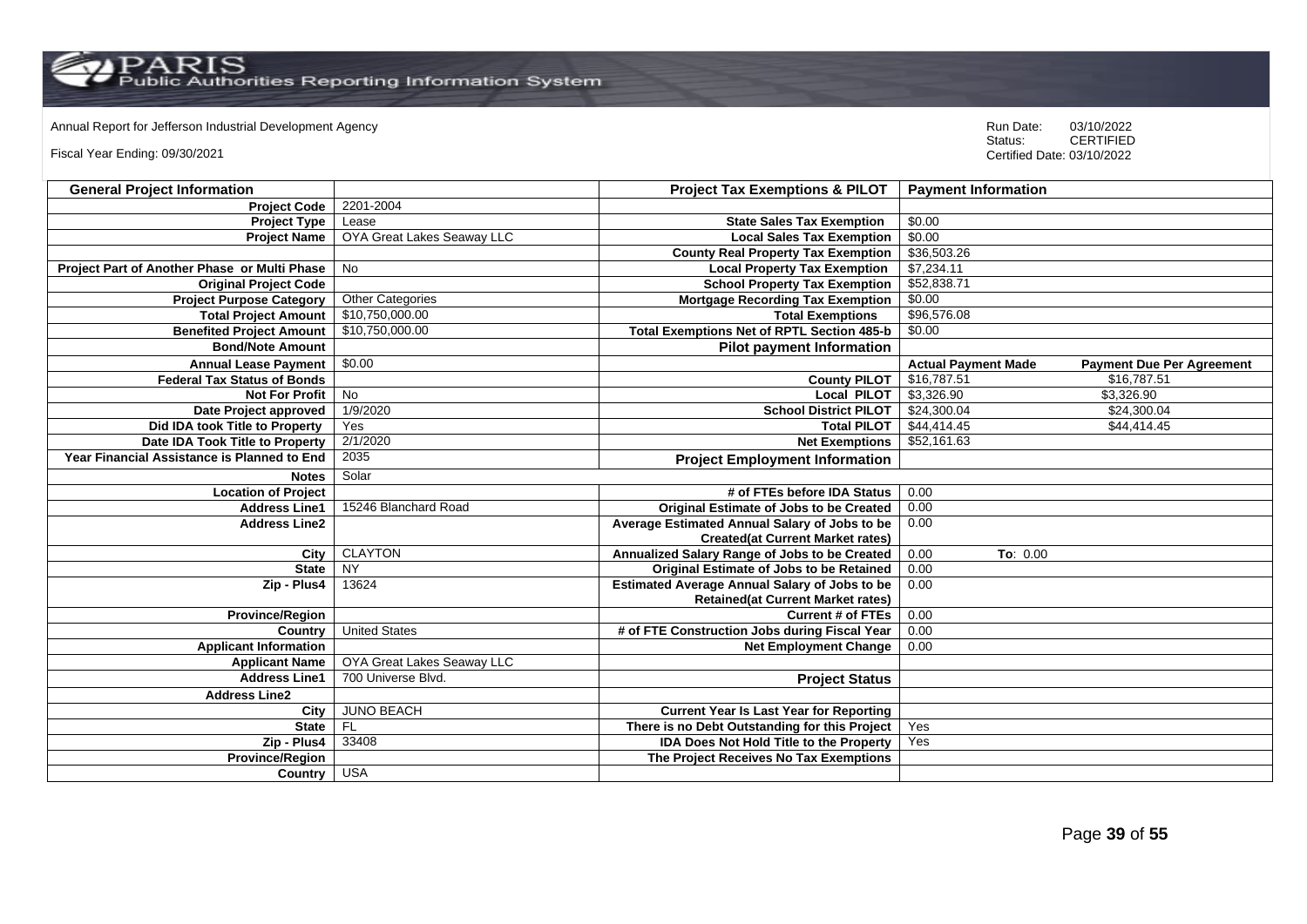Annual Report for Jefferson Industrial Development Agency

Fiscal Year Ending: 09/30/2021

Run Date: 03/10/2022
Status: CERTIFIED
Certified Date: 03/10/2022

| General Project Information | | Project Tax Exemptions & PILOT | Payment Information | |
|---|---|---|---|---|
| Project Code | 2201-2004 | | | |
| Project Type | Lease | State Sales Tax Exemption | $0.00 | |
| Project Name | OYA Great Lakes Seaway LLC | Local Sales Tax Exemption | $0.00 | |
| | | County Real Property Tax Exemption | $36,503.26 | |
| Project Part of Another Phase or Multi Phase | No | Local Property Tax Exemption | $7,234.11 | |
| Original Project Code | | School Property Tax Exemption | $52,838.71 | |
| Project Purpose Category | Other Categories | Mortgage Recording Tax Exemption | $0.00 | |
| Total Project Amount | $10,750,000.00 | Total Exemptions | $96,576.08 | |
| Benefited Project Amount | $10,750,000.00 | Total Exemptions Net of RPTL Section 485-b | $0.00 | |
| Bond/Note Amount | | **Pilot payment Information** | | |
| Annual Lease Payment | $0.00 | | **Actual Payment Made** | **Payment Due Per Agreement** |
| Federal Tax Status of Bonds | | County PILOT | $16,787.51 | $16,787.51 |
| Not For Profit | No | Local PILOT | $3,326.90 | $3,326.90 |
| Date Project approved | 1/9/2020 | School District PILOT | $24,300.04 | $24,300.04 |
| Did IDA took Title to Property | Yes | Total PILOT | $44,414.45 | $44,414.45 |
| Date IDA Took Title to Property | 2/1/2020 | Net Exemptions | $52,161.63 | |
| Year Financial Assistance is Planned to End | 2035 | **Project Employment Information** | | |
| Notes | Solar | | | |
| Location of Project | | # of FTEs before IDA Status | 0.00 | |
| Address Line1 | 15246 Blanchard Road | Original Estimate of Jobs to be Created | 0.00 | |
| Address Line2 | | Average Estimated Annual Salary of Jobs to be Created(at Current Market rates) | 0.00 | |
| City | CLAYTON | Annualized Salary Range of Jobs to be Created | 0.00 | To: 0.00 |
| State | NY | Original Estimate of Jobs to be Retained | 0.00 | |
| Zip - Plus4 | 13624 | Estimated Average Annual Salary of Jobs to be Retained(at Current Market rates) | 0.00 | |
| Province/Region | | Current # of FTEs | 0.00 | |
| Country | United States | # of FTE Construction Jobs during Fiscal Year | 0.00 | |
| Applicant Information | | Net Employment Change | 0.00 | |
| Applicant Name | OYA Great Lakes Seaway LLC | | | |
| Address Line1 | 700 Universe Blvd. | **Project Status** | | |
| Address Line2 | | | | |
| City | JUNO BEACH | Current Year Is Last Year for Reporting | | |
| State | FL | There is no Debt Outstanding for this Project | Yes | |
| Zip - Plus4 | 33408 | IDA Does Not Hold Title to the Property | Yes | |
| Province/Region | | The Project Receives No Tax Exemptions | | |
| Country | USA | | | |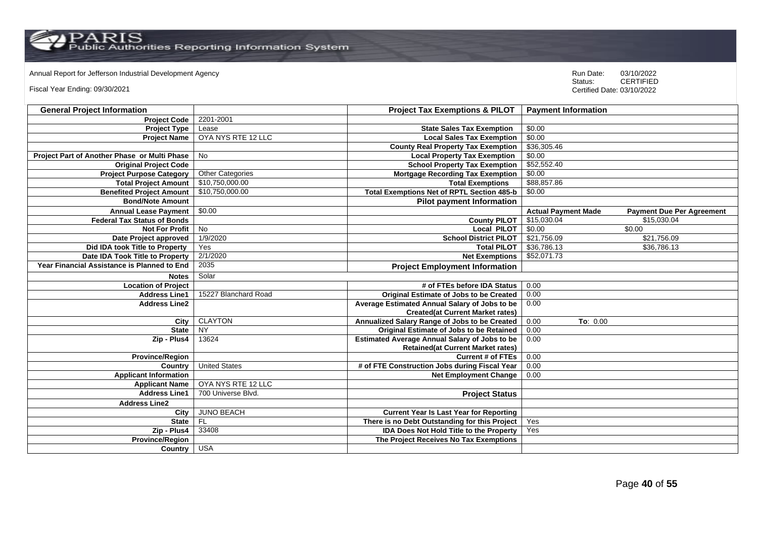Annual Report for Jefferson Industrial Development Agency

Fiscal Year Ending: 09/30/2021

Run Date: 03/10/2022
Status: CERTIFIED
Certified Date: 03/10/2022

| General Project Information | | Project Tax Exemptions & PILOT | Payment Information | |
|---|---|---|---|---|
| Project Code | 2201-2001 | | | |
| Project Type | Lease | State Sales Tax Exemption | $0.00 | |
| Project Name | OYA NYS RTE 12 LLC | Local Sales Tax Exemption | $0.00 | |
| | | County Real Property Tax Exemption | $36,305.46 | |
| Project Part of Another Phase or Multi Phase | No | Local Property Tax Exemption | $0.00 | |
| Original Project Code | | School Property Tax Exemption | $52,552.40 | |
| Project Purpose Category | Other Categories | Mortgage Recording Tax Exemption | $0.00 | |
| Total Project Amount | $10,750,000.00 | Total Exemptions | $88,857.86 | |
| Benefited Project Amount | $10,750,000.00 | Total Exemptions Net of RPTL Section 485-b | $0.00 | |
| Bond/Note Amount | | Pilot payment Information | | |
| Annual Lease Payment | $0.00 | | Actual Payment Made | Payment Due Per Agreement |
| Federal Tax Status of Bonds | | County PILOT | $15,030.04 | $15,030.04 |
| Not For Profit | No | Local PILOT | $0.00 | $0.00 |
| Date Project approved | 1/9/2020 | School District PILOT | $21,756.09 | $21,756.09 |
| Did IDA took Title to Property | Yes | Total PILOT | $36,786.13 | $36,786.13 |
| Date IDA Took Title to Property | 2/1/2020 | Net Exemptions | $52,071.73 | |
| Year Financial Assistance is Planned to End | 2035 | Project Employment Information | | |
| Notes | Solar | | | |
| Location of Project | | # of FTEs before IDA Status | 0.00 | |
| Address Line1 | 15227 Blanchard Road | Original Estimate of Jobs to be Created | 0.00 | |
| Address Line2 | | Average Estimated Annual Salary of Jobs to be Created(at Current Market rates) | 0.00 | |
| City | CLAYTON | Annualized Salary Range of Jobs to be Created | 0.00 | To: 0.00 |
| State | NY | Original Estimate of Jobs to be Retained | 0.00 | |
| Zip - Plus4 | 13624 | Estimated Average Annual Salary of Jobs to be Retained(at Current Market rates) | 0.00 | |
| Province/Region | | Current # of FTEs | 0.00 | |
| Country | United States | # of FTE Construction Jobs during Fiscal Year | 0.00 | |
| Applicant Information | | Net Employment Change | 0.00 | |
| Applicant Name | OYA NYS RTE 12 LLC | | | |
| Address Line1 | 700 Universe Blvd. | Project Status | | |
| Address Line2 | | | | |
| City | JUNO BEACH | Current Year Is Last Year for Reporting | | |
| State | FL | There is no Debt Outstanding for this Project | Yes | |
| Zip - Plus4 | 33408 | IDA Does Not Hold Title to the Property | Yes | |
| Province/Region | | The Project Receives No Tax Exemptions | | |
| Country | USA | | | |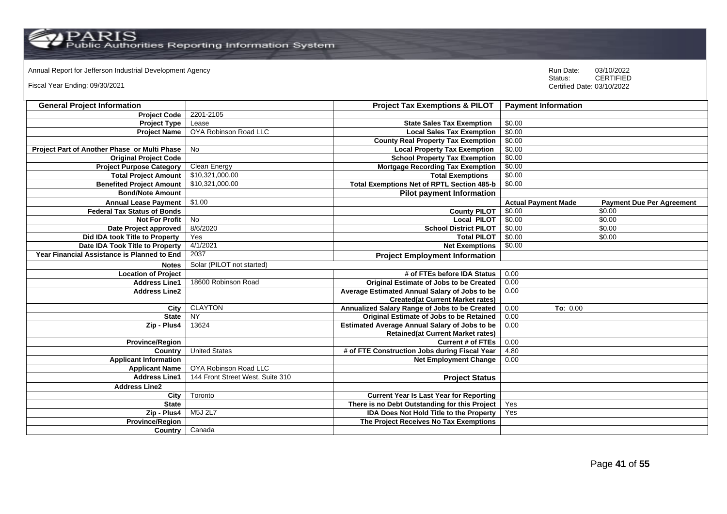Annual Report for Jefferson Industrial Development Agency

Fiscal Year Ending: 09/30/2021

Run Date: 03/10/2022
Status: CERTIFIED
Certified Date: 03/10/2022

| General Project Information | | Project Tax Exemptions & PILOT | Payment Information | |
|---|---|---|---|---|
| Project Code | 2201-2105 | | | |
| Project Type | Lease | State Sales Tax Exemption | $0.00 | |
| Project Name | OYA Robinson Road LLC | Local Sales Tax Exemption | $0.00 | |
| | | County Real Property Tax Exemption | $0.00 | |
| Project Part of Another Phase or Multi Phase | No | Local Property Tax Exemption | $0.00 | |
| Original Project Code | | School Property Tax Exemption | $0.00 | |
| Project Purpose Category | Clean Energy | Mortgage Recording Tax Exemption | $0.00 | |
| Total Project Amount | $10,321,000.00 | Total Exemptions | $0.00 | |
| Benefited Project Amount | $10,321,000.00 | Total Exemptions Net of RPTL Section 485-b | $0.00 | |
| Bond/Note Amount | | Pilot payment Information | | |
| Annual Lease Payment | $1.00 | | Actual Payment Made | Payment Due Per Agreement |
| Federal Tax Status of Bonds | | County PILOT | $0.00 | $0.00 |
| Not For Profit | No | Local PILOT | $0.00 | $0.00 |
| Date Project approved | 8/6/2020 | School District PILOT | $0.00 | $0.00 |
| Did IDA took Title to Property | Yes | Total PILOT | $0.00 | $0.00 |
| Date IDA Took Title to Property | 4/1/2021 | Net Exemptions | $0.00 | |
| Year Financial Assistance is Planned to End | 2037 | Project Employment Information | | |
| Notes | Solar (PILOT not started) | | | |
| Location of Project | | # of FTEs before IDA Status | 0.00 | |
| Address Line1 | 18600 Robinson Road | Original Estimate of Jobs to be Created | 0.00 | |
| Address Line2 | | Average Estimated Annual Salary of Jobs to be Created(at Current Market rates) | 0.00 | |
| City | CLAYTON | Annualized Salary Range of Jobs to be Created | 0.00 | To: 0.00 |
| State | NY | Original Estimate of Jobs to be Retained | 0.00 | |
| Zip - Plus4 | 13624 | Estimated Average Annual Salary of Jobs to be Retained(at Current Market rates) | 0.00 | |
| Province/Region | | Current # of FTEs | 0.00 | |
| Country | United States | # of FTE Construction Jobs during Fiscal Year | 4.80 | |
| Applicant Information | | Net Employment Change | 0.00 | |
| Applicant Name | OYA Robinson Road LLC | | | |
| Address Line1 | 144 Front Street West, Suite 310 | Project Status | | |
| Address Line2 | | | | |
| City | Toronto | Current Year Is Last Year for Reporting | | |
| State | | There is no Debt Outstanding for this Project | Yes | |
| Zip - Plus4 | M5J 2L7 | IDA Does Not Hold Title to the Property | Yes | |
| Province/Region | | The Project Receives No Tax Exemptions | | |
| Country | Canada | | | |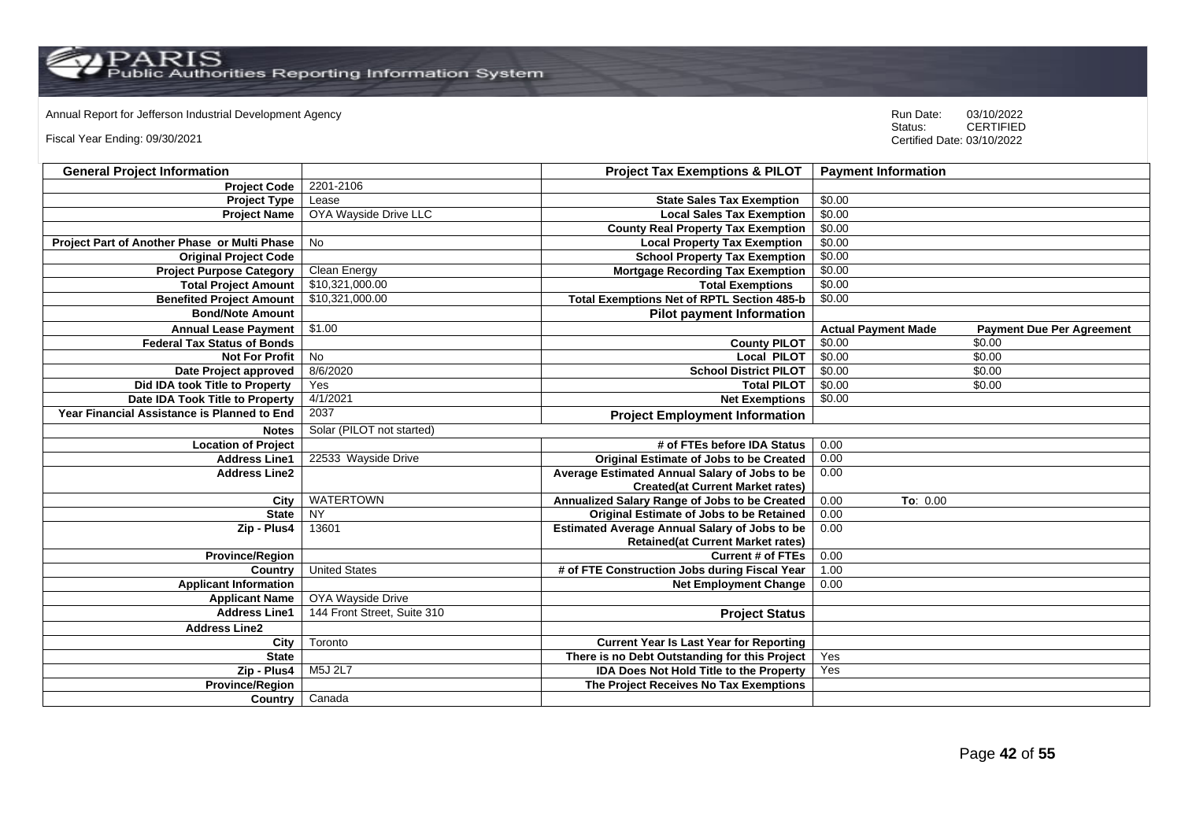Annual Report for Jefferson Industrial Development Agency

Fiscal Year Ending: 09/30/2021

Run Date: 03/10/2022
Status: CERTIFIED
Certified Date: 03/10/2022

| General Project Information | | Project Tax Exemptions & PILOT | Payment Information | |
|---|---|---|---|---|
| Project Code | 2201-2106 | | | |
| Project Type | Lease | State Sales Tax Exemption | $0.00 | |
| Project Name | OYA Wayside Drive LLC | Local Sales Tax Exemption | $0.00 | |
| | | County Real Property Tax Exemption | $0.00 | |
| Project Part of Another Phase or Multi Phase | No | Local Property Tax Exemption | $0.00 | |
| Original Project Code | | School Property Tax Exemption | $0.00 | |
| Project Purpose Category | Clean Energy | Mortgage Recording Tax Exemption | $0.00 | |
| Total Project Amount | $10,321,000.00 | Total Exemptions | $0.00 | |
| Benefited Project Amount | $10,321,000.00 | Total Exemptions Net of RPTL Section 485-b | $0.00 | |
| Bond/Note Amount | | Pilot payment Information | | |
| Annual Lease Payment | $1.00 | | Actual Payment Made | Payment Due Per Agreement |
| Federal Tax Status of Bonds | | County PILOT | $0.00 | $0.00 |
| Not For Profit | No | Local PILOT | $0.00 | $0.00 |
| Date Project approved | 8/6/2020 | School District PILOT | $0.00 | $0.00 |
| Did IDA took Title to Property | Yes | Total PILOT | $0.00 | $0.00 |
| Date IDA Took Title to Property | 4/1/2021 | Net Exemptions | $0.00 | |
| Year Financial Assistance is Planned to End | 2037 | Project Employment Information | | |
| Notes | Solar (PILOT not started) | | | |
| Location of Project | | # of FTEs before IDA Status | 0.00 | |
| Address Line1 | 22533 Wayside Drive | Original Estimate of Jobs to be Created | 0.00 | |
| Address Line2 | | Average Estimated Annual Salary of Jobs to be Created(at Current Market rates) | 0.00 | |
| City | WATERTOWN | Annualized Salary Range of Jobs to be Created | 0.00 | To: 0.00 |
| State | NY | Original Estimate of Jobs to be Retained | 0.00 | |
| Zip - Plus4 | 13601 | Estimated Average Annual Salary of Jobs to be Retained(at Current Market rates) | 0.00 | |
| Province/Region | | Current # of FTEs | 0.00 | |
| Country | United States | # of FTE Construction Jobs during Fiscal Year | 1.00 | |
| Applicant Information | | Net Employment Change | 0.00 | |
| Applicant Name | OYA Wayside Drive | | | |
| Address Line1 | 144 Front Street, Suite 310 | Project Status | | |
| Address Line2 | | | | |
| City | Toronto | Current Year Is Last Year for Reporting | | |
| State | | There is no Debt Outstanding for this Project | Yes | |
| Zip - Plus4 | M5J 2L7 | IDA Does Not Hold Title to the Property | Yes | |
| Province/Region | | The Project Receives No Tax Exemptions | | |
| Country | Canada | | | |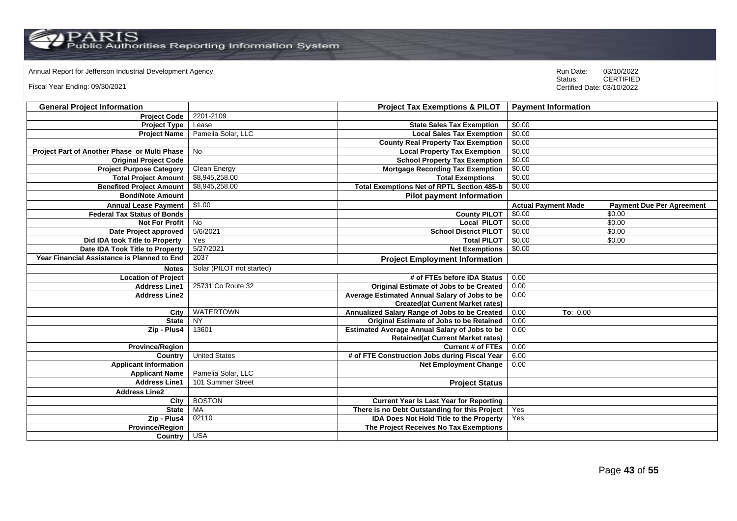Annual Report for Jefferson Industrial Development Agency

Fiscal Year Ending: 09/30/2021

Run Date: 03/10/2022
Status: CERTIFIED
Certified Date: 03/10/2022

| General Project Information | | Project Tax Exemptions & PILOT | Payment Information | |
|---|---|---|---|---|
| Project Code | 2201-2109 | | | |
| Project Type | Lease | State Sales Tax Exemption | $0.00 | |
| Project Name | Pamelia Solar, LLC | Local Sales Tax Exemption | $0.00 | |
| | | County Real Property Tax Exemption | $0.00 | |
| Project Part of Another Phase or Multi Phase | No | Local Property Tax Exemption | $0.00 | |
| Original Project Code | | School Property Tax Exemption | $0.00 | |
| Project Purpose Category | Clean Energy | Mortgage Recording Tax Exemption | $0.00 | |
| Total Project Amount | $8,945,258.00 | Total Exemptions | $0.00 | |
| Benefited Project Amount | $8,945,258.00 | Total Exemptions Net of RPTL Section 485-b | $0.00 | |
| Bond/Note Amount | | **Pilot payment Information** | | |
| Annual Lease Payment | $1.00 | | **Actual Payment Made** | **Payment Due Per Agreement** |
| Federal Tax Status of Bonds | | County PILOT | $0.00 | $0.00 |
| Not For Profit | No | Local PILOT | $0.00 | $0.00 |
| Date Project approved | 5/6/2021 | School District PILOT | $0.00 | $0.00 |
| Did IDA took Title to Property | Yes | Total PILOT | $0.00 | $0.00 |
| Date IDA Took Title to Property | 5/27/2021 | Net Exemptions | $0.00 | |
| Year Financial Assistance is Planned to End | 2037 | **Project Employment Information** | | |
| Notes | Solar (PILOT not started) | | | |
| Location of Project | | # of FTEs before IDA Status | 0.00 | |
| Address Line1 | 25731 Co Route 32 | Original Estimate of Jobs to be Created | 0.00 | |
| Address Line2 | | Average Estimated Annual Salary of Jobs to be Created(at Current Market rates) | 0.00 | |
| City | WATERTOWN | Annualized Salary Range of Jobs to be Created | 0.00 | To: 0.00 |
| State | NY | Original Estimate of Jobs to be Retained | 0.00 | |
| Zip - Plus4 | 13601 | Estimated Average Annual Salary of Jobs to be Retained(at Current Market rates) | 0.00 | |
| Province/Region | | Current # of FTEs | 0.00 | |
| Country | United States | # of FTE Construction Jobs during Fiscal Year | 6.00 | |
| Applicant Information | | Net Employment Change | 0.00 | |
| Applicant Name | Pamelia Solar, LLC | | | |
| Address Line1 | 101 Summer Street | **Project Status** | | |
| Address Line2 | | | | |
| City | BOSTON | Current Year Is Last Year for Reporting | | |
| State | MA | There is no Debt Outstanding for this Project | Yes | |
| Zip - Plus4 | 02110 | IDA Does Not Hold Title to the Property | Yes | |
| Province/Region | | The Project Receives No Tax Exemptions | | |
| Country | USA | | | |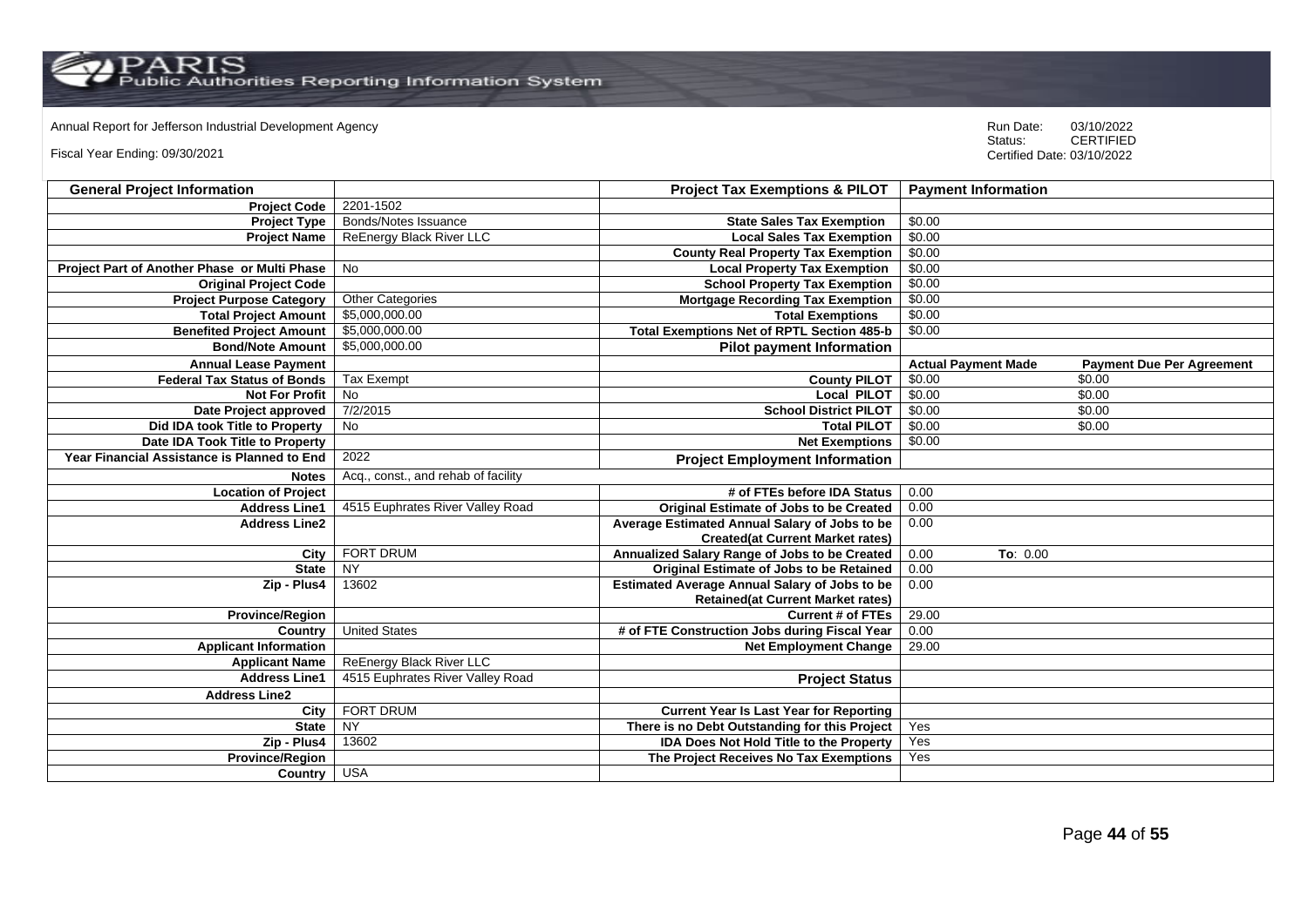Annual Report for Jefferson Industrial Development Agency

Fiscal Year Ending: 09/30/2021

Run Date: 03/10/2022
Status: CERTIFIED
Certified Date: 03/10/2022

| General Project Information | | Project Tax Exemptions & PILOT | Payment Information | |
|---|---|---|---|---|
| Project Code | 2201-1502 | | | |
| Project Type | Bonds/Notes Issuance | State Sales Tax Exemption | $0.00 | |
| Project Name | ReEnergy Black River LLC | Local Sales Tax Exemption | $0.00 | |
| | | County Real Property Tax Exemption | $0.00 | |
| Project Part of Another Phase or Multi Phase | No | Local Property Tax Exemption | $0.00 | |
| Original Project Code | | School Property Tax Exemption | $0.00 | |
| Project Purpose Category | Other Categories | Mortgage Recording Tax Exemption | $0.00 | |
| Total Project Amount | $5,000,000.00 | Total Exemptions | $0.00 | |
| Benefited Project Amount | $5,000,000.00 | Total Exemptions Net of RPTL Section 485-b | $0.00 | |
| Bond/Note Amount | $5,000,000.00 | **Pilot payment Information** | | |
| Annual Lease Payment | | | Actual Payment Made | Payment Due Per Agreement |
| Federal Tax Status of Bonds | Tax Exempt | County PILOT | $0.00 | $0.00 |
| Not For Profit | No | Local PILOT | $0.00 | $0.00 |
| Date Project approved | 7/2/2015 | School District PILOT | $0.00 | $0.00 |
| Did IDA took Title to Property | No | Total PILOT | $0.00 | $0.00 |
| Date IDA Took Title to Property | | Net Exemptions | $0.00 | |
| Year Financial Assistance is Planned to End | 2022 | **Project Employment Information** | | |
| Notes | Acq., const., and rehab of facility | | | |
| Location of Project | | # of FTEs before IDA Status | 0.00 | |
| Address Line1 | 4515 Euphrates River Valley Road | Original Estimate of Jobs to be Created | 0.00 | |
| Address Line2 | | Average Estimated Annual Salary of Jobs to be Created(at Current Market rates) | 0.00 | |
| City | FORT DRUM | Annualized Salary Range of Jobs to be Created | 0.00 | To: 0.00 |
| State | NY | Original Estimate of Jobs to be Retained | 0.00 | |
| Zip - Plus4 | 13602 | Estimated Average Annual Salary of Jobs to be Retained(at Current Market rates) | 0.00 | |
| Province/Region | | Current # of FTEs | 29.00 | |
| Country | United States | # of FTE Construction Jobs during Fiscal Year | 0.00 | |
| Applicant Information | | Net Employment Change | 29.00 | |
| Applicant Name | ReEnergy Black River LLC | | | |
| Address Line1 | 4515 Euphrates River Valley Road | **Project Status** | | |
| Address Line2 | | | | |
| City | FORT DRUM | Current Year Is Last Year for Reporting | | |
| State | NY | There is no Debt Outstanding for this Project | Yes | |
| Zip - Plus4 | 13602 | IDA Does Not Hold Title to the Property | Yes | |
| Province/Region | | The Project Receives No Tax Exemptions | Yes | |
| Country | USA | | | |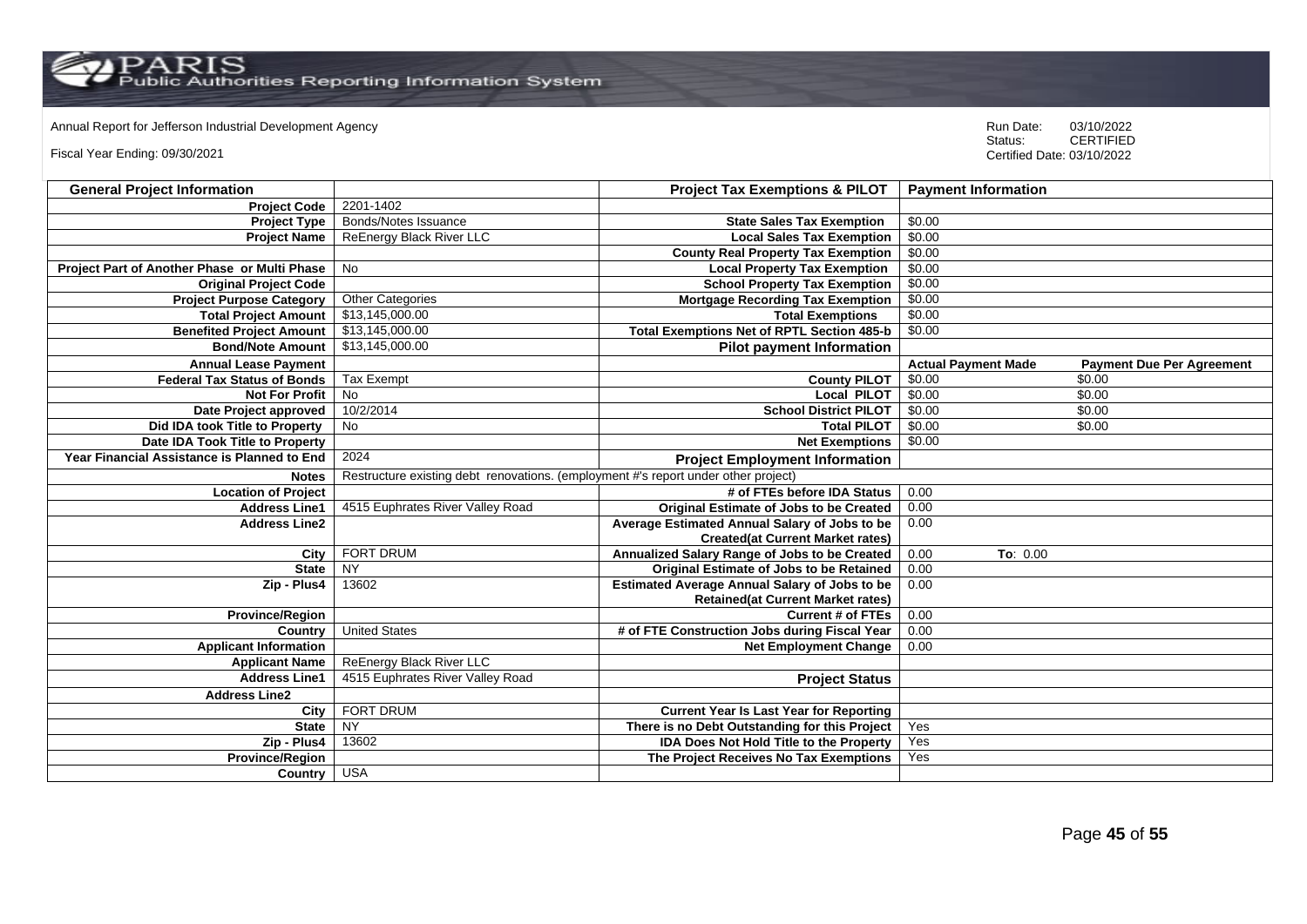Annual Report for Jefferson Industrial Development Agency

Fiscal Year Ending: 09/30/2021

Run Date: 03/10/2022
Status: CERTIFIED
Certified Date: 03/10/2022

| General Project Information | | Project Tax Exemptions & PILOT | Payment Information | |
|---|---|---|---|---|
| Project Code | 2201-1402 | | | |
| Project Type | Bonds/Notes Issuance | State Sales Tax Exemption | $0.00 | |
| Project Name | ReEnergy Black River LLC | Local Sales Tax Exemption | $0.00 | |
| | | County Real Property Tax Exemption | $0.00 | |
| Project Part of Another Phase or Multi Phase | No | Local Property Tax Exemption | $0.00 | |
| Original Project Code | | School Property Tax Exemption | $0.00 | |
| Project Purpose Category | Other Categories | Mortgage Recording Tax Exemption | $0.00 | |
| Total Project Amount | $13,145,000.00 | Total Exemptions | $0.00 | |
| Benefited Project Amount | $13,145,000.00 | Total Exemptions Net of RPTL Section 485-b | $0.00 | |
| Bond/Note Amount | $13,145,000.00 | **Pilot payment Information** | | |
| Annual Lease Payment | | | **Actual Payment Made** | **Payment Due Per Agreement** |
| Federal Tax Status of Bonds | Tax Exempt | County PILOT | $0.00 | $0.00 |
| Not For Profit | No | Local PILOT | $0.00 | $0.00 |
| Date Project approved | 10/2/2014 | School District PILOT | $0.00 | $0.00 |
| Did IDA took Title to Property | No | Total PILOT | $0.00 | $0.00 |
| Date IDA Took Title to Property | | Net Exemptions | $0.00 | |
| Year Financial Assistance is Planned to End | 2024 | **Project Employment Information** | | |
| Notes | Restructure existing debt renovations. (employment #'s report under other project) | | | |
| Location of Project | | # of FTEs before IDA Status | 0.00 | |
| Address Line1 | 4515 Euphrates River Valley Road | Original Estimate of Jobs to be Created | 0.00 | |
| Address Line2 | | Average Estimated Annual Salary of Jobs to be Created(at Current Market rates) | 0.00 | |
| City | FORT DRUM | Annualized Salary Range of Jobs to be Created | 0.00 | To: 0.00 |
| State | NY | Original Estimate of Jobs to be Retained | 0.00 | |
| Zip - Plus4 | 13602 | Estimated Average Annual Salary of Jobs to be Retained(at Current Market rates) | 0.00 | |
| Province/Region | | Current # of FTEs | 0.00 | |
| Country | United States | # of FTE Construction Jobs during Fiscal Year | 0.00 | |
| Applicant Information | | Net Employment Change | 0.00 | |
| Applicant Name | ReEnergy Black River LLC | | | |
| Address Line1 | 4515 Euphrates River Valley Road | **Project Status** | | |
| Address Line2 | | | | |
| City | FORT DRUM | Current Year Is Last Year for Reporting | | |
| State | NY | There is no Debt Outstanding for this Project | Yes | |
| Zip - Plus4 | 13602 | IDA Does Not Hold Title to the Property | Yes | |
| Province/Region | | The Project Receives No Tax Exemptions | Yes | |
| Country | USA | | | |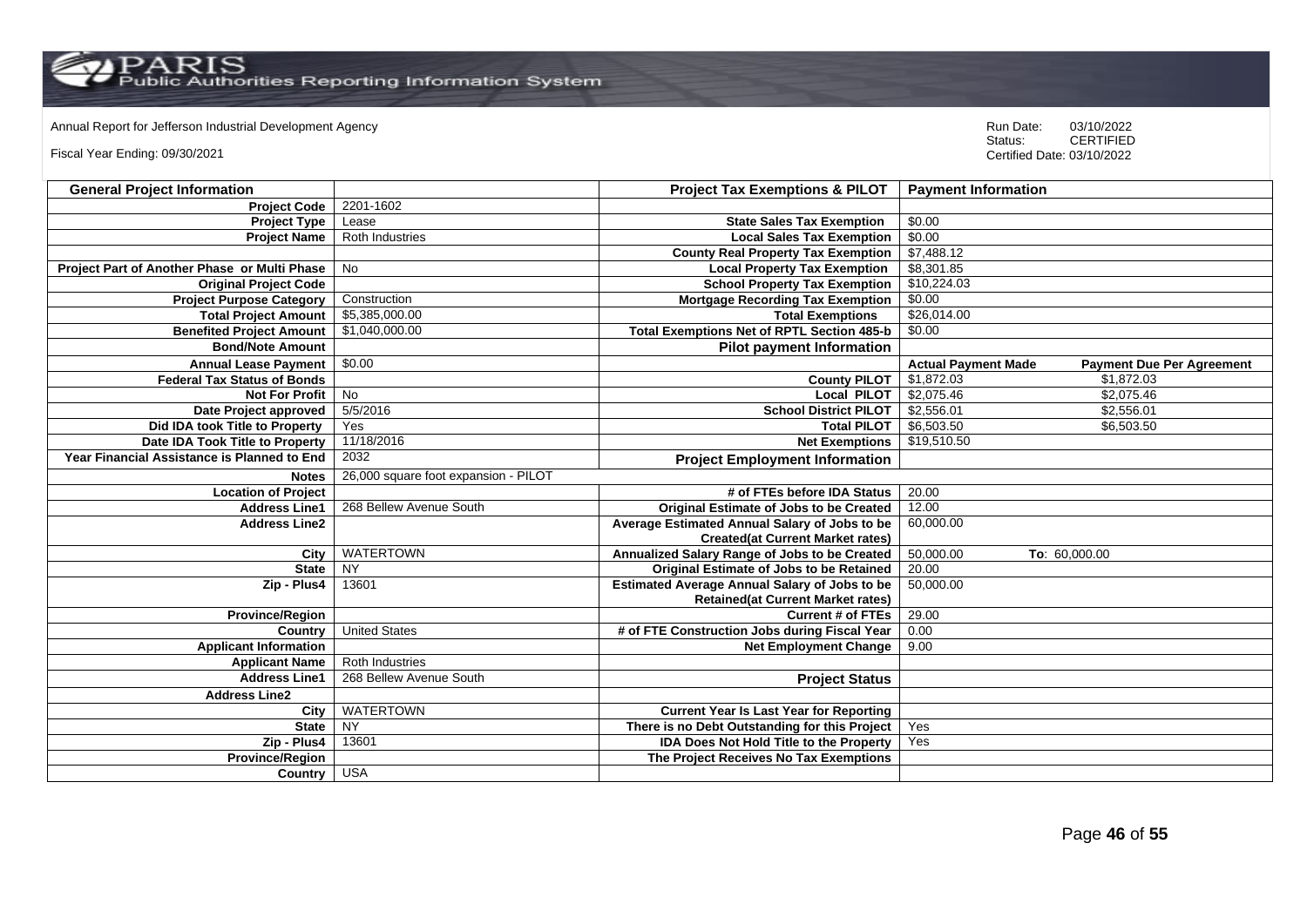Annual Report for Jefferson Industrial Development Agency

Fiscal Year Ending: 09/30/2021

Run Date: 03/10/2022
Status: CERTIFIED
Certified Date: 03/10/2022

| General Project Information | | Project Tax Exemptions & PILOT | Payment Information | |
|---|---|---|---|---|
| Project Code | 2201-1602 | | | |
| Project Type | Lease | State Sales Tax Exemption | $0.00 | |
| Project Name | Roth Industries | Local Sales Tax Exemption | $0.00 | |
| | | County Real Property Tax Exemption | $7,488.12 | |
| Project Part of Another Phase or Multi Phase | No | Local Property Tax Exemption | $8,301.85 | |
| Original Project Code | | School Property Tax Exemption | $10,224.03 | |
| Project Purpose Category | Construction | Mortgage Recording Tax Exemption | $0.00 | |
| Total Project Amount | $5,385,000.00 | Total Exemptions | $26,014.00 | |
| Benefited Project Amount | $1,040,000.00 | Total Exemptions Net of RPTL Section 485-b | $0.00 | |
| Bond/Note Amount | | Pilot payment Information | | |
| Annual Lease Payment | $0.00 | | Actual Payment Made | Payment Due Per Agreement |
| Federal Tax Status of Bonds | | County PILOT | $1,872.03 | $1,872.03 |
| Not For Profit | No | Local PILOT | $2,075.46 | $2,075.46 |
| Date Project approved | 5/5/2016 | School District PILOT | $2,556.01 | $2,556.01 |
| Did IDA took Title to Property | Yes | Total PILOT | $6,503.50 | $6,503.50 |
| Date IDA Took Title to Property | 11/18/2016 | Net Exemptions | $19,510.50 | |
| Year Financial Assistance is Planned to End | 2032 | Project Employment Information | | |
| Notes | 26,000 square foot expansion - PILOT | | | |
| Location of Project | | # of FTEs before IDA Status | 20.00 | |
| Address Line1 | 268 Bellew Avenue South | Original Estimate of Jobs to be Created | 12.00 | |
| Address Line2 | | Average Estimated Annual Salary of Jobs to be Created(at Current Market rates) | 60,000.00 | |
| City | WATERTOWN | Annualized Salary Range of Jobs to be Created | 50,000.00 | To: 60,000.00 |
| State | NY | Original Estimate of Jobs to be Retained | 20.00 | |
| Zip - Plus4 | 13601 | Estimated Average Annual Salary of Jobs to be Retained(at Current Market rates) | 50,000.00 | |
| Province/Region | | Current # of FTEs | 29.00 | |
| Country | United States | # of FTE Construction Jobs during Fiscal Year | 0.00 | |
| Applicant Information | | Net Employment Change | 9.00 | |
| Applicant Name | Roth Industries | | | |
| Address Line1 | 268 Bellew Avenue South | Project Status | | |
| Address Line2 | | | | |
| City | WATERTOWN | Current Year Is Last Year for Reporting | | |
| State | NY | There is no Debt Outstanding for this Project | Yes | |
| Zip - Plus4 | 13601 | IDA Does Not Hold Title to the Property | Yes | |
| Province/Region | | The Project Receives No Tax Exemptions | | |
| Country | USA | | | |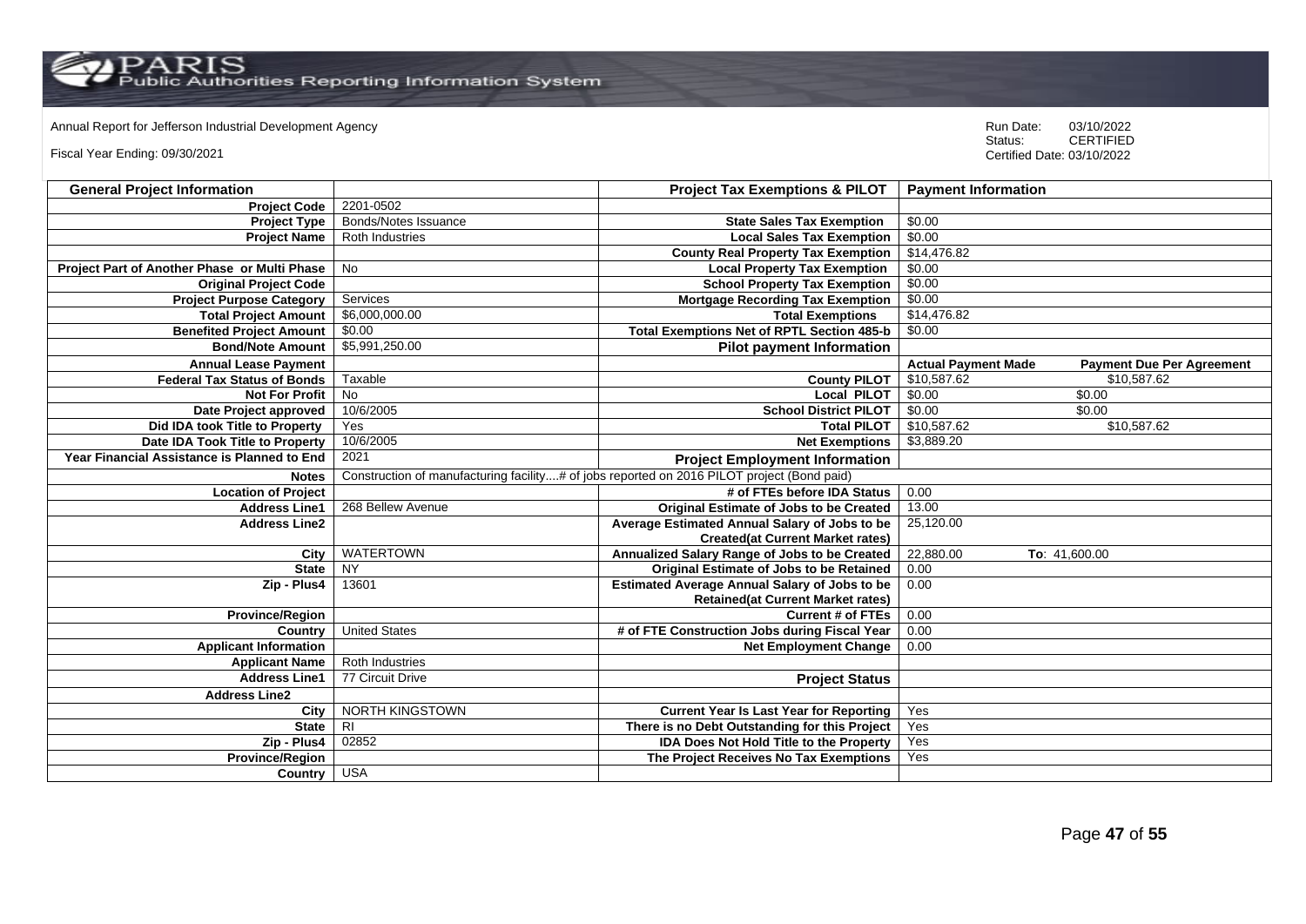Annual Report for Jefferson Industrial Development Agency

Fiscal Year Ending: 09/30/2021

Run Date: 03/10/2022
Status: CERTIFIED
Certified Date: 03/10/2022

| General Project Information | | Project Tax Exemptions & PILOT | Payment Information | |
|---|---|---|---|---|
| Project Code | 2201-0502 | | | |
| Project Type | Bonds/Notes Issuance | State Sales Tax Exemption | $0.00 | |
| Project Name | Roth Industries | Local Sales Tax Exemption | $0.00 | |
| | | County Real Property Tax Exemption | $14,476.82 | |
| Project Part of Another Phase or Multi Phase | No | Local Property Tax Exemption | $0.00 | |
| Original Project Code | | School Property Tax Exemption | $0.00 | |
| Project Purpose Category | Services | Mortgage Recording Tax Exemption | $0.00 | |
| Total Project Amount | $6,000,000.00 | Total Exemptions | $14,476.82 | |
| Benefited Project Amount | $0.00 | Total Exemptions Net of RPTL Section 485-b | $0.00 | |
| Bond/Note Amount | $5,991,250.00 | **Pilot payment Information** | | |
| Annual Lease Payment | | | **Actual Payment Made** | **Payment Due Per Agreement** |
| Federal Tax Status of Bonds | Taxable | County PILOT | $10,587.62 | $10,587.62 |
| Not For Profit | No | Local PILOT | $0.00 | $0.00 |
| Date Project approved | 10/6/2005 | School District PILOT | $0.00 | $0.00 |
| Did IDA took Title to Property | Yes | Total PILOT | $10,587.62 | $10,587.62 |
| Date IDA Took Title to Property | 10/6/2005 | Net Exemptions | $3,889.20 | |
| Year Financial Assistance is Planned to End | 2021 | **Project Employment Information** | | |
| Notes | Construction of manufacturing facility....# of jobs reported on 2016 PILOT project (Bond paid) | | | |
| Location of Project | | # of FTEs before IDA Status | 0.00 | |
| Address Line1 | 268 Bellew Avenue | Original Estimate of Jobs to be Created | 13.00 | |
| Address Line2 | | Average Estimated Annual Salary of Jobs to be Created(at Current Market rates) | 25,120.00 | |
| City | WATERTOWN | Annualized Salary Range of Jobs to be Created | 22,880.00 | To: 41,600.00 |
| State | NY | Original Estimate of Jobs to be Retained | 0.00 | |
| Zip - Plus4 | 13601 | Estimated Average Annual Salary of Jobs to be Retained(at Current Market rates) | 0.00 | |
| Province/Region | | Current # of FTEs | 0.00 | |
| Country | United States | # of FTE Construction Jobs during Fiscal Year | 0.00 | |
| Applicant Information | | Net Employment Change | 0.00 | |
| Applicant Name | Roth Industries | | | |
| Address Line1 | 77 Circuit Drive | **Project Status** | | |
| Address Line2 | | | | |
| City | NORTH KINGSTOWN | Current Year Is Last Year for Reporting | Yes | |
| State | RI | There is no Debt Outstanding for this Project | Yes | |
| Zip - Plus4 | 02852 | IDA Does Not Hold Title to the Property | Yes | |
| Province/Region | | The Project Receives No Tax Exemptions | Yes | |
| Country | USA | | | |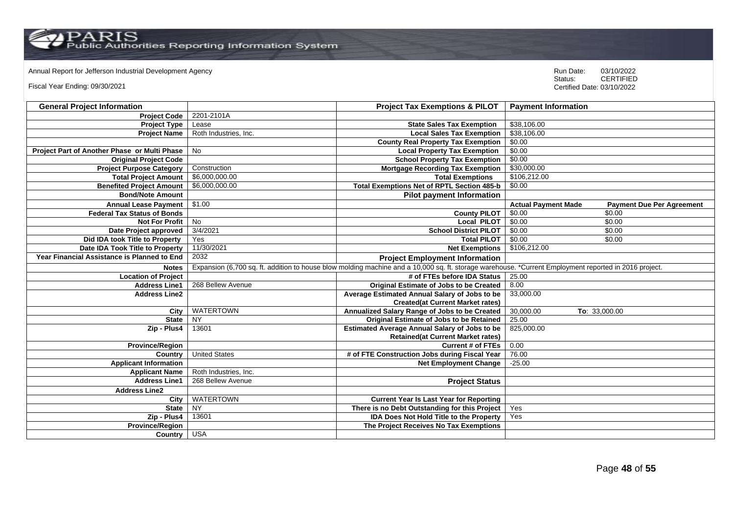Annual Report for Jefferson Industrial Development Agency

Fiscal Year Ending: 09/30/2021

Run Date: 03/10/2022
Status: CERTIFIED
Certified Date: 03/10/2022

| General Project Information | | Project Tax Exemptions & PILOT | Payment Information | |
|---|---|---|---|---|
| Project Code | 2201-2101A | | | |
| Project Type | Lease | State Sales Tax Exemption | $38,106.00 | |
| Project Name | Roth Industries, Inc. | Local Sales Tax Exemption | $38,106.00 | |
| | | County Real Property Tax Exemption | $0.00 | |
| Project Part of Another Phase or Multi Phase | No | Local Property Tax Exemption | $0.00 | |
| Original Project Code | | School Property Tax Exemption | $0.00 | |
| Project Purpose Category | Construction | Mortgage Recording Tax Exemption | $30,000.00 | |
| Total Project Amount | $6,000,000.00 | Total Exemptions | $106,212.00 | |
| Benefited Project Amount | $6,000,000.00 | Total Exemptions Net of RPTL Section 485-b | $0.00 | |
| Bond/Note Amount | | Pilot payment Information | | |
| Annual Lease Payment | $1.00 | | Actual Payment Made | Payment Due Per Agreement |
| Federal Tax Status of Bonds | | County PILOT | $0.00 | $0.00 |
| Not For Profit | No | Local PILOT | $0.00 | $0.00 |
| Date Project approved | 3/4/2021 | School District PILOT | $0.00 | $0.00 |
| Did IDA took Title to Property | Yes | Total PILOT | $0.00 | $0.00 |
| Date IDA Took Title to Property | 11/30/2021 | Net Exemptions | $106,212.00 | |
| Year Financial Assistance is Planned to End | 2032 | Project Employment Information | | |
| Notes | Expansion (6,700 sq. ft. addition to house blow molding machine and a 10,000 sq. ft. storage warehouse. *Current Employment reported in 2016 project. | | | |
| Location of Project | | # of FTEs before IDA Status | 25.00 | |
| Address Line1 | 268 Bellew Avenue | Original Estimate of Jobs to be Created | 8.00 | |
| Address Line2 | | Average Estimated Annual Salary of Jobs to be Created(at Current Market rates) | 33,000.00 | |
| City | WATERTOWN | Annualized Salary Range of Jobs to be Created | 30,000.00 | To: 33,000.00 |
| State | NY | Original Estimate of Jobs to be Retained | 25.00 | |
| Zip - Plus4 | 13601 | Estimated Average Annual Salary of Jobs to be Retained(at Current Market rates) | 825,000.00 | |
| Province/Region | | Current # of FTEs | 0.00 | |
| Country | United States | # of FTE Construction Jobs during Fiscal Year | 76.00 | |
| Applicant Information | | Net Employment Change | -25.00 | |
| Applicant Name | Roth Industries, Inc. | | | |
| Address Line1 | 268 Bellew Avenue | Project Status | | |
| Address Line2 | | | | |
| City | WATERTOWN | Current Year Is Last Year for Reporting | | |
| State | NY | There is no Debt Outstanding for this Project | Yes | |
| Zip - Plus4 | 13601 | IDA Does Not Hold Title to the Property | Yes | |
| Province/Region | | The Project Receives No Tax Exemptions | | |
| Country | USA | | | |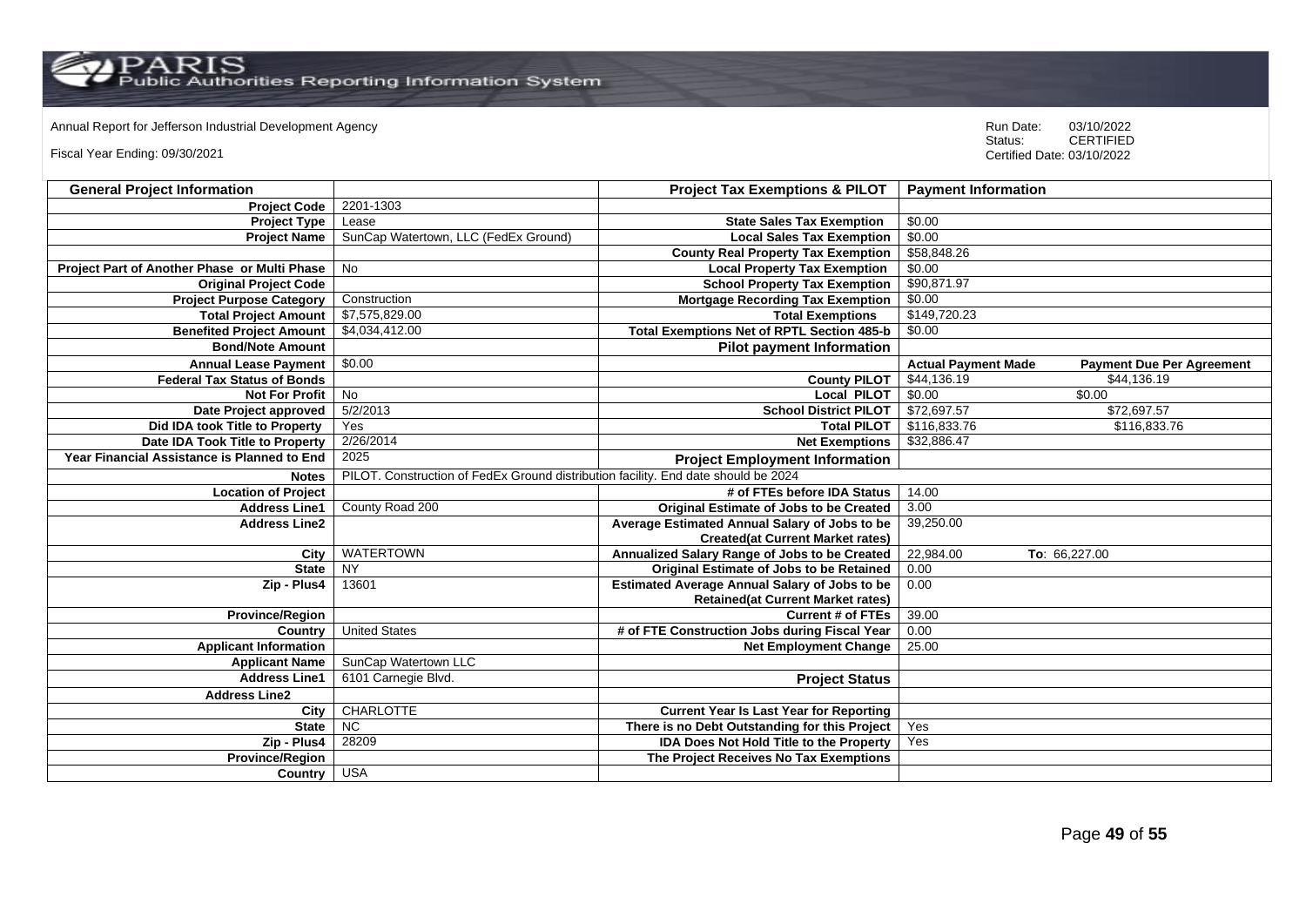Annual Report for Jefferson Industrial Development Agency

Fiscal Year Ending: 09/30/2021

Run Date: 03/10/2022
Status: CERTIFIED
Certified Date: 03/10/2022

| General Project Information | | Project Tax Exemptions & PILOT | Payment Information | |
|---|---|---|---|---|
| Project Code | 2201-1303 | | | |
| Project Type | Lease | State Sales Tax Exemption | $0.00 | |
| Project Name | SunCap Watertown, LLC (FedEx Ground) | Local Sales Tax Exemption | $0.00 | |
| | | County Real Property Tax Exemption | $58,848.26 | |
| Project Part of Another Phase or Multi Phase | No | Local Property Tax Exemption | $0.00 | |
| Original Project Code | | School Property Tax Exemption | $90,871.97 | |
| Project Purpose Category | Construction | Mortgage Recording Tax Exemption | $0.00 | |
| Total Project Amount | $7,575,829.00 | Total Exemptions | $149,720.23 | |
| Benefited Project Amount | $4,034,412.00 | Total Exemptions Net of RPTL Section 485-b | $0.00 | |
| Bond/Note Amount | | Pilot payment Information | | |
| Annual Lease Payment | $0.00 | | Actual Payment Made | Payment Due Per Agreement |
| Federal Tax Status of Bonds | | County PILOT | $44,136.19 | $44,136.19 |
| Not For Profit | No | Local PILOT | $0.00 | $0.00 |
| Date Project approved | 5/2/2013 | School District PILOT | $72,697.57 | $72,697.57 |
| Did IDA took Title to Property | Yes | Total PILOT | $116,833.76 | $116,833.76 |
| Date IDA Took Title to Property | 2/26/2014 | Net Exemptions | $32,886.47 | |
| Year Financial Assistance is Planned to End | 2025 | Project Employment Information | | |
| Notes | PILOT. Construction of FedEx Ground distribution facility. End date should be 2024 | | | |
| Location of Project | | # of FTEs before IDA Status | 14.00 | |
| Address Line1 | County Road 200 | Original Estimate of Jobs to be Created | 3.00 | |
| Address Line2 | | Average Estimated Annual Salary of Jobs to be Created(at Current Market rates) | 39,250.00 | |
| City | WATERTOWN | Annualized Salary Range of Jobs to be Created | 22,984.00 | To: 66,227.00 |
| State | NY | Original Estimate of Jobs to be Retained | 0.00 | |
| Zip - Plus4 | 13601 | Estimated Average Annual Salary of Jobs to be Retained(at Current Market rates) | 0.00 | |
| Province/Region | | Current # of FTEs | 39.00 | |
| Country | United States | # of FTE Construction Jobs during Fiscal Year | 0.00 | |
| Applicant Information | | Net Employment Change | 25.00 | |
| Applicant Name | SunCap Watertown LLC | | | |
| Address Line1 | 6101 Carnegie Blvd. | Project Status | | |
| Address Line2 | | | | |
| City | CHARLOTTE | Current Year Is Last Year for Reporting | | |
| State | NC | There is no Debt Outstanding for this Project | Yes | |
| Zip - Plus4 | 28209 | IDA Does Not Hold Title to the Property | Yes | |
| Province/Region | | The Project Receives No Tax Exemptions | | |
| Country | USA | | | |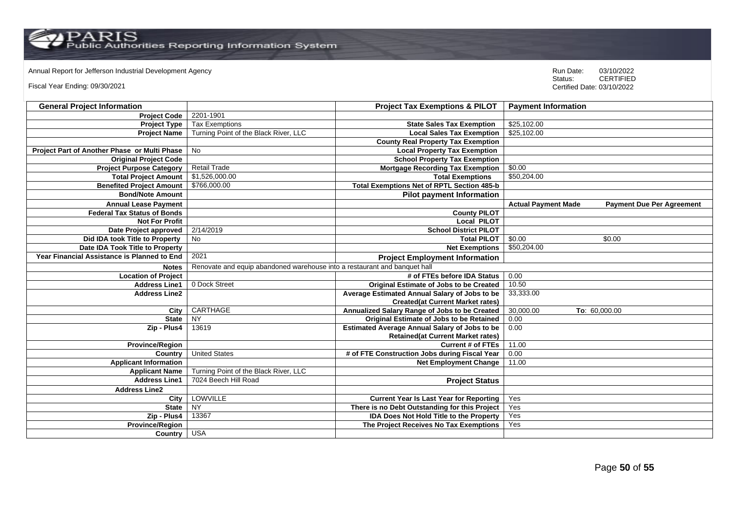Annual Report for Jefferson Industrial Development Agency

Fiscal Year Ending: 09/30/2021

Run Date: 03/10/2022
Status: CERTIFIED
Certified Date: 03/10/2022

| General Project Information | | Project Tax Exemptions & PILOT | Payment Information | |
|---|---|---|---|---|
| Project Code | 2201-1901 | | | |
| Project Type | Tax Exemptions | State Sales Tax Exemption | $25,102.00 | |
| Project Name | Turning Point of the Black River, LLC | Local Sales Tax Exemption | $25,102.00 | |
| | | County Real Property Tax Exemption | | |
| Project Part of Another Phase or Multi Phase | No | Local Property Tax Exemption | | |
| Original Project Code | | School Property Tax Exemption | | |
| Project Purpose Category | Retail Trade | Mortgage Recording Tax Exemption | $0.00 | |
| Total Project Amount | $1,526,000.00 | Total Exemptions | $50,204.00 | |
| Benefited Project Amount | $766,000.00 | Total Exemptions Net of RPTL Section 485-b | | |
| Bond/Note Amount | | Pilot payment Information | | |
| Annual Lease Payment | | | Actual Payment Made | Payment Due Per Agreement |
| Federal Tax Status of Bonds | | County PILOT | | |
| Not For Profit | | Local PILOT | | |
| Date Project approved | 2/14/2019 | School District PILOT | | |
| Did IDA took Title to Property | No | Total PILOT | $0.00 | $0.00 |
| Date IDA Took Title to Property | | Net Exemptions | $50,204.00 | |
| Year Financial Assistance is Planned to End | 2021 | Project Employment Information | | |
| Notes | Renovate and equip abandoned warehouse into a restaurant and banquet hall | | | |
| Location of Project | | # of FTEs before IDA Status | 0.00 | |
| Address Line1 | 0 Dock Street | Original Estimate of Jobs to be Created | 10.50 | |
| Address Line2 | | Average Estimated Annual Salary of Jobs to be Created(at Current Market rates) | 33,333.00 | |
| City | CARTHAGE | Annualized Salary Range of Jobs to be Created | 30,000.00 | To: 60,000.00 |
| State | NY | Original Estimate of Jobs to be Retained | 0.00 | |
| Zip - Plus4 | 13619 | Estimated Average Annual Salary of Jobs to be Retained(at Current Market rates) | 0.00 | |
| Province/Region | | Current # of FTEs | 11.00 | |
| Country | United States | # of FTE Construction Jobs during Fiscal Year | 0.00 | |
| Applicant Information | | Net Employment Change | 11.00 | |
| Applicant Name | Turning Point of the Black River, LLC | | | |
| Address Line1 | 7024 Beech Hill Road | Project Status | | |
| Address Line2 | | | | |
| City | LOWVILLE | Current Year Is Last Year for Reporting | Yes | |
| State | NY | There is no Debt Outstanding for this Project | Yes | |
| Zip - Plus4 | 13367 | IDA Does Not Hold Title to the Property | Yes | |
| Province/Region | | The Project Receives No Tax Exemptions | Yes | |
| Country | USA | | | |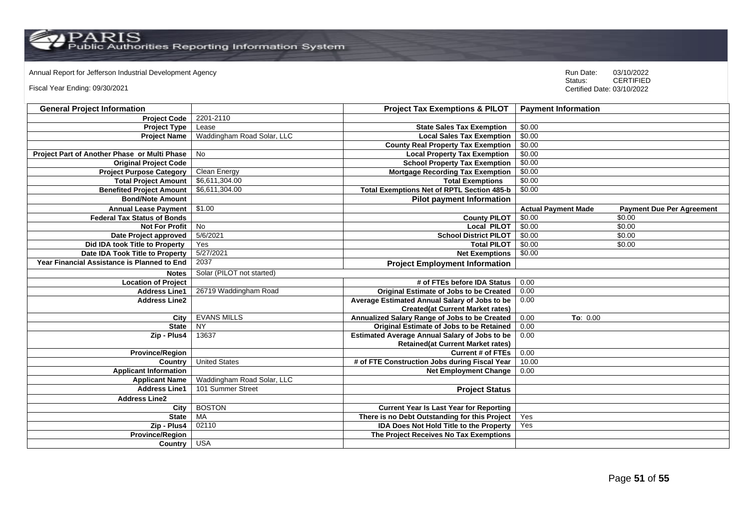Annual Report for Jefferson Industrial Development Agency

Fiscal Year Ending: 09/30/2021

Run Date: 03/10/2022
Status: CERTIFIED
Certified Date: 03/10/2022

| General Project Information | | Project Tax Exemptions & PILOT | Payment Information | |
|---|---|---|---|---|
| Project Code | 2201-2110 | | | |
| Project Type | Lease | State Sales Tax Exemption | $0.00 | |
| Project Name | Waddingham Road Solar, LLC | Local Sales Tax Exemption | $0.00 | |
| | | County Real Property Tax Exemption | $0.00 | |
| Project Part of Another Phase or Multi Phase | No | Local Property Tax Exemption | $0.00 | |
| Original Project Code | | School Property Tax Exemption | $0.00 | |
| Project Purpose Category | Clean Energy | Mortgage Recording Tax Exemption | $0.00 | |
| Total Project Amount | $6,611,304.00 | Total Exemptions | $0.00 | |
| Benefited Project Amount | $6,611,304.00 | Total Exemptions Net of RPTL Section 485-b | $0.00 | |
| Bond/Note Amount | | Pilot payment Information | | |
| Annual Lease Payment | $1.00 | | Actual Payment Made | Payment Due Per Agreement |
| Federal Tax Status of Bonds | | County PILOT | $0.00 | $0.00 |
| Not For Profit | No | Local PILOT | $0.00 | $0.00 |
| Date Project approved | 5/6/2021 | School District PILOT | $0.00 | $0.00 |
| Did IDA took Title to Property | Yes | Total PILOT | $0.00 | $0.00 |
| Date IDA Took Title to Property | 5/27/2021 | Net Exemptions | $0.00 | |
| Year Financial Assistance is Planned to End | 2037 | Project Employment Information | | |
| Notes | Solar (PILOT not started) | | | |
| Location of Project | | # of FTEs before IDA Status | 0.00 | |
| Address Line1 | 26719 Waddingham Road | Original Estimate of Jobs to be Created | 0.00 | |
| Address Line2 | | Average Estimated Annual Salary of Jobs to be Created(at Current Market rates) | 0.00 | |
| City | EVANS MILLS | Annualized Salary Range of Jobs to be Created | 0.00 | To: 0.00 |
| State | NY | Original Estimate of Jobs to be Retained | 0.00 | |
| Zip - Plus4 | 13637 | Estimated Average Annual Salary of Jobs to be Retained(at Current Market rates) | 0.00 | |
| Province/Region | | Current # of FTEs | 0.00 | |
| Country | United States | # of FTE Construction Jobs during Fiscal Year | 10.00 | |
| Applicant Information | | Net Employment Change | 0.00 | |
| Applicant Name | Waddingham Road Solar, LLC | | | |
| Address Line1 | 101 Summer Street | Project Status | | |
| Address Line2 | | | | |
| City | BOSTON | Current Year Is Last Year for Reporting | | |
| State | MA | There is no Debt Outstanding for this Project | Yes | |
| Zip - Plus4 | 02110 | IDA Does Not Hold Title to the Property | Yes | |
| Province/Region | | The Project Receives No Tax Exemptions | | |
| Country | USA | | | |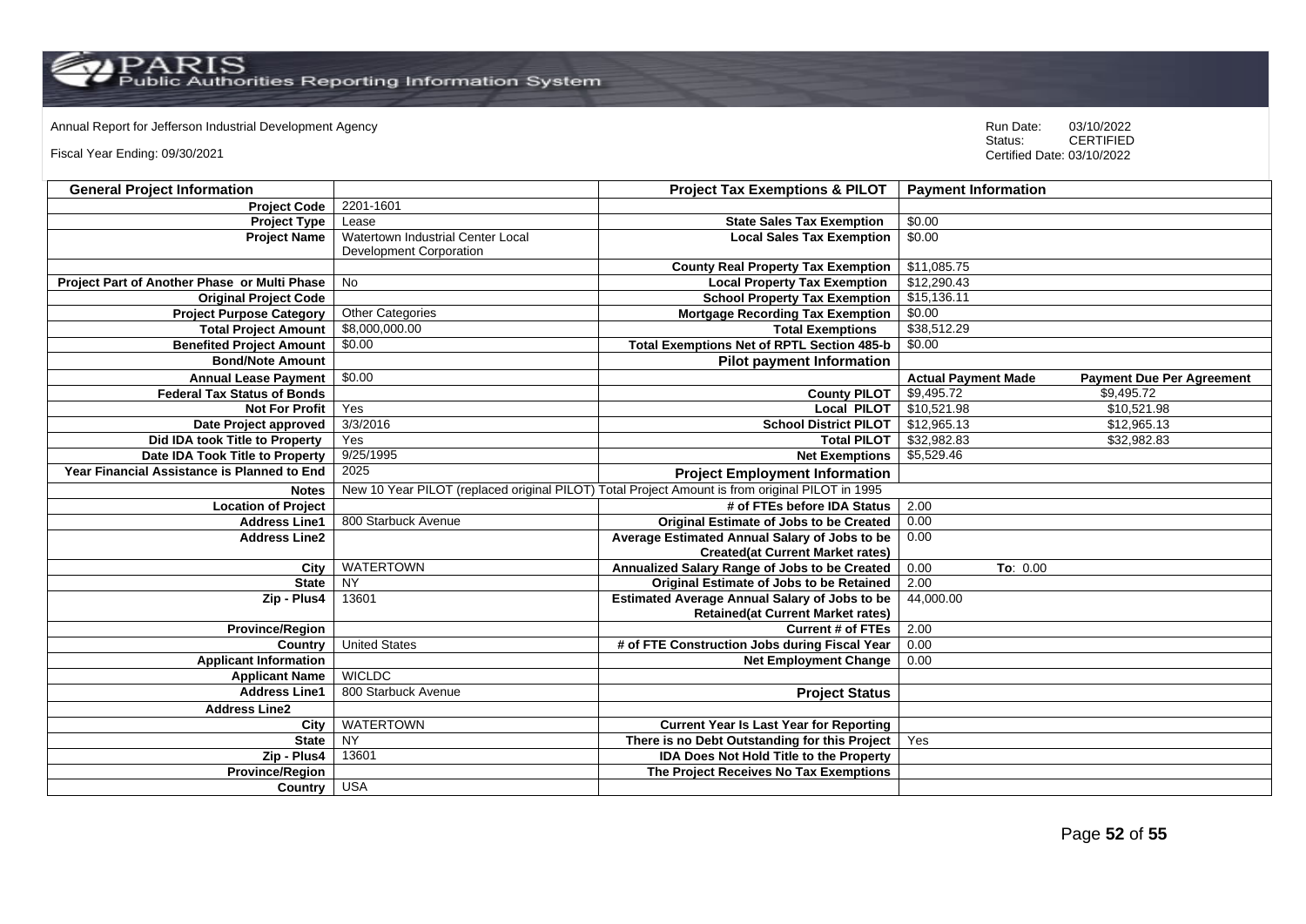Annual Report for Jefferson Industrial Development Agency

Fiscal Year Ending: 09/30/2021

Run Date: 03/10/2022
Status: CERTIFIED
Certified Date: 03/10/2022

| General Project Information | | Project Tax Exemptions & PILOT | Payment Information | |
|---|---|---|---|---|
| Project Code | 2201-1601 | | | |
| Project Type | Lease | State Sales Tax Exemption | $0.00 | |
| Project Name | Watertown Industrial Center Local Development Corporation | Local Sales Tax Exemption | $0.00 | |
| | | County Real Property Tax Exemption | $11,085.75 | |
| Project Part of Another Phase or Multi Phase | No | Local Property Tax Exemption | $12,290.43 | |
| Original Project Code | | School Property Tax Exemption | $15,136.11 | |
| Project Purpose Category | Other Categories | Mortgage Recording Tax Exemption | $0.00 | |
| Total Project Amount | $8,000,000.00 | Total Exemptions | $38,512.29 | |
| Benefited Project Amount | $0.00 | Total Exemptions Net of RPTL Section 485-b | $0.00 | |
| Bond/Note Amount | | Pilot payment Information | | |
| Annual Lease Payment | $0.00 | | Actual Payment Made | Payment Due Per Agreement |
| Federal Tax Status of Bonds | | County PILOT | $9,495.72 | $9,495.72 |
| Not For Profit | Yes | Local PILOT | $10,521.98 | $10,521.98 |
| Date Project approved | 3/3/2016 | School District PILOT | $12,965.13 | $12,965.13 |
| Did IDA took Title to Property | Yes | Total PILOT | $32,982.83 | $32,982.83 |
| Date IDA Took Title to Property | 9/25/1995 | Net Exemptions | $5,529.46 | |
| Year Financial Assistance is Planned to End | 2025 | Project Employment Information | | |
| Notes | New 10 Year PILOT (replaced original PILOT) Total Project Amount is from original PILOT in 1995 | | | |
| Location of Project | | # of FTEs before IDA Status | 2.00 | |
| Address Line1 | 800 Starbuck Avenue | Original Estimate of Jobs to be Created | 0.00 | |
| Address Line2 | | Average Estimated Annual Salary of Jobs to be Created(at Current Market rates) | 0.00 | |
| City | WATERTOWN | Annualized Salary Range of Jobs to be Created | 0.00 To: 0.00 | |
| State | NY | Original Estimate of Jobs to be Retained | 2.00 | |
| Zip - Plus4 | 13601 | Estimated Average Annual Salary of Jobs to be Retained(at Current Market rates) | 44,000.00 | |
| Province/Region | | Current # of FTEs | 2.00 | |
| Country | United States | # of FTE Construction Jobs during Fiscal Year | 0.00 | |
| Applicant Information | | Net Employment Change | 0.00 | |
| Applicant Name | WICLDC | | | |
| Address Line1 | 800 Starbuck Avenue | Project Status | | |
| Address Line2 | | | | |
| City | WATERTOWN | Current Year Is Last Year for Reporting | | |
| State | NY | There is no Debt Outstanding for this Project | Yes | |
| Zip - Plus4 | 13601 | IDA Does Not Hold Title to the Property | | |
| Province/Region | | The Project Receives No Tax Exemptions | | |
| Country | USA | | | |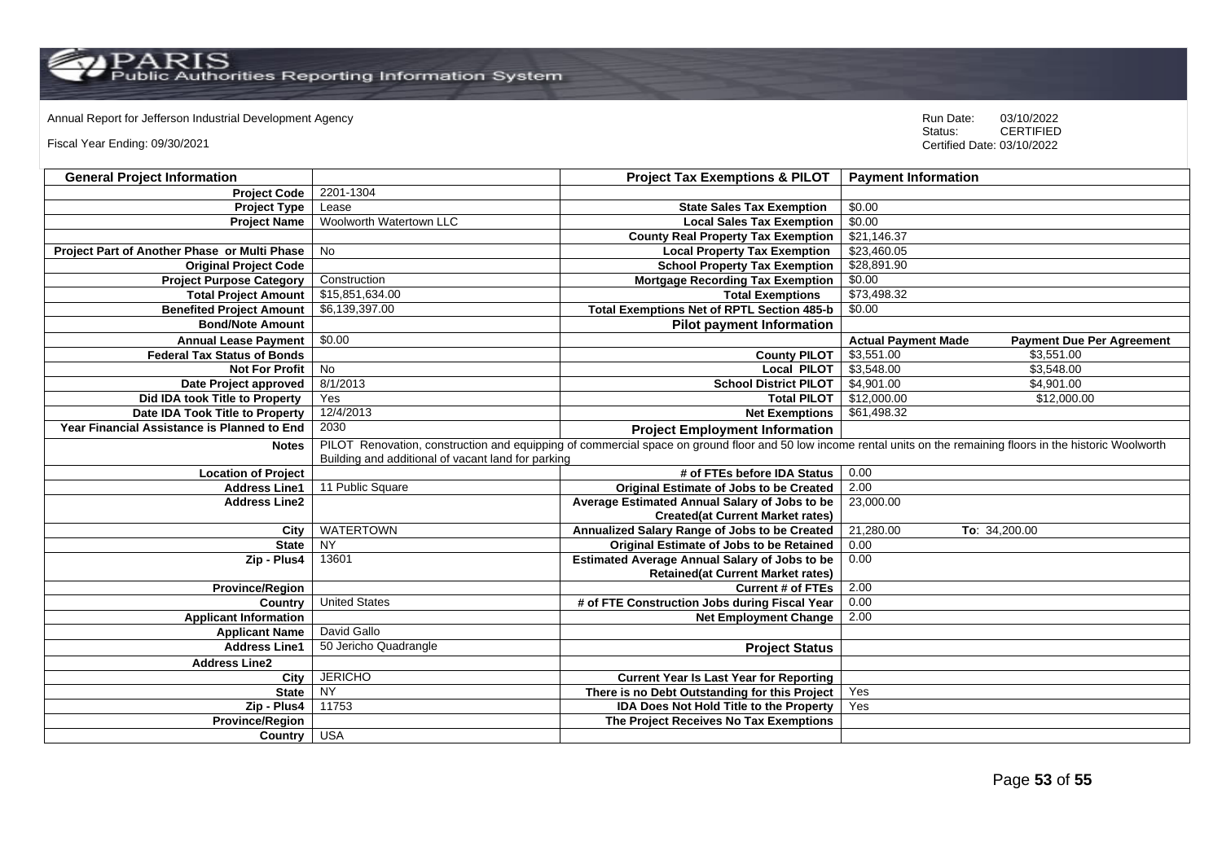Annual Report for Jefferson Industrial Development Agency

Fiscal Year Ending: 09/30/2021

Run Date: 03/10/2022
Status: CERTIFIED
Certified Date: 03/10/2022

| General Project Information | | Project Tax Exemptions & PILOT | Payment Information | |
|---|---|---|---|---|
| Project Code | 2201-1304 | | | |
| Project Type | Lease | State Sales Tax Exemption | $0.00 | |
| Project Name | Woolworth Watertown LLC | Local Sales Tax Exemption | $0.00 | |
| | | County Real Property Tax Exemption | $21,146.37 | |
| Project Part of Another Phase or Multi Phase | No | Local Property Tax Exemption | $23,460.05 | |
| Original Project Code | | School Property Tax Exemption | $28,891.90 | |
| Project Purpose Category | Construction | Mortgage Recording Tax Exemption | $0.00 | |
| Total Project Amount | $15,851,634.00 | Total Exemptions | $73,498.32 | |
| Benefited Project Amount | $6,139,397.00 | Total Exemptions Net of RPTL Section 485-b | $0.00 | |
| Bond/Note Amount | | Pilot payment Information | | |
| Annual Lease Payment | $0.00 | | Actual Payment Made | Payment Due Per Agreement |
| Federal Tax Status of Bonds | | County PILOT | $3,551.00 | $3,551.00 |
| Not For Profit | No | Local PILOT | $3,548.00 | $3,548.00 |
| Date Project approved | 8/1/2013 | School District PILOT | $4,901.00 | $4,901.00 |
| Did IDA took Title to Property | Yes | Total PILOT | $12,000.00 | $12,000.00 |
| Date IDA Took Title to Property | 12/4/2013 | Net Exemptions | $61,498.32 | |
| Year Financial Assistance is Planned to End | 2030 | Project Employment Information | | |
| Notes | PILOT Renovation, construction and equipping of commercial space on ground floor and 50 low income rental units on the remaining floors in the historic Woolworth Building and additional of vacant land for parking | | | |
| Location of Project | | # of FTEs before IDA Status | 0.00 | |
| Address Line1 | 11 Public Square | Original Estimate of Jobs to be Created | 2.00 | |
| Address Line2 | | Average Estimated Annual Salary of Jobs to be Created(at Current Market rates) | 23,000.00 | |
| City | WATERTOWN | Annualized Salary Range of Jobs to be Created | 21,280.00 | To: 34,200.00 |
| State | NY | Original Estimate of Jobs to be Retained | 0.00 | |
| Zip - Plus4 | 13601 | Estimated Average Annual Salary of Jobs to be Retained(at Current Market rates) | 0.00 | |
| Province/Region | | Current # of FTEs | 2.00 | |
| Country | United States | # of FTE Construction Jobs during Fiscal Year | 0.00 | |
| Applicant Information | | Net Employment Change | 2.00 | |
| Applicant Name | David Gallo | | | |
| Address Line1 | 50 Jericho Quadrangle | Project Status | | |
| Address Line2 | | | | |
| City | JERICHO | Current Year Is Last Year for Reporting | | |
| State | NY | There is no Debt Outstanding for this Project | Yes | |
| Zip - Plus4 | 11753 | IDA Does Not Hold Title to the Property | Yes | |
| Province/Region | | The Project Receives No Tax Exemptions | | |
| Country | USA | | | |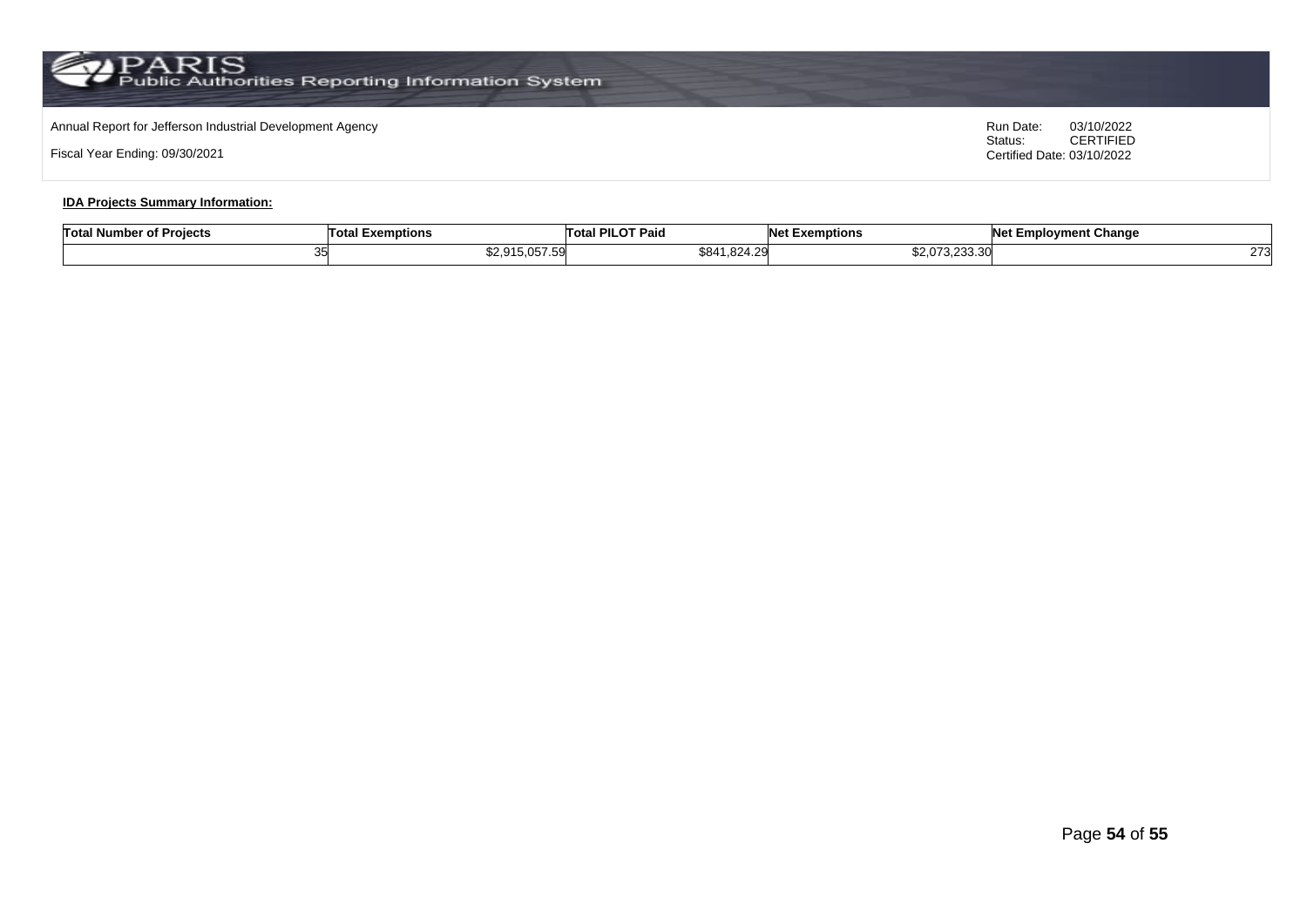Annual Report for Jefferson Industrial Development Agency

Fiscal Year Ending: 09/30/2021

Run Date: 03/10/2022
Status: CERTIFIED
Certified Date: 03/10/2022

**IDA Projects Summary Information:**

| Total Number of Projects | Total Exemptions | Total PILOT Paid | Net Exemptions | Net Employment Change |
|---|---|---|---|---|
| 35 | $2,915,057.59 | $841,824.29 | $2,073,233.30 | 273 |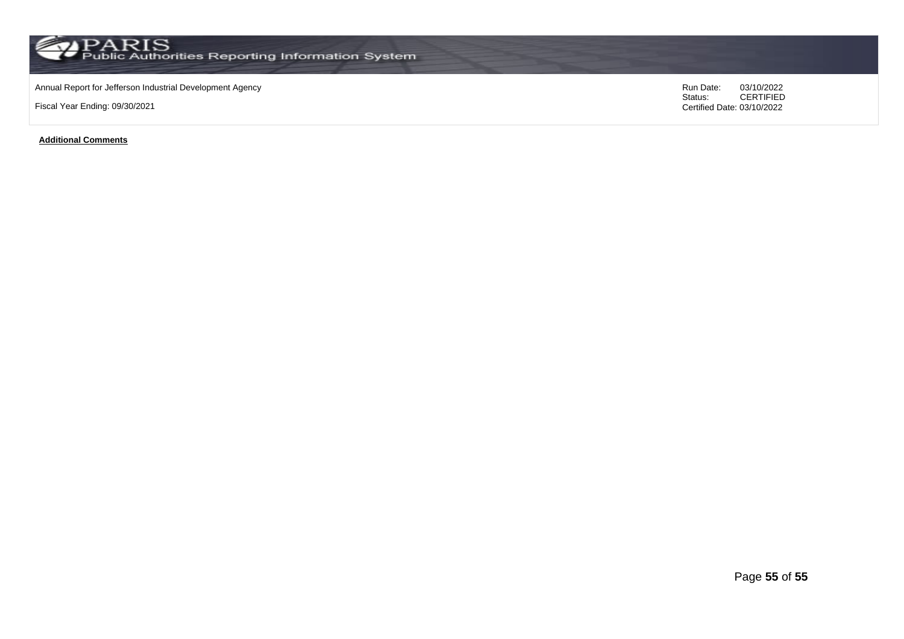Annual Report for Jefferson Industrial Development Agency

Fiscal Year Ending: 09/30/2021

Run Date: 03/10/2022
Status: CERTIFIED
Certified Date: 03/10/2022

**Additional Comments**